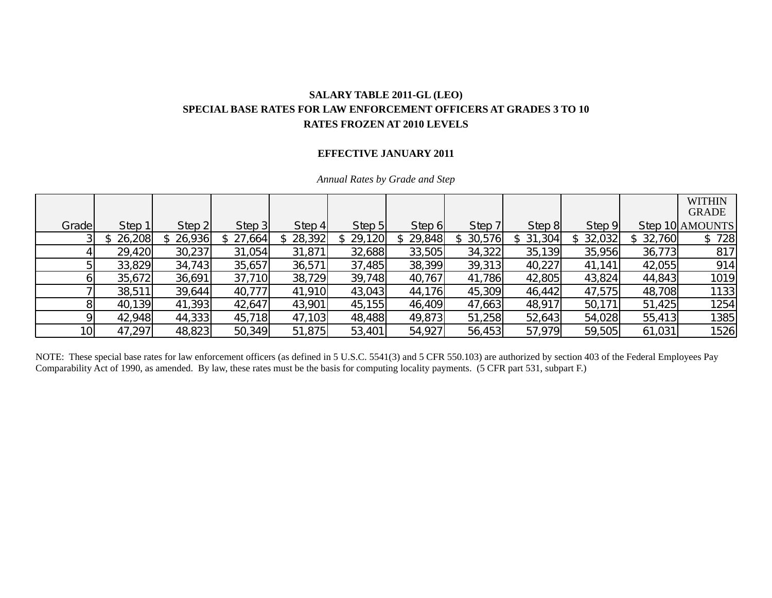# SALARY TABLE 2011-GL (LEO)

## SPECIAL BASE RATES FOR LAW ENFORCEMENT OFFICERS AT GRADES 3 TO 10

## RATES FROZEN AT 2010 LEVELS

### EFFECTIVE JANUARY 2011

*Annual Rates by Grade and Step*

| Grade | Step 1 | Step 2 | Step 3 | Step 4 | Step 5 | Step 6 | Step 7 | Step 8 | Step 9 | Step 10 | WITHIN GRADE AMOUNTS |
|---|---|---|---|---|---|---|---|---|---|---|---|
| 3 | $ 26,208 | $ 26,936 | $ 27,664 | $ 28,392 | $ 29,120 | $ 29,848 | $ 30,576 | $ 31,304 | $ 32,032 | $ 32,760 | $ 728 |
| 4 | 29,420 | 30,237 | 31,054 | 31,871 | 32,688 | 33,505 | 34,322 | 35,139 | 35,956 | 36,773 | 817 |
| 5 | 33,829 | 34,743 | 35,657 | 36,571 | 37,485 | 38,399 | 39,313 | 40,227 | 41,141 | 42,055 | 914 |
| 6 | 35,672 | 36,691 | 37,710 | 38,729 | 39,748 | 40,767 | 41,786 | 42,805 | 43,824 | 44,843 | 1019 |
| 7 | 38,511 | 39,644 | 40,777 | 41,910 | 43,043 | 44,176 | 45,309 | 46,442 | 47,575 | 48,708 | 1133 |
| 8 | 40,139 | 41,393 | 42,647 | 43,901 | 45,155 | 46,409 | 47,663 | 48,917 | 50,171 | 51,425 | 1254 |
| 9 | 42,948 | 44,333 | 45,718 | 47,103 | 48,488 | 49,873 | 51,258 | 52,643 | 54,028 | 55,413 | 1385 |
| 10 | 47,297 | 48,823 | 50,349 | 51,875 | 53,401 | 54,927 | 56,453 | 57,979 | 59,505 | 61,031 | 1526 |

NOTE: These special base rates for law enforcement officers (as defined in 5 U.S.C. 5541(3) and 5 CFR 550.103) are authorized by section 403 of the Federal Employees Pay Comparability Act of 1990, as amended. By law, these rates must be the basis for computing locality payments. (5 CFR part 531, subpart F.)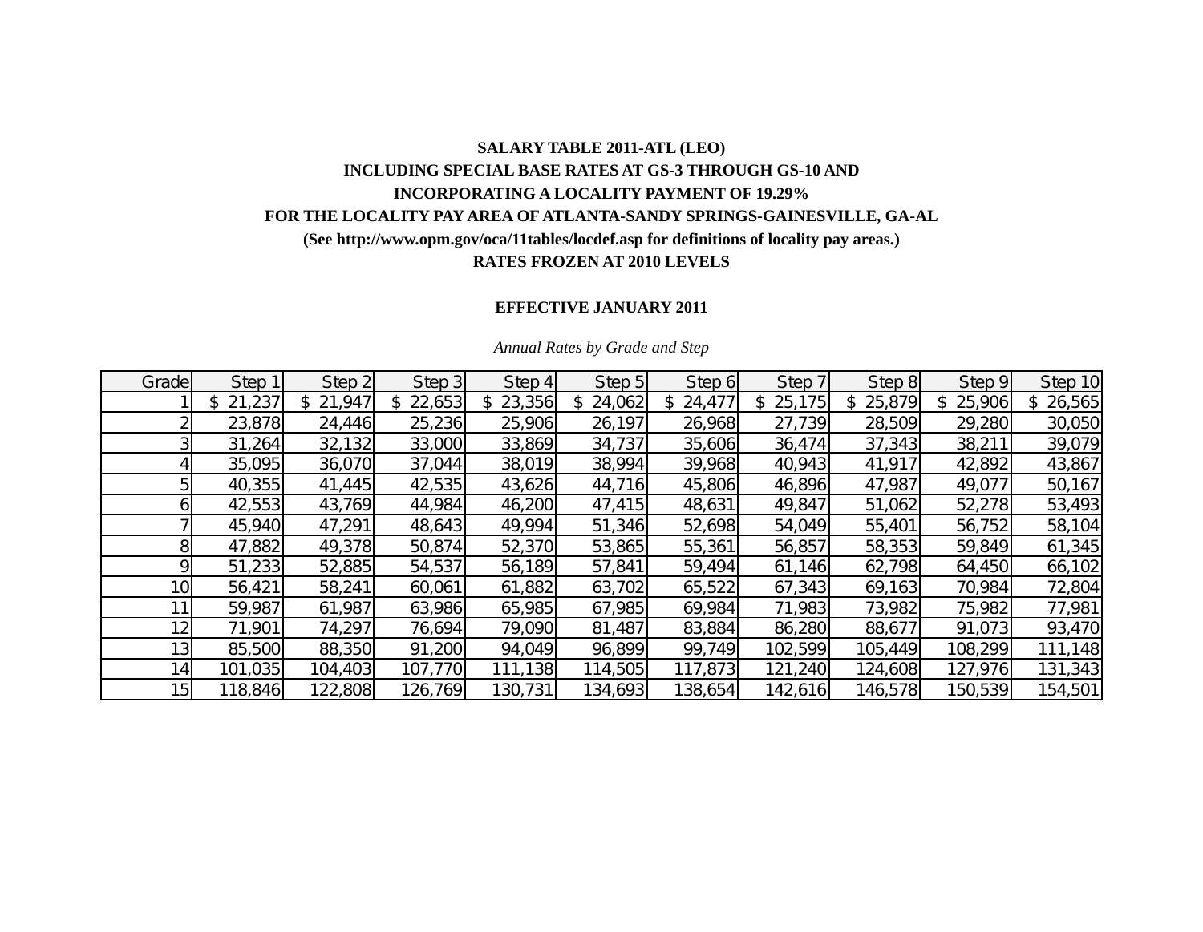**SALARY TABLE 2011-ATL (LEO)**

**INCLUDING SPECIAL BASE RATES AT GS-3 THROUGH GS-10 AND**

**INCORPORATING A LOCALITY PAYMENT OF 19.29%**

**FOR THE LOCALITY PAY AREA OF ATLANTA-SANDY SPRINGS-GAINESVILLE, GA-AL**

**(See http://www.opm.gov/oca/11tables/locdef.asp for definitions of locality pay areas.)**

**RATES FROZEN AT 2010 LEVELS**

**EFFECTIVE JANUARY 2011**

*Annual Rates by Grade and Step*

| Grade | Step 1 | Step 2 | Step 3 | Step 4 | Step 5 | Step 6 | Step 7 | Step 8 | Step 9 | Step 10 |
|---|---|---|---|---|---|---|---|---|---|---|
| 1 | $ 21,237 | $ 21,947 | $ 22,653 | $ 23,356 | $ 24,062 | $ 24,477 | $ 25,175 | $ 25,879 | $ 25,906 | $ 26,565 |
| 2 | 23,878 | 24,446 | 25,236 | 25,906 | 26,197 | 26,968 | 27,739 | 28,509 | 29,280 | 30,050 |
| 3 | 31,264 | 32,132 | 33,000 | 33,869 | 34,737 | 35,606 | 36,474 | 37,343 | 38,211 | 39,079 |
| 4 | 35,095 | 36,070 | 37,044 | 38,019 | 38,994 | 39,968 | 40,943 | 41,917 | 42,892 | 43,867 |
| 5 | 40,355 | 41,445 | 42,535 | 43,626 | 44,716 | 45,806 | 46,896 | 47,987 | 49,077 | 50,167 |
| 6 | 42,553 | 43,769 | 44,984 | 46,200 | 47,415 | 48,631 | 49,847 | 51,062 | 52,278 | 53,493 |
| 7 | 45,940 | 47,291 | 48,643 | 49,994 | 51,346 | 52,698 | 54,049 | 55,401 | 56,752 | 58,104 |
| 8 | 47,882 | 49,378 | 50,874 | 52,370 | 53,865 | 55,361 | 56,857 | 58,353 | 59,849 | 61,345 |
| 9 | 51,233 | 52,885 | 54,537 | 56,189 | 57,841 | 59,494 | 61,146 | 62,798 | 64,450 | 66,102 |
| 10 | 56,421 | 58,241 | 60,061 | 61,882 | 63,702 | 65,522 | 67,343 | 69,163 | 70,984 | 72,804 |
| 11 | 59,987 | 61,987 | 63,986 | 65,985 | 67,985 | 69,984 | 71,983 | 73,982 | 75,982 | 77,981 |
| 12 | 71,901 | 74,297 | 76,694 | 79,090 | 81,487 | 83,884 | 86,280 | 88,677 | 91,073 | 93,470 |
| 13 | 85,500 | 88,350 | 91,200 | 94,049 | 96,899 | 99,749 | 102,599 | 105,449 | 108,299 | 111,148 |
| 14 | 101,035 | 104,403 | 107,770 | 111,138 | 114,505 | 117,873 | 121,240 | 124,608 | 127,976 | 131,343 |
| 15 | 118,846 | 122,808 | 126,769 | 130,731 | 134,693 | 138,654 | 142,616 | 146,578 | 150,539 | 154,501 |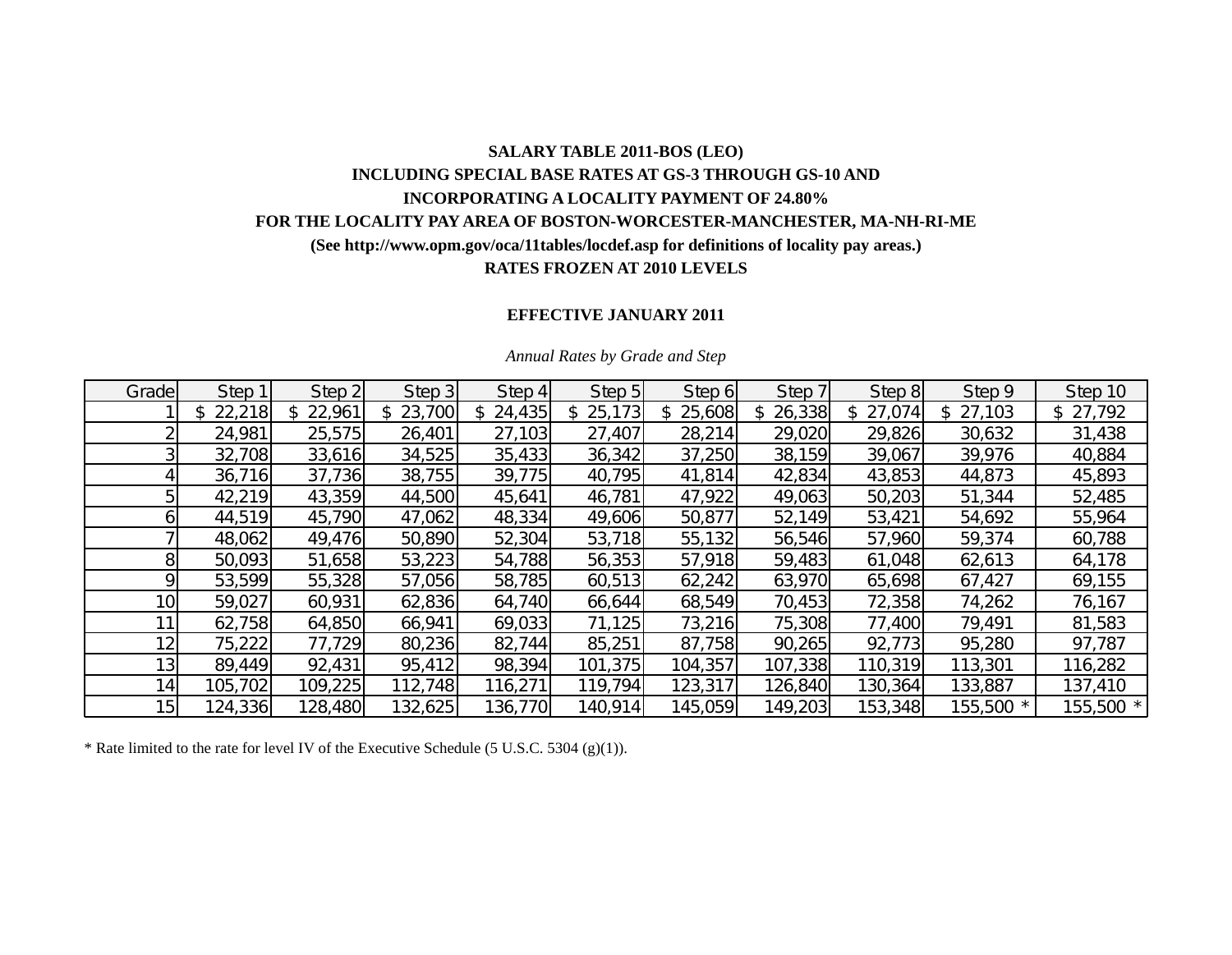**SALARY TABLE 2011-BOS (LEO)**

**INCLUDING SPECIAL BASE RATES AT GS-3 THROUGH GS-10 AND**

**INCORPORATING A LOCALITY PAYMENT OF 24.80%**

**FOR THE LOCALITY PAY AREA OF BOSTON-WORCESTER-MANCHESTER, MA-NH-RI-ME**

**(See http://www.opm.gov/oca/11tables/locdef.asp for definitions of locality pay areas.)**

**RATES FROZEN AT 2010 LEVELS**

**EFFECTIVE JANUARY 2011**

*Annual Rates by Grade and Step*

| Grade | Step 1 | Step 2 | Step 3 | Step 4 | Step 5 | Step 6 | Step 7 | Step 8 | Step 9 | Step 10 |
|---|---|---|---|---|---|---|---|---|---|---|
| 1 | $ 22,218 | $ 22,961 | $ 23,700 | $ 24,435 | $ 25,173 | $ 25,608 | $ 26,338 | $ 27,074 | $ 27,103 | $ 27,792 |
| 2 | 24,981 | 25,575 | 26,401 | 27,103 | 27,407 | 28,214 | 29,020 | 29,826 | 30,632 | 31,438 |
| 3 | 32,708 | 33,616 | 34,525 | 35,433 | 36,342 | 37,250 | 38,159 | 39,067 | 39,976 | 40,884 |
| 4 | 36,716 | 37,736 | 38,755 | 39,775 | 40,795 | 41,814 | 42,834 | 43,853 | 44,873 | 45,893 |
| 5 | 42,219 | 43,359 | 44,500 | 45,641 | 46,781 | 47,922 | 49,063 | 50,203 | 51,344 | 52,485 |
| 6 | 44,519 | 45,790 | 47,062 | 48,334 | 49,606 | 50,877 | 52,149 | 53,421 | 54,692 | 55,964 |
| 7 | 48,062 | 49,476 | 50,890 | 52,304 | 53,718 | 55,132 | 56,546 | 57,960 | 59,374 | 60,788 |
| 8 | 50,093 | 51,658 | 53,223 | 54,788 | 56,353 | 57,918 | 59,483 | 61,048 | 62,613 | 64,178 |
| 9 | 53,599 | 55,328 | 57,056 | 58,785 | 60,513 | 62,242 | 63,970 | 65,698 | 67,427 | 69,155 |
| 10 | 59,027 | 60,931 | 62,836 | 64,740 | 66,644 | 68,549 | 70,453 | 72,358 | 74,262 | 76,167 |
| 11 | 62,758 | 64,850 | 66,941 | 69,033 | 71,125 | 73,216 | 75,308 | 77,400 | 79,491 | 81,583 |
| 12 | 75,222 | 77,729 | 80,236 | 82,744 | 85,251 | 87,758 | 90,265 | 92,773 | 95,280 | 97,787 |
| 13 | 89,449 | 92,431 | 95,412 | 98,394 | 101,375 | 104,357 | 107,338 | 110,319 | 113,301 | 116,282 |
| 14 | 105,702 | 109,225 | 112,748 | 116,271 | 119,794 | 123,317 | 126,840 | 130,364 | 133,887 | 137,410 |
| 15 | 124,336 | 128,480 | 132,625 | 136,770 | 140,914 | 145,059 | 149,203 | 153,348 | 155,500 * | 155,500 * |

* Rate limited to the rate for level IV of the Executive Schedule (5 U.S.C. 5304 (g)(1)).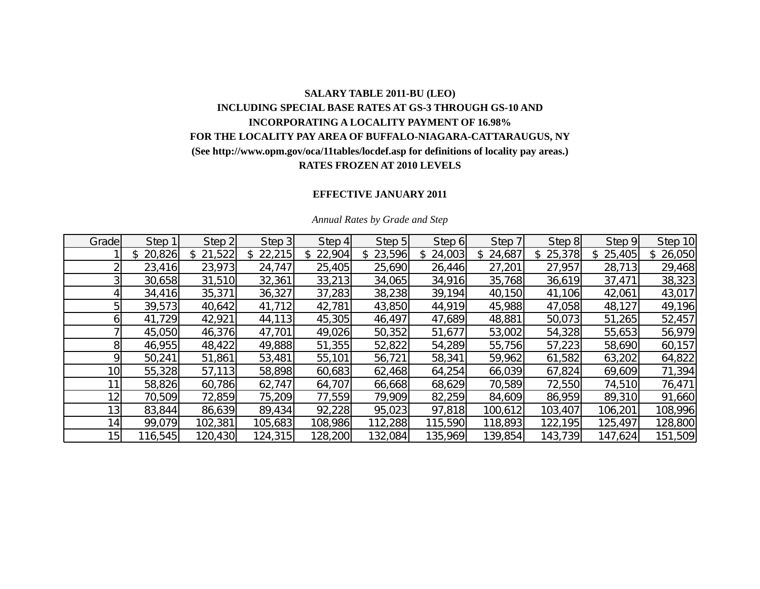**SALARY TABLE 2011-BU (LEO)**

**INCLUDING SPECIAL BASE RATES AT GS-3 THROUGH GS-10 AND**

**INCORPORATING A LOCALITY PAYMENT OF 16.98%**

**FOR THE LOCALITY PAY AREA OF BUFFALO-NIAGARA-CATTARAUGUS, NY**

**(See http://www.opm.gov/oca/11tables/locdef.asp for definitions of locality pay areas.)**

**RATES FROZEN AT 2010 LEVELS**

**EFFECTIVE JANUARY 2011**

*Annual Rates by Grade and Step*

| Grade | Step 1 | Step 2 | Step 3 | Step 4 | Step 5 | Step 6 | Step 7 | Step 8 | Step 9 | Step 10 |
|---|---|---|---|---|---|---|---|---|---|---|
| 1 | $ 20,826 | $ 21,522 | $ 22,215 | $ 22,904 | $ 23,596 | $ 24,003 | $ 24,687 | $ 25,378 | $ 25,405 | $ 26,050 |
| 2 | 23,416 | 23,973 | 24,747 | 25,405 | 25,690 | 26,446 | 27,201 | 27,957 | 28,713 | 29,468 |
| 3 | 30,658 | 31,510 | 32,361 | 33,213 | 34,065 | 34,916 | 35,768 | 36,619 | 37,471 | 38,323 |
| 4 | 34,416 | 35,371 | 36,327 | 37,283 | 38,238 | 39,194 | 40,150 | 41,106 | 42,061 | 43,017 |
| 5 | 39,573 | 40,642 | 41,712 | 42,781 | 43,850 | 44,919 | 45,988 | 47,058 | 48,127 | 49,196 |
| 6 | 41,729 | 42,921 | 44,113 | 45,305 | 46,497 | 47,689 | 48,881 | 50,073 | 51,265 | 52,457 |
| 7 | 45,050 | 46,376 | 47,701 | 49,026 | 50,352 | 51,677 | 53,002 | 54,328 | 55,653 | 56,979 |
| 8 | 46,955 | 48,422 | 49,888 | 51,355 | 52,822 | 54,289 | 55,756 | 57,223 | 58,690 | 60,157 |
| 9 | 50,241 | 51,861 | 53,481 | 55,101 | 56,721 | 58,341 | 59,962 | 61,582 | 63,202 | 64,822 |
| 10 | 55,328 | 57,113 | 58,898 | 60,683 | 62,468 | 64,254 | 66,039 | 67,824 | 69,609 | 71,394 |
| 11 | 58,826 | 60,786 | 62,747 | 64,707 | 66,668 | 68,629 | 70,589 | 72,550 | 74,510 | 76,471 |
| 12 | 70,509 | 72,859 | 75,209 | 77,559 | 79,909 | 82,259 | 84,609 | 86,959 | 89,310 | 91,660 |
| 13 | 83,844 | 86,639 | 89,434 | 92,228 | 95,023 | 97,818 | 100,612 | 103,407 | 106,201 | 108,996 |
| 14 | 99,079 | 102,381 | 105,683 | 108,986 | 112,288 | 115,590 | 118,893 | 122,195 | 125,497 | 128,800 |
| 15 | 116,545 | 120,430 | 124,315 | 128,200 | 132,084 | 135,969 | 139,854 | 143,739 | 147,624 | 151,509 |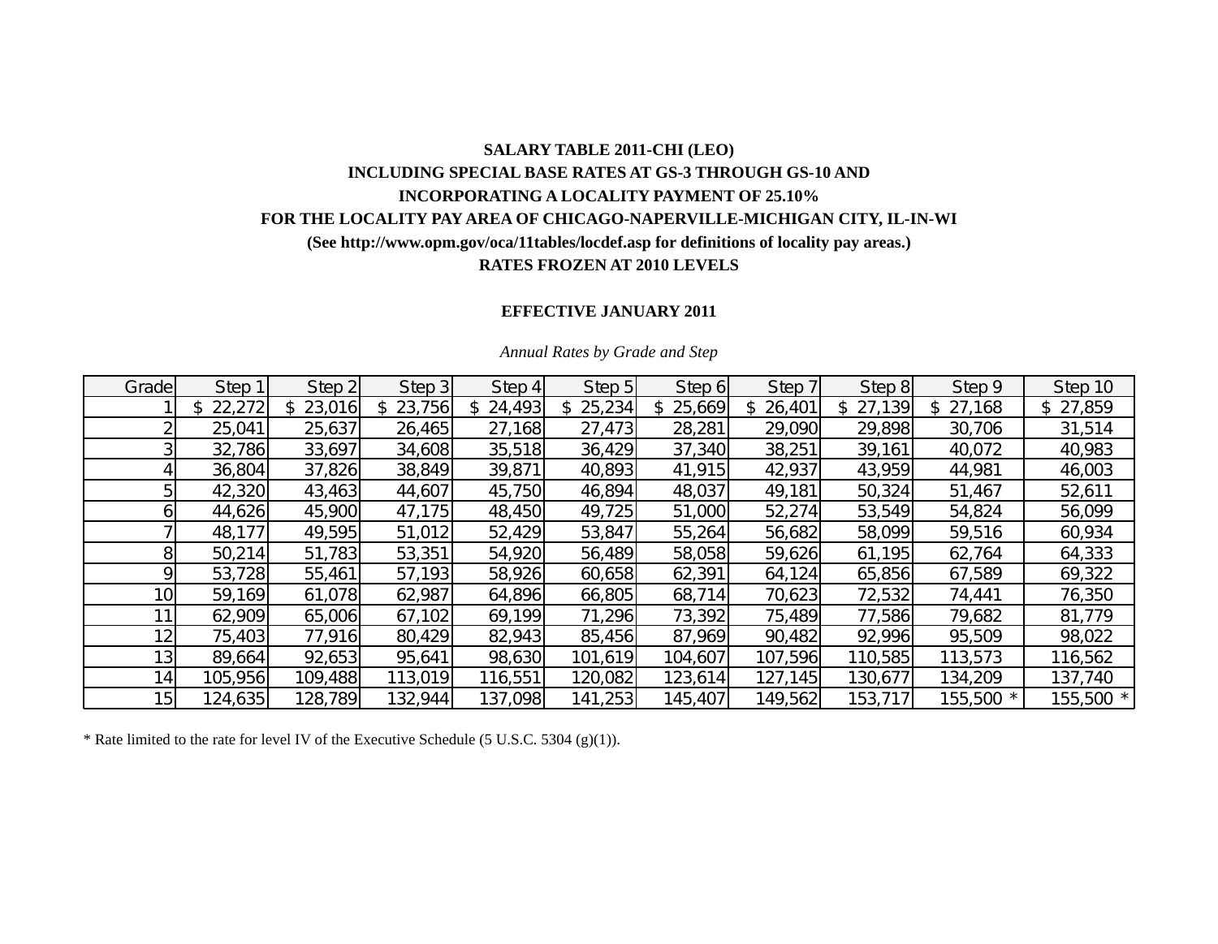**SALARY TABLE 2011-CHI (LEO)**

**INCLUDING SPECIAL BASE RATES AT GS-3 THROUGH GS-10 AND**

**INCORPORATING A LOCALITY PAYMENT OF 25.10%**

**FOR THE LOCALITY PAY AREA OF CHICAGO-NAPERVILLE-MICHIGAN CITY, IL-IN-WI**

**(See http://www.opm.gov/oca/11tables/locdef.asp for definitions of locality pay areas.)**

**RATES FROZEN AT 2010 LEVELS**

**EFFECTIVE JANUARY 2011**

*Annual Rates by Grade and Step*

| Grade | Step 1 | Step 2 | Step 3 | Step 4 | Step 5 | Step 6 | Step 7 | Step 8 | Step 9 | Step 10 |
|---|---|---|---|---|---|---|---|---|---|---|
| 1 | $ 22,272 | $ 23,016 | $ 23,756 | $ 24,493 | $ 25,234 | $ 25,669 | $ 26,401 | $ 27,139 | $ 27,168 | $ 27,859 |
| 2 | 25,041 | 25,637 | 26,465 | 27,168 | 27,473 | 28,281 | 29,090 | 29,898 | 30,706 | 31,514 |
| 3 | 32,786 | 33,697 | 34,608 | 35,518 | 36,429 | 37,340 | 38,251 | 39,161 | 40,072 | 40,983 |
| 4 | 36,804 | 37,826 | 38,849 | 39,871 | 40,893 | 41,915 | 42,937 | 43,959 | 44,981 | 46,003 |
| 5 | 42,320 | 43,463 | 44,607 | 45,750 | 46,894 | 48,037 | 49,181 | 50,324 | 51,467 | 52,611 |
| 6 | 44,626 | 45,900 | 47,175 | 48,450 | 49,725 | 51,000 | 52,274 | 53,549 | 54,824 | 56,099 |
| 7 | 48,177 | 49,595 | 51,012 | 52,429 | 53,847 | 55,264 | 56,682 | 58,099 | 59,516 | 60,934 |
| 8 | 50,214 | 51,783 | 53,351 | 54,920 | 56,489 | 58,058 | 59,626 | 61,195 | 62,764 | 64,333 |
| 9 | 53,728 | 55,461 | 57,193 | 58,926 | 60,658 | 62,391 | 64,124 | 65,856 | 67,589 | 69,322 |
| 10 | 59,169 | 61,078 | 62,987 | 64,896 | 66,805 | 68,714 | 70,623 | 72,532 | 74,441 | 76,350 |
| 11 | 62,909 | 65,006 | 67,102 | 69,199 | 71,296 | 73,392 | 75,489 | 77,586 | 79,682 | 81,779 |
| 12 | 75,403 | 77,916 | 80,429 | 82,943 | 85,456 | 87,969 | 90,482 | 92,996 | 95,509 | 98,022 |
| 13 | 89,664 | 92,653 | 95,641 | 98,630 | 101,619 | 104,607 | 107,596 | 110,585 | 113,573 | 116,562 |
| 14 | 105,956 | 109,488 | 113,019 | 116,551 | 120,082 | 123,614 | 127,145 | 130,677 | 134,209 | 137,740 |
| 15 | 124,635 | 128,789 | 132,944 | 137,098 | 141,253 | 145,407 | 149,562 | 153,717 | 155,500 * | 155,500 * |

* Rate limited to the rate for level IV of the Executive Schedule (5 U.S.C. 5304 (g)(1)).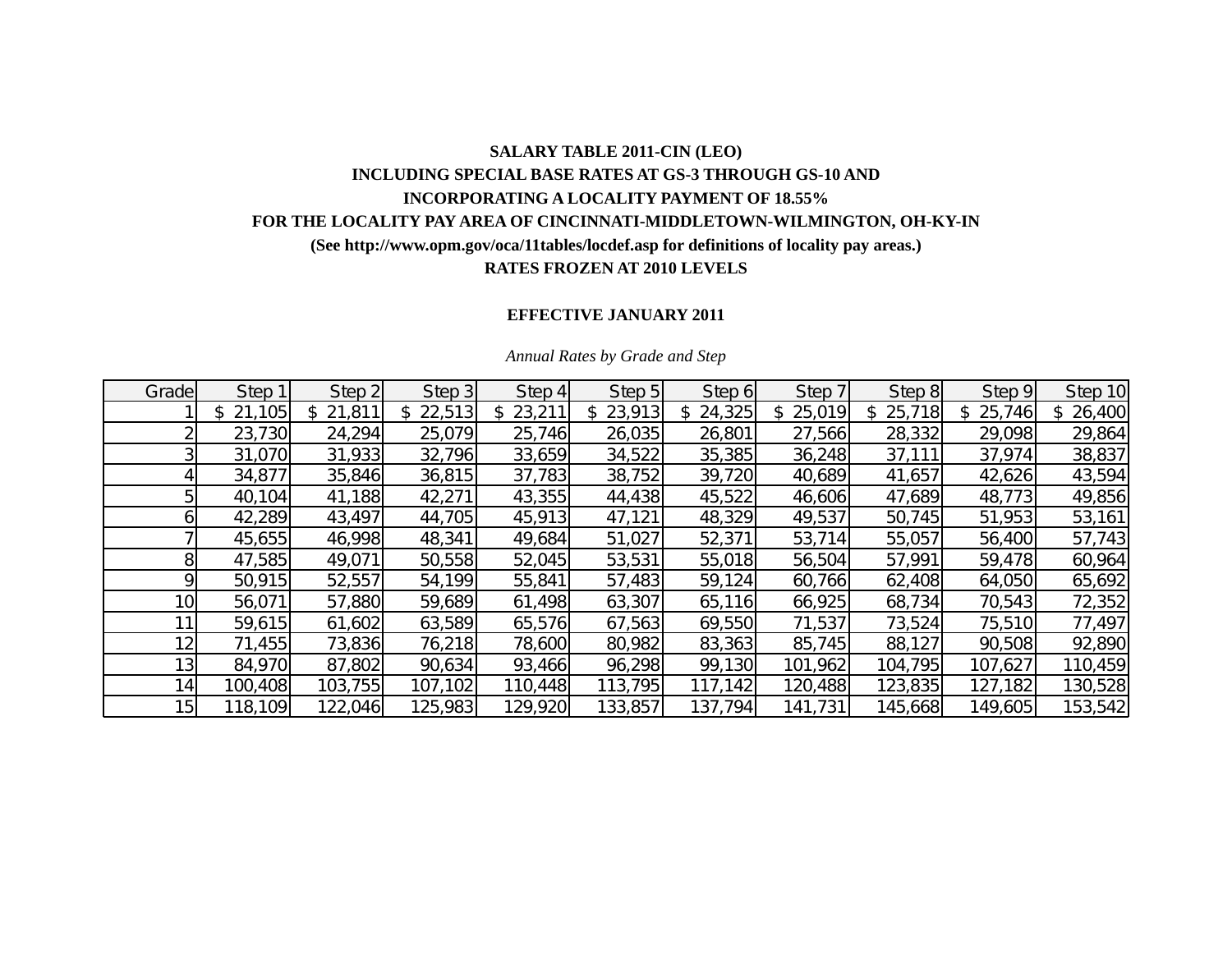**SALARY TABLE 2011-CIN (LEO)**

**INCLUDING SPECIAL BASE RATES AT GS-3 THROUGH GS-10 AND**

**INCORPORATING A LOCALITY PAYMENT OF 18.55%**

**FOR THE LOCALITY PAY AREA OF CINCINNATI-MIDDLETOWN-WILMINGTON, OH-KY-IN**

**(See http://www.opm.gov/oca/11tables/locdef.asp for definitions of locality pay areas.)**

**RATES FROZEN AT 2010 LEVELS**

**EFFECTIVE JANUARY 2011**

*Annual Rates by Grade and Step*

| Grade | Step 1 | Step 2 | Step 3 | Step 4 | Step 5 | Step 6 | Step 7 | Step 8 | Step 9 | Step 10 |
|---|---|---|---|---|---|---|---|---|---|---|
| 1 | $ 21,105 | $ 21,811 | $ 22,513 | $ 23,211 | $ 23,913 | $ 24,325 | $ 25,019 | $ 25,718 | $ 25,746 | $ 26,400 |
| 2 | 23,730 | 24,294 | 25,079 | 25,746 | 26,035 | 26,801 | 27,566 | 28,332 | 29,098 | 29,864 |
| 3 | 31,070 | 31,933 | 32,796 | 33,659 | 34,522 | 35,385 | 36,248 | 37,111 | 37,974 | 38,837 |
| 4 | 34,877 | 35,846 | 36,815 | 37,783 | 38,752 | 39,720 | 40,689 | 41,657 | 42,626 | 43,594 |
| 5 | 40,104 | 41,188 | 42,271 | 43,355 | 44,438 | 45,522 | 46,606 | 47,689 | 48,773 | 49,856 |
| 6 | 42,289 | 43,497 | 44,705 | 45,913 | 47,121 | 48,329 | 49,537 | 50,745 | 51,953 | 53,161 |
| 7 | 45,655 | 46,998 | 48,341 | 49,684 | 51,027 | 52,371 | 53,714 | 55,057 | 56,400 | 57,743 |
| 8 | 47,585 | 49,071 | 50,558 | 52,045 | 53,531 | 55,018 | 56,504 | 57,991 | 59,478 | 60,964 |
| 9 | 50,915 | 52,557 | 54,199 | 55,841 | 57,483 | 59,124 | 60,766 | 62,408 | 64,050 | 65,692 |
| 10 | 56,071 | 57,880 | 59,689 | 61,498 | 63,307 | 65,116 | 66,925 | 68,734 | 70,543 | 72,352 |
| 11 | 59,615 | 61,602 | 63,589 | 65,576 | 67,563 | 69,550 | 71,537 | 73,524 | 75,510 | 77,497 |
| 12 | 71,455 | 73,836 | 76,218 | 78,600 | 80,982 | 83,363 | 85,745 | 88,127 | 90,508 | 92,890 |
| 13 | 84,970 | 87,802 | 90,634 | 93,466 | 96,298 | 99,130 | 101,962 | 104,795 | 107,627 | 110,459 |
| 14 | 100,408 | 103,755 | 107,102 | 110,448 | 113,795 | 117,142 | 120,488 | 123,835 | 127,182 | 130,528 |
| 15 | 118,109 | 122,046 | 125,983 | 129,920 | 133,857 | 137,794 | 141,731 | 145,668 | 149,605 | 153,542 |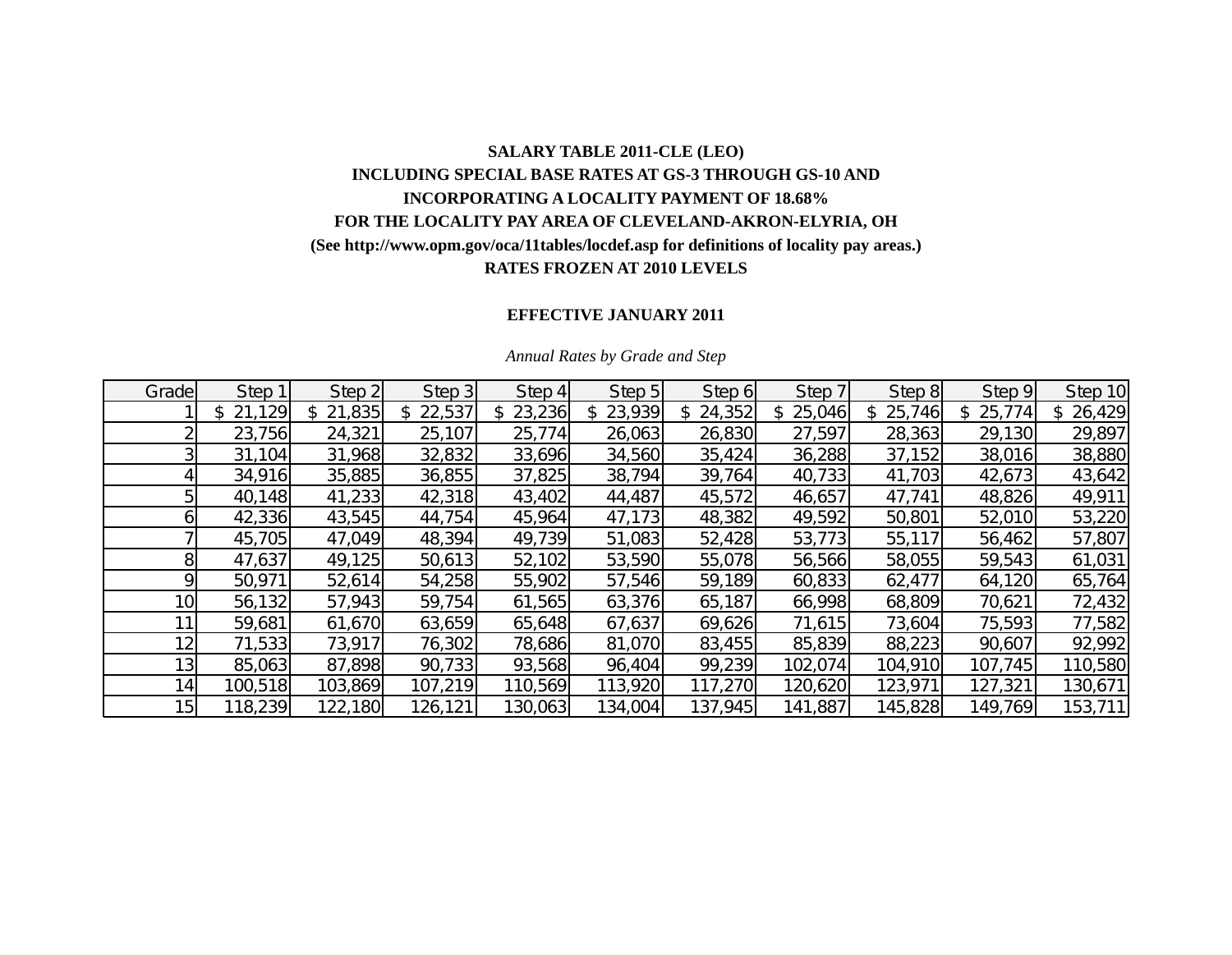**SALARY TABLE 2011-CLE (LEO)**

**INCLUDING SPECIAL BASE RATES AT GS-3 THROUGH GS-10 AND**

**INCORPORATING A LOCALITY PAYMENT OF 18.68%**

**FOR THE LOCALITY PAY AREA OF CLEVELAND-AKRON-ELYRIA, OH**

**(See http://www.opm.gov/oca/11tables/locdef.asp for definitions of locality pay areas.)**

**RATES FROZEN AT 2010 LEVELS**

**EFFECTIVE JANUARY 2011**

*Annual Rates by Grade and Step*

| Grade | Step 1 | Step 2 | Step 3 | Step 4 | Step 5 | Step 6 | Step 7 | Step 8 | Step 9 | Step 10 |
|---|---|---|---|---|---|---|---|---|---|---|
| 1 | $ 21,129 | $ 21,835 | $ 22,537 | $ 23,236 | $ 23,939 | $ 24,352 | $ 25,046 | $ 25,746 | $ 25,774 | $ 26,429 |
| 2 | 23,756 | 24,321 | 25,107 | 25,774 | 26,063 | 26,830 | 27,597 | 28,363 | 29,130 | 29,897 |
| 3 | 31,104 | 31,968 | 32,832 | 33,696 | 34,560 | 35,424 | 36,288 | 37,152 | 38,016 | 38,880 |
| 4 | 34,916 | 35,885 | 36,855 | 37,825 | 38,794 | 39,764 | 40,733 | 41,703 | 42,673 | 43,642 |
| 5 | 40,148 | 41,233 | 42,318 | 43,402 | 44,487 | 45,572 | 46,657 | 47,741 | 48,826 | 49,911 |
| 6 | 42,336 | 43,545 | 44,754 | 45,964 | 47,173 | 48,382 | 49,592 | 50,801 | 52,010 | 53,220 |
| 7 | 45,705 | 47,049 | 48,394 | 49,739 | 51,083 | 52,428 | 53,773 | 55,117 | 56,462 | 57,807 |
| 8 | 47,637 | 49,125 | 50,613 | 52,102 | 53,590 | 55,078 | 56,566 | 58,055 | 59,543 | 61,031 |
| 9 | 50,971 | 52,614 | 54,258 | 55,902 | 57,546 | 59,189 | 60,833 | 62,477 | 64,120 | 65,764 |
| 10 | 56,132 | 57,943 | 59,754 | 61,565 | 63,376 | 65,187 | 66,998 | 68,809 | 70,621 | 72,432 |
| 11 | 59,681 | 61,670 | 63,659 | 65,648 | 67,637 | 69,626 | 71,615 | 73,604 | 75,593 | 77,582 |
| 12 | 71,533 | 73,917 | 76,302 | 78,686 | 81,070 | 83,455 | 85,839 | 88,223 | 90,607 | 92,992 |
| 13 | 85,063 | 87,898 | 90,733 | 93,568 | 96,404 | 99,239 | 102,074 | 104,910 | 107,745 | 110,580 |
| 14 | 100,518 | 103,869 | 107,219 | 110,569 | 113,920 | 117,270 | 120,620 | 123,971 | 127,321 | 130,671 |
| 15 | 118,239 | 122,180 | 126,121 | 130,063 | 134,004 | 137,945 | 141,887 | 145,828 | 149,769 | 153,711 |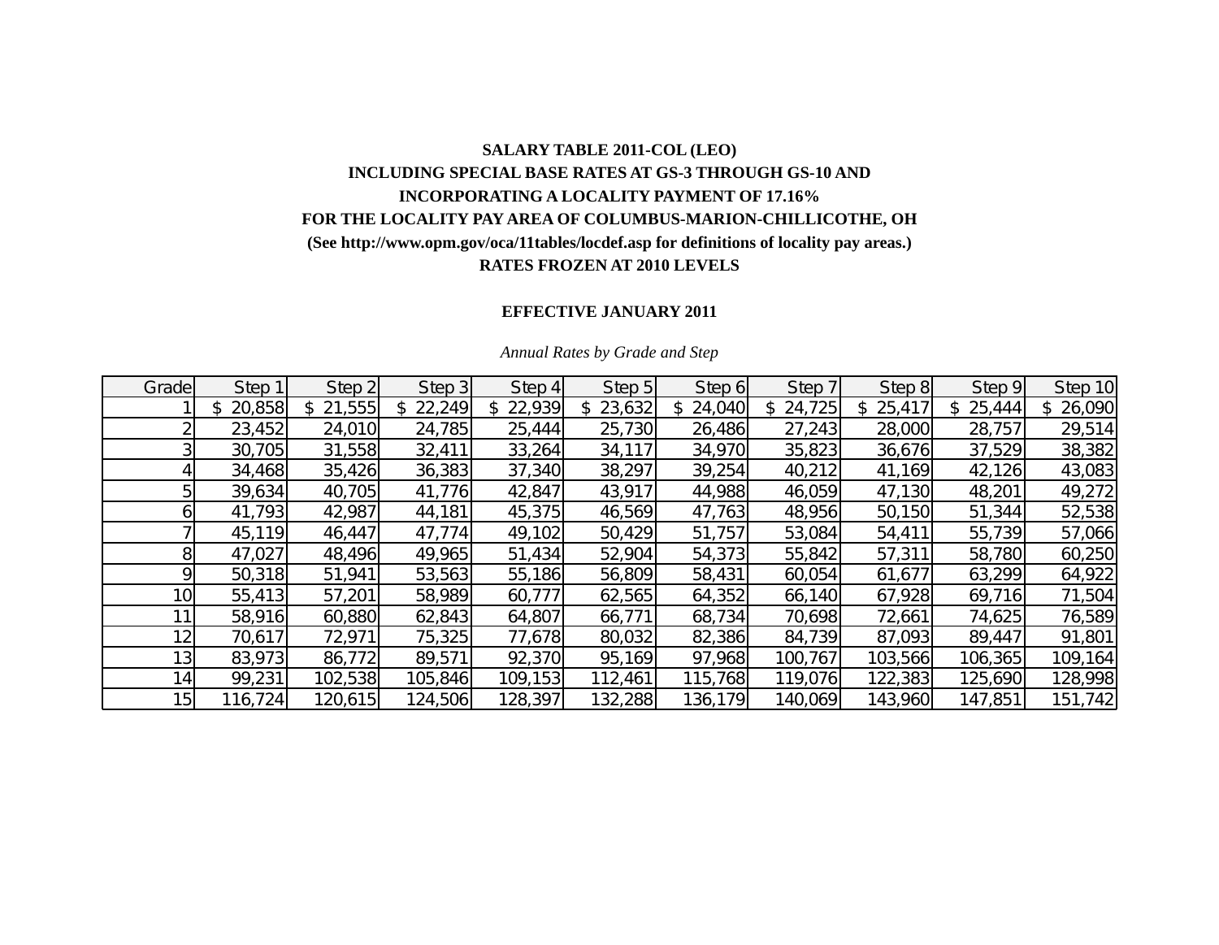**SALARY TABLE 2011-COL (LEO)**
**INCLUDING SPECIAL BASE RATES AT GS-3 THROUGH GS-10 AND**
**INCORPORATING A LOCALITY PAYMENT OF 17.16%**
**FOR THE LOCALITY PAY AREA OF COLUMBUS-MARION-CHILLICOTHE, OH**
**(See http://www.opm.gov/oca/11tables/locdef.asp for definitions of locality pay areas.)**
**RATES FROZEN AT 2010 LEVELS**

**EFFECTIVE JANUARY 2011**

*Annual Rates by Grade and Step*

| Grade | Step 1 | Step 2 | Step 3 | Step 4 | Step 5 | Step 6 | Step 7 | Step 8 | Step 9 | Step 10 |
|---|---|---|---|---|---|---|---|---|---|---|
| 1 | $ 20,858 | $ 21,555 | $ 22,249 | $ 22,939 | $ 23,632 | $ 24,040 | $ 24,725 | $ 25,417 | $ 25,444 | $ 26,090 |
| 2 | 23,452 | 24,010 | 24,785 | 25,444 | 25,730 | 26,486 | 27,243 | 28,000 | 28,757 | 29,514 |
| 3 | 30,705 | 31,558 | 32,411 | 33,264 | 34,117 | 34,970 | 35,823 | 36,676 | 37,529 | 38,382 |
| 4 | 34,468 | 35,426 | 36,383 | 37,340 | 38,297 | 39,254 | 40,212 | 41,169 | 42,126 | 43,083 |
| 5 | 39,634 | 40,705 | 41,776 | 42,847 | 43,917 | 44,988 | 46,059 | 47,130 | 48,201 | 49,272 |
| 6 | 41,793 | 42,987 | 44,181 | 45,375 | 46,569 | 47,763 | 48,956 | 50,150 | 51,344 | 52,538 |
| 7 | 45,119 | 46,447 | 47,774 | 49,102 | 50,429 | 51,757 | 53,084 | 54,411 | 55,739 | 57,066 |
| 8 | 47,027 | 48,496 | 49,965 | 51,434 | 52,904 | 54,373 | 55,842 | 57,311 | 58,780 | 60,250 |
| 9 | 50,318 | 51,941 | 53,563 | 55,186 | 56,809 | 58,431 | 60,054 | 61,677 | 63,299 | 64,922 |
| 10 | 55,413 | 57,201 | 58,989 | 60,777 | 62,565 | 64,352 | 66,140 | 67,928 | 69,716 | 71,504 |
| 11 | 58,916 | 60,880 | 62,843 | 64,807 | 66,771 | 68,734 | 70,698 | 72,661 | 74,625 | 76,589 |
| 12 | 70,617 | 72,971 | 75,325 | 77,678 | 80,032 | 82,386 | 84,739 | 87,093 | 89,447 | 91,801 |
| 13 | 83,973 | 86,772 | 89,571 | 92,370 | 95,169 | 97,968 | 100,767 | 103,566 | 106,365 | 109,164 |
| 14 | 99,231 | 102,538 | 105,846 | 109,153 | 112,461 | 115,768 | 119,076 | 122,383 | 125,690 | 128,998 |
| 15 | 116,724 | 120,615 | 124,506 | 128,397 | 132,288 | 136,179 | 140,069 | 143,960 | 147,851 | 151,742 |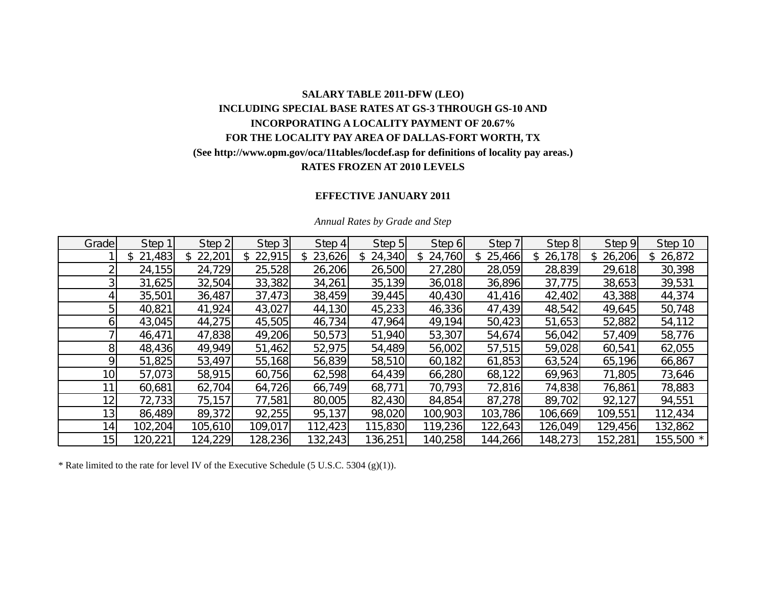**SALARY TABLE 2011-DFW (LEO)**

**INCLUDING SPECIAL BASE RATES AT GS-3 THROUGH GS-10 AND**

**INCORPORATING A LOCALITY PAYMENT OF 20.67%**

**FOR THE LOCALITY PAY AREA OF DALLAS-FORT WORTH, TX**

**(See http://www.opm.gov/oca/11tables/locdef.asp for definitions of locality pay areas.)**

**RATES FROZEN AT 2010 LEVELS**

**EFFECTIVE JANUARY 2011**

*Annual Rates by Grade and Step*

| Grade | Step 1 | Step 2 | Step 3 | Step 4 | Step 5 | Step 6 | Step 7 | Step 8 | Step 9 | Step 10 |
|---|---|---|---|---|---|---|---|---|---|---|
| 1 | $ 21,483 | $ 22,201 | $ 22,915 | $ 23,626 | $ 24,340 | $ 24,760 | $ 25,466 | $ 26,178 | $ 26,206 | $ 26,872 |
| 2 | 24,155 | 24,729 | 25,528 | 26,206 | 26,500 | 27,280 | 28,059 | 28,839 | 29,618 | 30,398 |
| 3 | 31,625 | 32,504 | 33,382 | 34,261 | 35,139 | 36,018 | 36,896 | 37,775 | 38,653 | 39,531 |
| 4 | 35,501 | 36,487 | 37,473 | 38,459 | 39,445 | 40,430 | 41,416 | 42,402 | 43,388 | 44,374 |
| 5 | 40,821 | 41,924 | 43,027 | 44,130 | 45,233 | 46,336 | 47,439 | 48,542 | 49,645 | 50,748 |
| 6 | 43,045 | 44,275 | 45,505 | 46,734 | 47,964 | 49,194 | 50,423 | 51,653 | 52,882 | 54,112 |
| 7 | 46,471 | 47,838 | 49,206 | 50,573 | 51,940 | 53,307 | 54,674 | 56,042 | 57,409 | 58,776 |
| 8 | 48,436 | 49,949 | 51,462 | 52,975 | 54,489 | 56,002 | 57,515 | 59,028 | 60,541 | 62,055 |
| 9 | 51,825 | 53,497 | 55,168 | 56,839 | 58,510 | 60,182 | 61,853 | 63,524 | 65,196 | 66,867 |
| 10 | 57,073 | 58,915 | 60,756 | 62,598 | 64,439 | 66,280 | 68,122 | 69,963 | 71,805 | 73,646 |
| 11 | 60,681 | 62,704 | 64,726 | 66,749 | 68,771 | 70,793 | 72,816 | 74,838 | 76,861 | 78,883 |
| 12 | 72,733 | 75,157 | 77,581 | 80,005 | 82,430 | 84,854 | 87,278 | 89,702 | 92,127 | 94,551 |
| 13 | 86,489 | 89,372 | 92,255 | 95,137 | 98,020 | 100,903 | 103,786 | 106,669 | 109,551 | 112,434 |
| 14 | 102,204 | 105,610 | 109,017 | 112,423 | 115,830 | 119,236 | 122,643 | 126,049 | 129,456 | 132,862 |
| 15 | 120,221 | 124,229 | 128,236 | 132,243 | 136,251 | 140,258 | 144,266 | 148,273 | 152,281 | 155,500 * |

* Rate limited to the rate for level IV of the Executive Schedule (5 U.S.C. 5304 (g)(1)).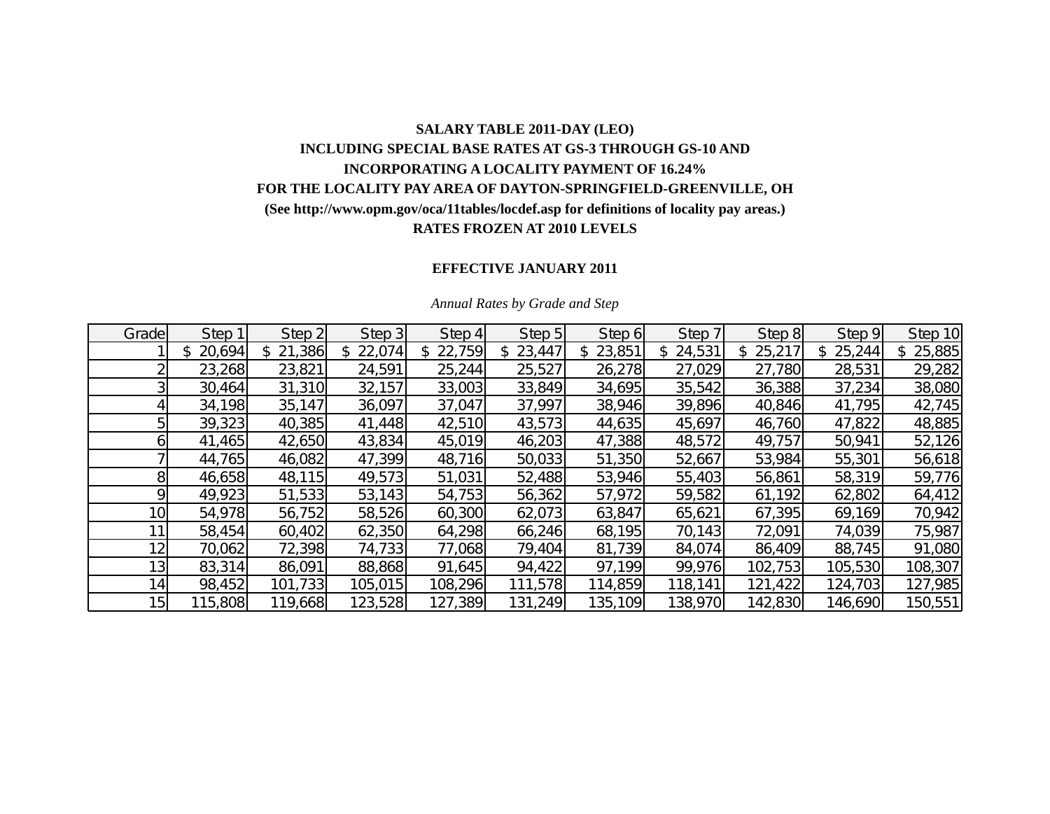**SALARY TABLE 2011-DAY (LEO)**

**INCLUDING SPECIAL BASE RATES AT GS-3 THROUGH GS-10 AND**

**INCORPORATING A LOCALITY PAYMENT OF 16.24%**

**FOR THE LOCALITY PAY AREA OF DAYTON-SPRINGFIELD-GREENVILLE, OH**

**(See http://www.opm.gov/oca/11tables/locdef.asp for definitions of locality pay areas.)**

**RATES FROZEN AT 2010 LEVELS**

**EFFECTIVE JANUARY 2011**

*Annual Rates by Grade and Step*

| Grade | Step 1 | Step 2 | Step 3 | Step 4 | Step 5 | Step 6 | Step 7 | Step 8 | Step 9 | Step 10 |
|---|---|---|---|---|---|---|---|---|---|---|
| 1 | $ 20,694 | $ 21,386 | $ 22,074 | $ 22,759 | $ 23,447 | $ 23,851 | $ 24,531 | $ 25,217 | $ 25,244 | $ 25,885 |
| 2 | 23,268 | 23,821 | 24,591 | 25,244 | 25,527 | 26,278 | 27,029 | 27,780 | 28,531 | 29,282 |
| 3 | 30,464 | 31,310 | 32,157 | 33,003 | 33,849 | 34,695 | 35,542 | 36,388 | 37,234 | 38,080 |
| 4 | 34,198 | 35,147 | 36,097 | 37,047 | 37,997 | 38,946 | 39,896 | 40,846 | 41,795 | 42,745 |
| 5 | 39,323 | 40,385 | 41,448 | 42,510 | 43,573 | 44,635 | 45,697 | 46,760 | 47,822 | 48,885 |
| 6 | 41,465 | 42,650 | 43,834 | 45,019 | 46,203 | 47,388 | 48,572 | 49,757 | 50,941 | 52,126 |
| 7 | 44,765 | 46,082 | 47,399 | 48,716 | 50,033 | 51,350 | 52,667 | 53,984 | 55,301 | 56,618 |
| 8 | 46,658 | 48,115 | 49,573 | 51,031 | 52,488 | 53,946 | 55,403 | 56,861 | 58,319 | 59,776 |
| 9 | 49,923 | 51,533 | 53,143 | 54,753 | 56,362 | 57,972 | 59,582 | 61,192 | 62,802 | 64,412 |
| 10 | 54,978 | 56,752 | 58,526 | 60,300 | 62,073 | 63,847 | 65,621 | 67,395 | 69,169 | 70,942 |
| 11 | 58,454 | 60,402 | 62,350 | 64,298 | 66,246 | 68,195 | 70,143 | 72,091 | 74,039 | 75,987 |
| 12 | 70,062 | 72,398 | 74,733 | 77,068 | 79,404 | 81,739 | 84,074 | 86,409 | 88,745 | 91,080 |
| 13 | 83,314 | 86,091 | 88,868 | 91,645 | 94,422 | 97,199 | 99,976 | 102,753 | 105,530 | 108,307 |
| 14 | 98,452 | 101,733 | 105,015 | 108,296 | 111,578 | 114,859 | 118,141 | 121,422 | 124,703 | 127,985 |
| 15 | 115,808 | 119,668 | 123,528 | 127,389 | 131,249 | 135,109 | 138,970 | 142,830 | 146,690 | 150,551 |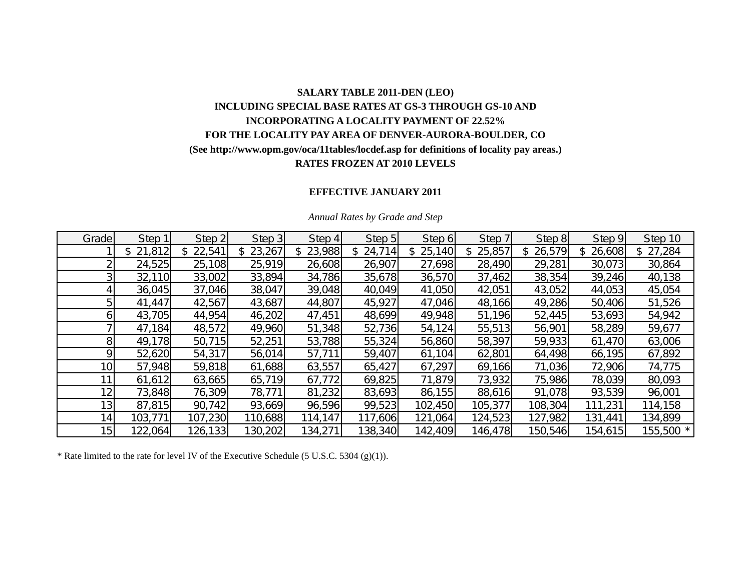**SALARY TABLE 2011-DEN (LEO)**

**INCLUDING SPECIAL BASE RATES AT GS-3 THROUGH GS-10 AND**

**INCORPORATING A LOCALITY PAYMENT OF 22.52%**

**FOR THE LOCALITY PAY AREA OF DENVER-AURORA-BOULDER, CO**

**(See http://www.opm.gov/oca/11tables/locdef.asp for definitions of locality pay areas.)**

**RATES FROZEN AT 2010 LEVELS**

**EFFECTIVE JANUARY 2011**

*Annual Rates by Grade and Step*

| Grade | Step 1 | Step 2 | Step 3 | Step 4 | Step 5 | Step 6 | Step 7 | Step 8 | Step 9 | Step 10 |
|---|---|---|---|---|---|---|---|---|---|---|
| 1 | $ 21,812 | $ 22,541 | $ 23,267 | $ 23,988 | $ 24,714 | $ 25,140 | $ 25,857 | $ 26,579 | $ 26,608 | $ 27,284 |
| 2 | 24,525 | 25,108 | 25,919 | 26,608 | 26,907 | 27,698 | 28,490 | 29,281 | 30,073 | 30,864 |
| 3 | 32,110 | 33,002 | 33,894 | 34,786 | 35,678 | 36,570 | 37,462 | 38,354 | 39,246 | 40,138 |
| 4 | 36,045 | 37,046 | 38,047 | 39,048 | 40,049 | 41,050 | 42,051 | 43,052 | 44,053 | 45,054 |
| 5 | 41,447 | 42,567 | 43,687 | 44,807 | 45,927 | 47,046 | 48,166 | 49,286 | 50,406 | 51,526 |
| 6 | 43,705 | 44,954 | 46,202 | 47,451 | 48,699 | 49,948 | 51,196 | 52,445 | 53,693 | 54,942 |
| 7 | 47,184 | 48,572 | 49,960 | 51,348 | 52,736 | 54,124 | 55,513 | 56,901 | 58,289 | 59,677 |
| 8 | 49,178 | 50,715 | 52,251 | 53,788 | 55,324 | 56,860 | 58,397 | 59,933 | 61,470 | 63,006 |
| 9 | 52,620 | 54,317 | 56,014 | 57,711 | 59,407 | 61,104 | 62,801 | 64,498 | 66,195 | 67,892 |
| 10 | 57,948 | 59,818 | 61,688 | 63,557 | 65,427 | 67,297 | 69,166 | 71,036 | 72,906 | 74,775 |
| 11 | 61,612 | 63,665 | 65,719 | 67,772 | 69,825 | 71,879 | 73,932 | 75,986 | 78,039 | 80,093 |
| 12 | 73,848 | 76,309 | 78,771 | 81,232 | 83,693 | 86,155 | 88,616 | 91,078 | 93,539 | 96,001 |
| 13 | 87,815 | 90,742 | 93,669 | 96,596 | 99,523 | 102,450 | 105,377 | 108,304 | 111,231 | 114,158 |
| 14 | 103,771 | 107,230 | 110,688 | 114,147 | 117,606 | 121,064 | 124,523 | 127,982 | 131,441 | 134,899 |
| 15 | 122,064 | 126,133 | 130,202 | 134,271 | 138,340 | 142,409 | 146,478 | 150,546 | 154,615 | 155,500 * |

* Rate limited to the rate for level IV of the Executive Schedule (5 U.S.C. 5304 (g)(1)).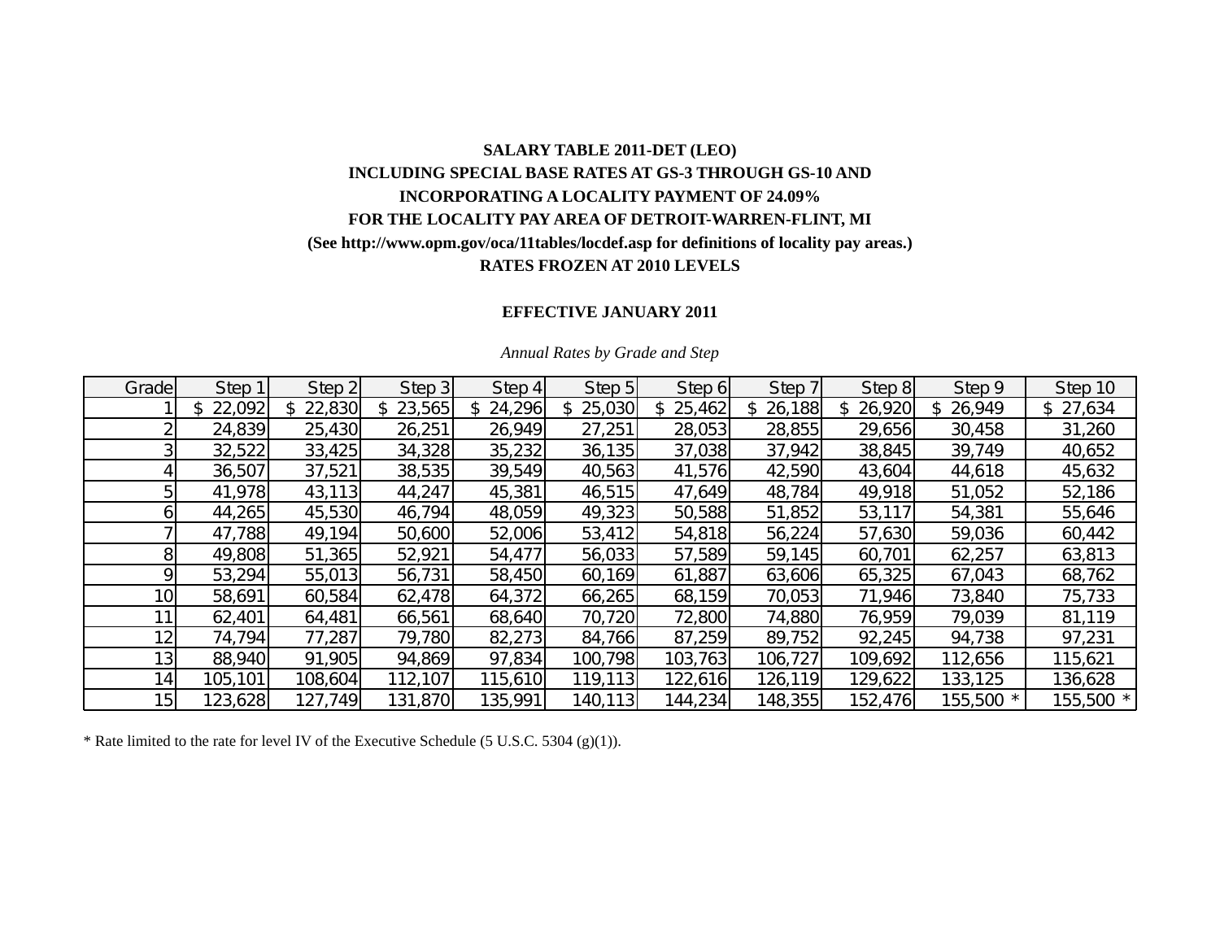**SALARY TABLE 2011-DET (LEO)**

**INCLUDING SPECIAL BASE RATES AT GS-3 THROUGH GS-10 AND**

**INCORPORATING A LOCALITY PAYMENT OF 24.09%**

**FOR THE LOCALITY PAY AREA OF DETROIT-WARREN-FLINT, MI**

**(See http://www.opm.gov/oca/11tables/locdef.asp for definitions of locality pay areas.)**

**RATES FROZEN AT 2010 LEVELS**

**EFFECTIVE JANUARY 2011**

*Annual Rates by Grade and Step*

| Grade | Step 1 | Step 2 | Step 3 | Step 4 | Step 5 | Step 6 | Step 7 | Step 8 | Step 9 | Step 10 |
|---|---|---|---|---|---|---|---|---|---|---|
| 1 | $ 22,092 | $ 22,830 | $ 23,565 | $ 24,296 | $ 25,030 | $ 25,462 | $ 26,188 | $ 26,920 | $ 26,949 | $ 27,634 |
| 2 | 24,839 | 25,430 | 26,251 | 26,949 | 27,251 | 28,053 | 28,855 | 29,656 | 30,458 | 31,260 |
| 3 | 32,522 | 33,425 | 34,328 | 35,232 | 36,135 | 37,038 | 37,942 | 38,845 | 39,749 | 40,652 |
| 4 | 36,507 | 37,521 | 38,535 | 39,549 | 40,563 | 41,576 | 42,590 | 43,604 | 44,618 | 45,632 |
| 5 | 41,978 | 43,113 | 44,247 | 45,381 | 46,515 | 47,649 | 48,784 | 49,918 | 51,052 | 52,186 |
| 6 | 44,265 | 45,530 | 46,794 | 48,059 | 49,323 | 50,588 | 51,852 | 53,117 | 54,381 | 55,646 |
| 7 | 47,788 | 49,194 | 50,600 | 52,006 | 53,412 | 54,818 | 56,224 | 57,630 | 59,036 | 60,442 |
| 8 | 49,808 | 51,365 | 52,921 | 54,477 | 56,033 | 57,589 | 59,145 | 60,701 | 62,257 | 63,813 |
| 9 | 53,294 | 55,013 | 56,731 | 58,450 | 60,169 | 61,887 | 63,606 | 65,325 | 67,043 | 68,762 |
| 10 | 58,691 | 60,584 | 62,478 | 64,372 | 66,265 | 68,159 | 70,053 | 71,946 | 73,840 | 75,733 |
| 11 | 62,401 | 64,481 | 66,561 | 68,640 | 70,720 | 72,800 | 74,880 | 76,959 | 79,039 | 81,119 |
| 12 | 74,794 | 77,287 | 79,780 | 82,273 | 84,766 | 87,259 | 89,752 | 92,245 | 94,738 | 97,231 |
| 13 | 88,940 | 91,905 | 94,869 | 97,834 | 100,798 | 103,763 | 106,727 | 109,692 | 112,656 | 115,621 |
| 14 | 105,101 | 108,604 | 112,107 | 115,610 | 119,113 | 122,616 | 126,119 | 129,622 | 133,125 | 136,628 |
| 15 | 123,628 | 127,749 | 131,870 | 135,991 | 140,113 | 144,234 | 148,355 | 152,476 | 155,500 * | 155,500 * |

* Rate limited to the rate for level IV of the Executive Schedule (5 U.S.C. 5304 (g)(1)).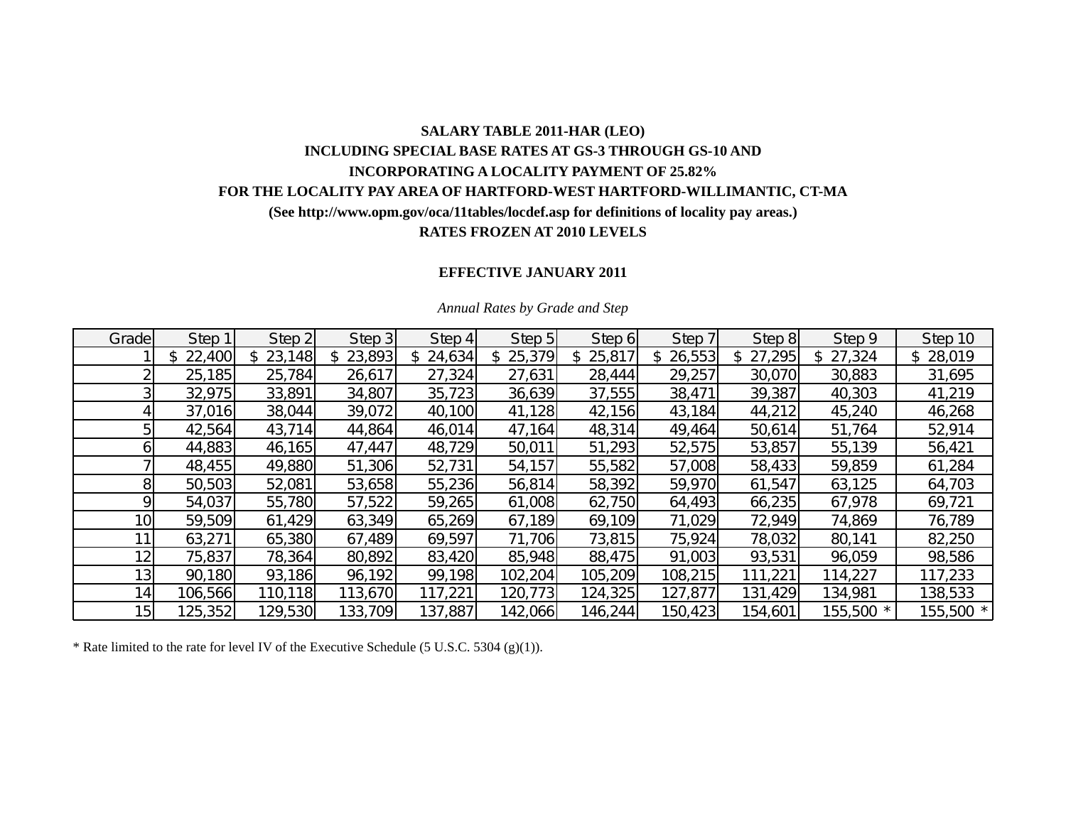**SALARY TABLE 2011-HAR (LEO)**

**INCLUDING SPECIAL BASE RATES AT GS-3 THROUGH GS-10 AND**

**INCORPORATING A LOCALITY PAYMENT OF 25.82%**

**FOR THE LOCALITY PAY AREA OF HARTFORD-WEST HARTFORD-WILLIMANTIC, CT-MA**

**(See http://www.opm.gov/oca/11tables/locdef.asp for definitions of locality pay areas.)**

**RATES FROZEN AT 2010 LEVELS**

**EFFECTIVE JANUARY 2011**

*Annual Rates by Grade and Step*

| Grade | Step 1 | Step 2 | Step 3 | Step 4 | Step 5 | Step 6 | Step 7 | Step 8 | Step 9 | Step 10 |
|---|---|---|---|---|---|---|---|---|---|---|
| 1 | $ 22,400 | $ 23,148 | $ 23,893 | $ 24,634 | $ 25,379 | $ 25,817 | $ 26,553 | $ 27,295 | $ 27,324 | $ 28,019 |
| 2 | 25,185 | 25,784 | 26,617 | 27,324 | 27,631 | 28,444 | 29,257 | 30,070 | 30,883 | 31,695 |
| 3 | 32,975 | 33,891 | 34,807 | 35,723 | 36,639 | 37,555 | 38,471 | 39,387 | 40,303 | 41,219 |
| 4 | 37,016 | 38,044 | 39,072 | 40,100 | 41,128 | 42,156 | 43,184 | 44,212 | 45,240 | 46,268 |
| 5 | 42,564 | 43,714 | 44,864 | 46,014 | 47,164 | 48,314 | 49,464 | 50,614 | 51,764 | 52,914 |
| 6 | 44,883 | 46,165 | 47,447 | 48,729 | 50,011 | 51,293 | 52,575 | 53,857 | 55,139 | 56,421 |
| 7 | 48,455 | 49,880 | 51,306 | 52,731 | 54,157 | 55,582 | 57,008 | 58,433 | 59,859 | 61,284 |
| 8 | 50,503 | 52,081 | 53,658 | 55,236 | 56,814 | 58,392 | 59,970 | 61,547 | 63,125 | 64,703 |
| 9 | 54,037 | 55,780 | 57,522 | 59,265 | 61,008 | 62,750 | 64,493 | 66,235 | 67,978 | 69,721 |
| 10 | 59,509 | 61,429 | 63,349 | 65,269 | 67,189 | 69,109 | 71,029 | 72,949 | 74,869 | 76,789 |
| 11 | 63,271 | 65,380 | 67,489 | 69,597 | 71,706 | 73,815 | 75,924 | 78,032 | 80,141 | 82,250 |
| 12 | 75,837 | 78,364 | 80,892 | 83,420 | 85,948 | 88,475 | 91,003 | 93,531 | 96,059 | 98,586 |
| 13 | 90,180 | 93,186 | 96,192 | 99,198 | 102,204 | 105,209 | 108,215 | 111,221 | 114,227 | 117,233 |
| 14 | 106,566 | 110,118 | 113,670 | 117,221 | 120,773 | 124,325 | 127,877 | 131,429 | 134,981 | 138,533 |
| 15 | 125,352 | 129,530 | 133,709 | 137,887 | 142,066 | 146,244 | 150,423 | 154,601 | 155,500 * | 155,500 * |

* Rate limited to the rate for level IV of the Executive Schedule (5 U.S.C. 5304 (g)(1)).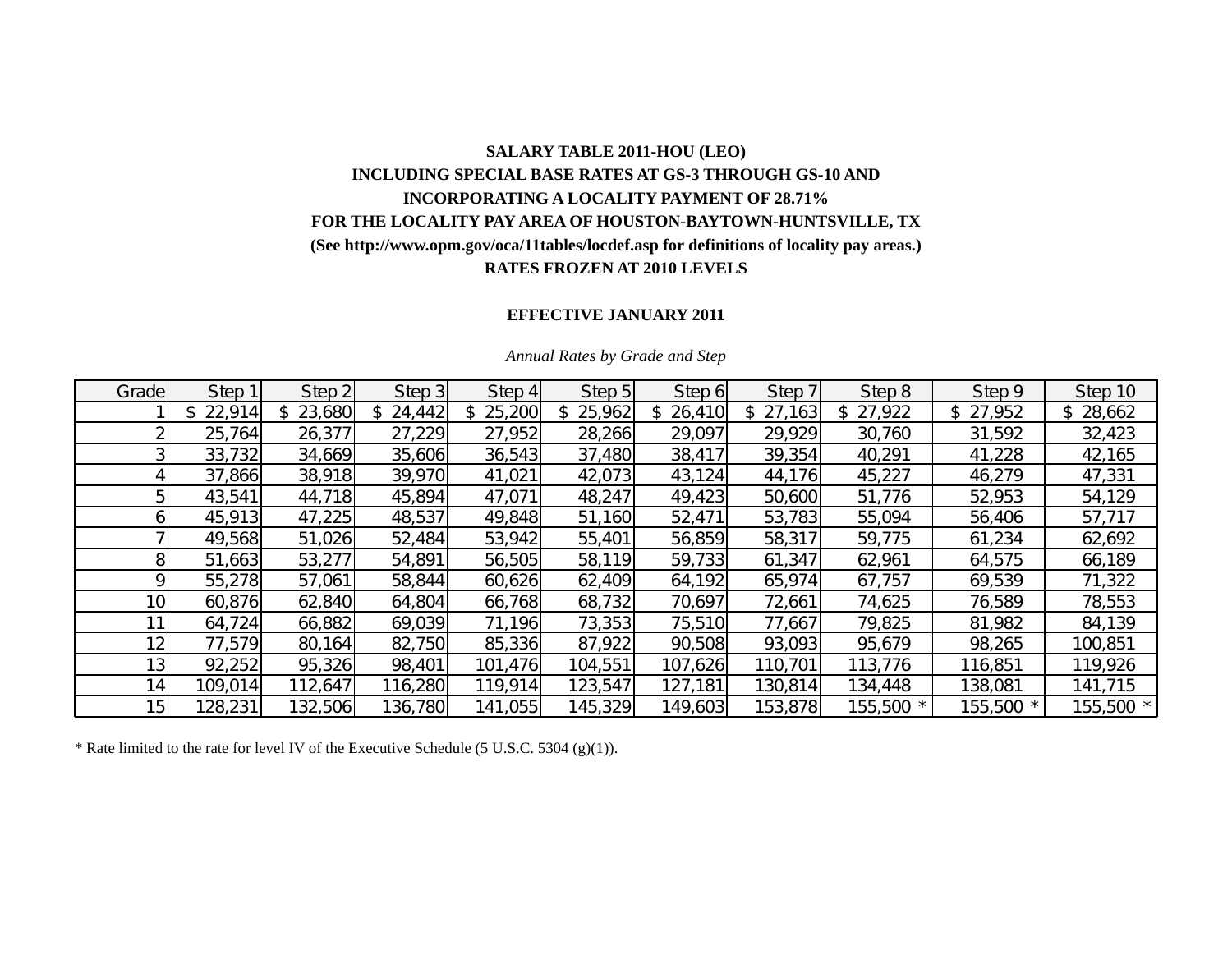**SALARY TABLE 2011-HOU (LEO)**

**INCLUDING SPECIAL BASE RATES AT GS-3 THROUGH GS-10 AND**

**INCORPORATING A LOCALITY PAYMENT OF 28.71%**

**FOR THE LOCALITY PAY AREA OF HOUSTON-BAYTOWN-HUNTSVILLE, TX**

**(See http://www.opm.gov/oca/11tables/locdef.asp for definitions of locality pay areas.)**

**RATES FROZEN AT 2010 LEVELS**

**EFFECTIVE JANUARY 2011**

*Annual Rates by Grade and Step*

| Grade | Step 1 | Step 2 | Step 3 | Step 4 | Step 5 | Step 6 | Step 7 | Step 8 | Step 9 | Step 10 |
|---|---|---|---|---|---|---|---|---|---|---|
| 1 | $ 22,914 | $ 23,680 | $ 24,442 | $ 25,200 | $ 25,962 | $ 26,410 | $ 27,163 | $ 27,922 | $ 27,952 | $ 28,662 |
| 2 | 25,764 | 26,377 | 27,229 | 27,952 | 28,266 | 29,097 | 29,929 | 30,760 | 31,592 | 32,423 |
| 3 | 33,732 | 34,669 | 35,606 | 36,543 | 37,480 | 38,417 | 39,354 | 40,291 | 41,228 | 42,165 |
| 4 | 37,866 | 38,918 | 39,970 | 41,021 | 42,073 | 43,124 | 44,176 | 45,227 | 46,279 | 47,331 |
| 5 | 43,541 | 44,718 | 45,894 | 47,071 | 48,247 | 49,423 | 50,600 | 51,776 | 52,953 | 54,129 |
| 6 | 45,913 | 47,225 | 48,537 | 49,848 | 51,160 | 52,471 | 53,783 | 55,094 | 56,406 | 57,717 |
| 7 | 49,568 | 51,026 | 52,484 | 53,942 | 55,401 | 56,859 | 58,317 | 59,775 | 61,234 | 62,692 |
| 8 | 51,663 | 53,277 | 54,891 | 56,505 | 58,119 | 59,733 | 61,347 | 62,961 | 64,575 | 66,189 |
| 9 | 55,278 | 57,061 | 58,844 | 60,626 | 62,409 | 64,192 | 65,974 | 67,757 | 69,539 | 71,322 |
| 10 | 60,876 | 62,840 | 64,804 | 66,768 | 68,732 | 70,697 | 72,661 | 74,625 | 76,589 | 78,553 |
| 11 | 64,724 | 66,882 | 69,039 | 71,196 | 73,353 | 75,510 | 77,667 | 79,825 | 81,982 | 84,139 |
| 12 | 77,579 | 80,164 | 82,750 | 85,336 | 87,922 | 90,508 | 93,093 | 95,679 | 98,265 | 100,851 |
| 13 | 92,252 | 95,326 | 98,401 | 101,476 | 104,551 | 107,626 | 110,701 | 113,776 | 116,851 | 119,926 |
| 14 | 109,014 | 112,647 | 116,280 | 119,914 | 123,547 | 127,181 | 130,814 | 134,448 | 138,081 | 141,715 |
| 15 | 128,231 | 132,506 | 136,780 | 141,055 | 145,329 | 149,603 | 153,878 | 155,500 * | 155,500 * | 155,500 * |

* Rate limited to the rate for level IV of the Executive Schedule (5 U.S.C. 5304 (g)(1)).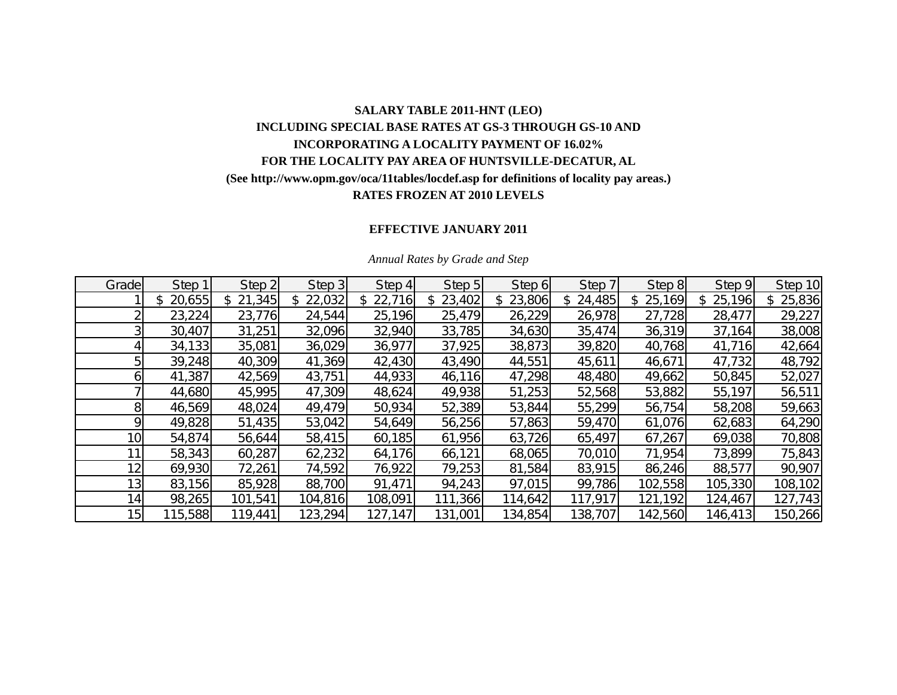**SALARY TABLE 2011-HNT (LEO)**

**INCLUDING SPECIAL BASE RATES AT GS-3 THROUGH GS-10 AND**

**INCORPORATING A LOCALITY PAYMENT OF 16.02%**

**FOR THE LOCALITY PAY AREA OF HUNTSVILLE-DECATUR, AL**

**(See http://www.opm.gov/oca/11tables/locdef.asp for definitions of locality pay areas.)**

**RATES FROZEN AT 2010 LEVELS**

**EFFECTIVE JANUARY 2011**

*Annual Rates by Grade and Step*

| Grade | Step 1 | Step 2 | Step 3 | Step 4 | Step 5 | Step 6 | Step 7 | Step 8 | Step 9 | Step 10 |
|---|---|---|---|---|---|---|---|---|---|---|
| 1 | $ 20,655 | $ 21,345 | $ 22,032 | $ 22,716 | $ 23,402 | $ 23,806 | $ 24,485 | $ 25,169 | $ 25,196 | $ 25,836 |
| 2 | 23,224 | 23,776 | 24,544 | 25,196 | 25,479 | 26,229 | 26,978 | 27,728 | 28,477 | 29,227 |
| 3 | 30,407 | 31,251 | 32,096 | 32,940 | 33,785 | 34,630 | 35,474 | 36,319 | 37,164 | 38,008 |
| 4 | 34,133 | 35,081 | 36,029 | 36,977 | 37,925 | 38,873 | 39,820 | 40,768 | 41,716 | 42,664 |
| 5 | 39,248 | 40,309 | 41,369 | 42,430 | 43,490 | 44,551 | 45,611 | 46,671 | 47,732 | 48,792 |
| 6 | 41,387 | 42,569 | 43,751 | 44,933 | 46,116 | 47,298 | 48,480 | 49,662 | 50,845 | 52,027 |
| 7 | 44,680 | 45,995 | 47,309 | 48,624 | 49,938 | 51,253 | 52,568 | 53,882 | 55,197 | 56,511 |
| 8 | 46,569 | 48,024 | 49,479 | 50,934 | 52,389 | 53,844 | 55,299 | 56,754 | 58,208 | 59,663 |
| 9 | 49,828 | 51,435 | 53,042 | 54,649 | 56,256 | 57,863 | 59,470 | 61,076 | 62,683 | 64,290 |
| 10 | 54,874 | 56,644 | 58,415 | 60,185 | 61,956 | 63,726 | 65,497 | 67,267 | 69,038 | 70,808 |
| 11 | 58,343 | 60,287 | 62,232 | 64,176 | 66,121 | 68,065 | 70,010 | 71,954 | 73,899 | 75,843 |
| 12 | 69,930 | 72,261 | 74,592 | 76,922 | 79,253 | 81,584 | 83,915 | 86,246 | 88,577 | 90,907 |
| 13 | 83,156 | 85,928 | 88,700 | 91,471 | 94,243 | 97,015 | 99,786 | 102,558 | 105,330 | 108,102 |
| 14 | 98,265 | 101,541 | 104,816 | 108,091 | 111,366 | 114,642 | 117,917 | 121,192 | 124,467 | 127,743 |
| 15 | 115,588 | 119,441 | 123,294 | 127,147 | 131,001 | 134,854 | 138,707 | 142,560 | 146,413 | 150,266 |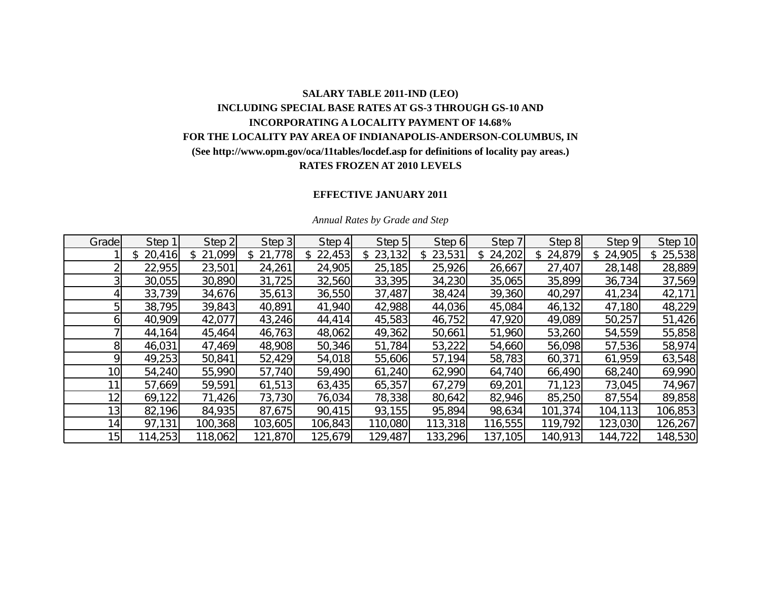**SALARY TABLE 2011-IND (LEO)**

**INCLUDING SPECIAL BASE RATES AT GS-3 THROUGH GS-10 AND**

**INCORPORATING A LOCALITY PAYMENT OF 14.68%**

**FOR THE LOCALITY PAY AREA OF INDIANAPOLIS-ANDERSON-COLUMBUS, IN**

**(See http://www.opm.gov/oca/11tables/locdef.asp for definitions of locality pay areas.)**

**RATES FROZEN AT 2010 LEVELS**

**EFFECTIVE JANUARY 2011**

*Annual Rates by Grade and Step*

| Grade | Step 1 | Step 2 | Step 3 | Step 4 | Step 5 | Step 6 | Step 7 | Step 8 | Step 9 | Step 10 |
|---|---|---|---|---|---|---|---|---|---|---|
| 1 | $ 20,416 | $ 21,099 | $ 21,778 | $ 22,453 | $ 23,132 | $ 23,531 | $ 24,202 | $ 24,879 | $ 24,905 | $ 25,538 |
| 2 | 22,955 | 23,501 | 24,261 | 24,905 | 25,185 | 25,926 | 26,667 | 27,407 | 28,148 | 28,889 |
| 3 | 30,055 | 30,890 | 31,725 | 32,560 | 33,395 | 34,230 | 35,065 | 35,899 | 36,734 | 37,569 |
| 4 | 33,739 | 34,676 | 35,613 | 36,550 | 37,487 | 38,424 | 39,360 | 40,297 | 41,234 | 42,171 |
| 5 | 38,795 | 39,843 | 40,891 | 41,940 | 42,988 | 44,036 | 45,084 | 46,132 | 47,180 | 48,229 |
| 6 | 40,909 | 42,077 | 43,246 | 44,414 | 45,583 | 46,752 | 47,920 | 49,089 | 50,257 | 51,426 |
| 7 | 44,164 | 45,464 | 46,763 | 48,062 | 49,362 | 50,661 | 51,960 | 53,260 | 54,559 | 55,858 |
| 8 | 46,031 | 47,469 | 48,908 | 50,346 | 51,784 | 53,222 | 54,660 | 56,098 | 57,536 | 58,974 |
| 9 | 49,253 | 50,841 | 52,429 | 54,018 | 55,606 | 57,194 | 58,783 | 60,371 | 61,959 | 63,548 |
| 10 | 54,240 | 55,990 | 57,740 | 59,490 | 61,240 | 62,990 | 64,740 | 66,490 | 68,240 | 69,990 |
| 11 | 57,669 | 59,591 | 61,513 | 63,435 | 65,357 | 67,279 | 69,201 | 71,123 | 73,045 | 74,967 |
| 12 | 69,122 | 71,426 | 73,730 | 76,034 | 78,338 | 80,642 | 82,946 | 85,250 | 87,554 | 89,858 |
| 13 | 82,196 | 84,935 | 87,675 | 90,415 | 93,155 | 95,894 | 98,634 | 101,374 | 104,113 | 106,853 |
| 14 | 97,131 | 100,368 | 103,605 | 106,843 | 110,080 | 113,318 | 116,555 | 119,792 | 123,030 | 126,267 |
| 15 | 114,253 | 118,062 | 121,870 | 125,679 | 129,487 | 133,296 | 137,105 | 140,913 | 144,722 | 148,530 |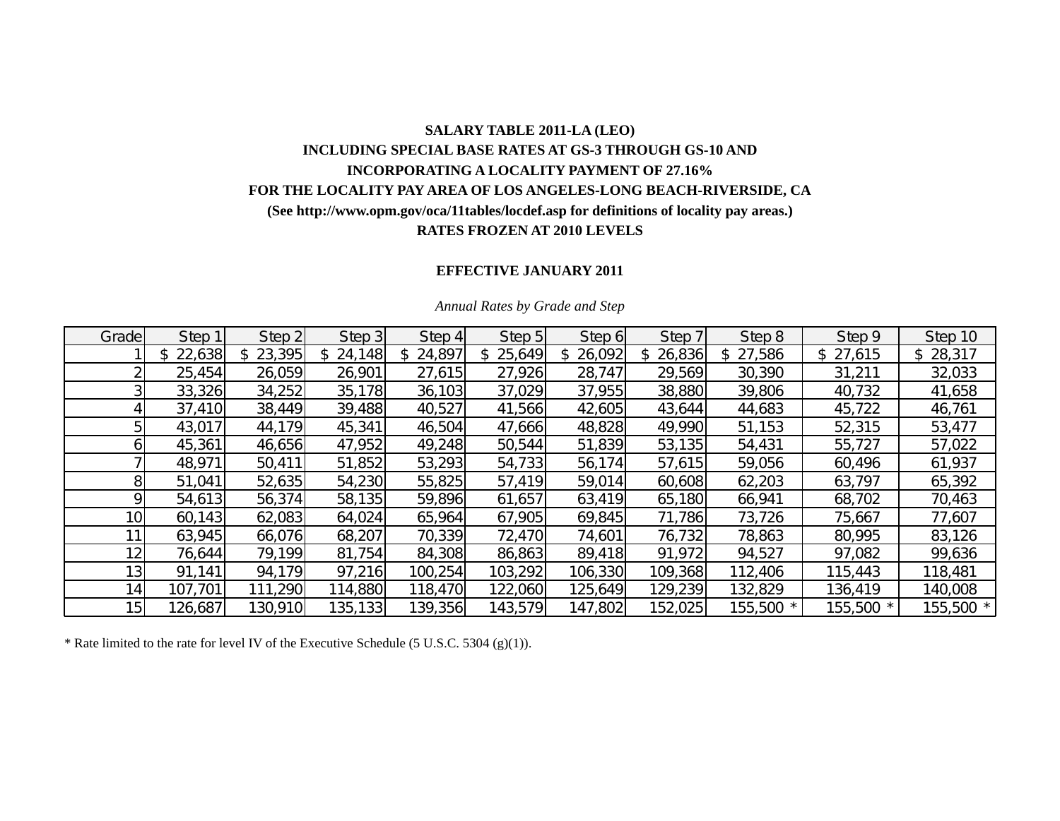**SALARY TABLE 2011-LA (LEO)**

**INCLUDING SPECIAL BASE RATES AT GS-3 THROUGH GS-10 AND**

**INCORPORATING A LOCALITY PAYMENT OF 27.16%**

**FOR THE LOCALITY PAY AREA OF LOS ANGELES-LONG BEACH-RIVERSIDE, CA**

**(See http://www.opm.gov/oca/11tables/locdef.asp for definitions of locality pay areas.)**

**RATES FROZEN AT 2010 LEVELS**

**EFFECTIVE JANUARY 2011**

*Annual Rates by Grade and Step*

| Grade | Step 1 | Step 2 | Step 3 | Step 4 | Step 5 | Step 6 | Step 7 | Step 8 | Step 9 | Step 10 |
|---|---|---|---|---|---|---|---|---|---|---|
| 1 | $ 22,638 | $ 23,395 | $ 24,148 | $ 24,897 | $ 25,649 | $ 26,092 | $ 26,836 | $ 27,586 | $ 27,615 | $ 28,317 |
| 2 | 25,454 | 26,059 | 26,901 | 27,615 | 27,926 | 28,747 | 29,569 | 30,390 | 31,211 | 32,033 |
| 3 | 33,326 | 34,252 | 35,178 | 36,103 | 37,029 | 37,955 | 38,880 | 39,806 | 40,732 | 41,658 |
| 4 | 37,410 | 38,449 | 39,488 | 40,527 | 41,566 | 42,605 | 43,644 | 44,683 | 45,722 | 46,761 |
| 5 | 43,017 | 44,179 | 45,341 | 46,504 | 47,666 | 48,828 | 49,990 | 51,153 | 52,315 | 53,477 |
| 6 | 45,361 | 46,656 | 47,952 | 49,248 | 50,544 | 51,839 | 53,135 | 54,431 | 55,727 | 57,022 |
| 7 | 48,971 | 50,411 | 51,852 | 53,293 | 54,733 | 56,174 | 57,615 | 59,056 | 60,496 | 61,937 |
| 8 | 51,041 | 52,635 | 54,230 | 55,825 | 57,419 | 59,014 | 60,608 | 62,203 | 63,797 | 65,392 |
| 9 | 54,613 | 56,374 | 58,135 | 59,896 | 61,657 | 63,419 | 65,180 | 66,941 | 68,702 | 70,463 |
| 10 | 60,143 | 62,083 | 64,024 | 65,964 | 67,905 | 69,845 | 71,786 | 73,726 | 75,667 | 77,607 |
| 11 | 63,945 | 66,076 | 68,207 | 70,339 | 72,470 | 74,601 | 76,732 | 78,863 | 80,995 | 83,126 |
| 12 | 76,644 | 79,199 | 81,754 | 84,308 | 86,863 | 89,418 | 91,972 | 94,527 | 97,082 | 99,636 |
| 13 | 91,141 | 94,179 | 97,216 | 100,254 | 103,292 | 106,330 | 109,368 | 112,406 | 115,443 | 118,481 |
| 14 | 107,701 | 111,290 | 114,880 | 118,470 | 122,060 | 125,649 | 129,239 | 132,829 | 136,419 | 140,008 |
| 15 | 126,687 | 130,910 | 135,133 | 139,356 | 143,579 | 147,802 | 152,025 | 155,500 * | 155,500 * | 155,500 * |

* Rate limited to the rate for level IV of the Executive Schedule (5 U.S.C. 5304 (g)(1)).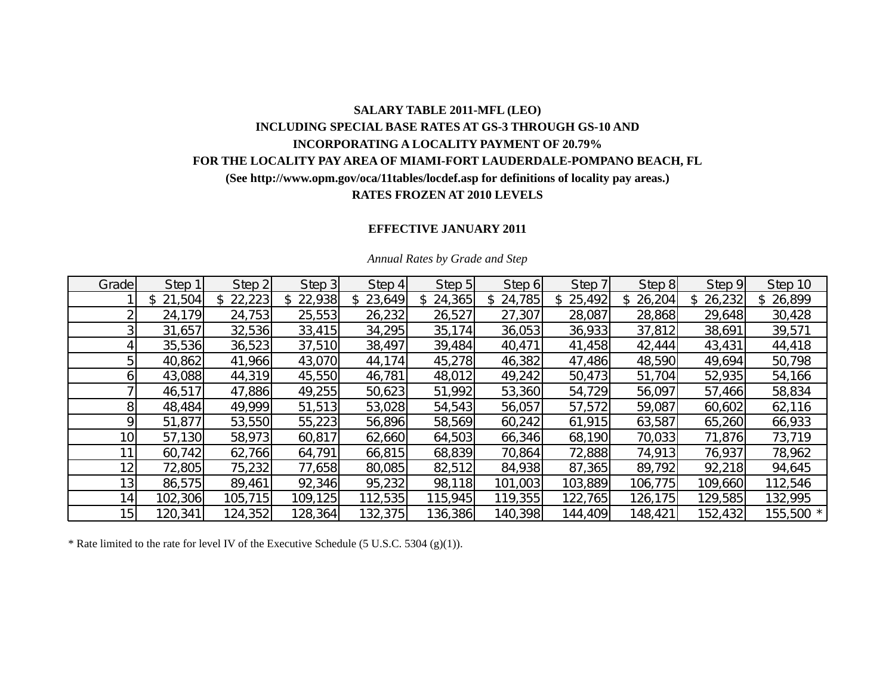**SALARY TABLE 2011-MFL (LEO)**

**INCLUDING SPECIAL BASE RATES AT GS-3 THROUGH GS-10 AND**

**INCORPORATING A LOCALITY PAYMENT OF 20.79%**

**FOR THE LOCALITY PAY AREA OF MIAMI-FORT LAUDERDALE-POMPANO BEACH, FL**

**(See http://www.opm.gov/oca/11tables/locdef.asp for definitions of locality pay areas.)**

**RATES FROZEN AT 2010 LEVELS**

**EFFECTIVE JANUARY 2011**

*Annual Rates by Grade and Step*

| Grade | Step 1 | Step 2 | Step 3 | Step 4 | Step 5 | Step 6 | Step 7 | Step 8 | Step 9 | Step 10 |
|---|---|---|---|---|---|---|---|---|---|---|
| 1 | $ 21,504 | $ 22,223 | $ 22,938 | $ 23,649 | $ 24,365 | $ 24,785 | $ 25,492 | $ 26,204 | $ 26,232 | $ 26,899 |
| 2 | 24,179 | 24,753 | 25,553 | 26,232 | 26,527 | 27,307 | 28,087 | 28,868 | 29,648 | 30,428 |
| 3 | 31,657 | 32,536 | 33,415 | 34,295 | 35,174 | 36,053 | 36,933 | 37,812 | 38,691 | 39,571 |
| 4 | 35,536 | 36,523 | 37,510 | 38,497 | 39,484 | 40,471 | 41,458 | 42,444 | 43,431 | 44,418 |
| 5 | 40,862 | 41,966 | 43,070 | 44,174 | 45,278 | 46,382 | 47,486 | 48,590 | 49,694 | 50,798 |
| 6 | 43,088 | 44,319 | 45,550 | 46,781 | 48,012 | 49,242 | 50,473 | 51,704 | 52,935 | 54,166 |
| 7 | 46,517 | 47,886 | 49,255 | 50,623 | 51,992 | 53,360 | 54,729 | 56,097 | 57,466 | 58,834 |
| 8 | 48,484 | 49,999 | 51,513 | 53,028 | 54,543 | 56,057 | 57,572 | 59,087 | 60,602 | 62,116 |
| 9 | 51,877 | 53,550 | 55,223 | 56,896 | 58,569 | 60,242 | 61,915 | 63,587 | 65,260 | 66,933 |
| 10 | 57,130 | 58,973 | 60,817 | 62,660 | 64,503 | 66,346 | 68,190 | 70,033 | 71,876 | 73,719 |
| 11 | 60,742 | 62,766 | 64,791 | 66,815 | 68,839 | 70,864 | 72,888 | 74,913 | 76,937 | 78,962 |
| 12 | 72,805 | 75,232 | 77,658 | 80,085 | 82,512 | 84,938 | 87,365 | 89,792 | 92,218 | 94,645 |
| 13 | 86,575 | 89,461 | 92,346 | 95,232 | 98,118 | 101,003 | 103,889 | 106,775 | 109,660 | 112,546 |
| 14 | 102,306 | 105,715 | 109,125 | 112,535 | 115,945 | 119,355 | 122,765 | 126,175 | 129,585 | 132,995 |
| 15 | 120,341 | 124,352 | 128,364 | 132,375 | 136,386 | 140,398 | 144,409 | 148,421 | 152,432 | 155,500 * |

* Rate limited to the rate for level IV of the Executive Schedule (5 U.S.C. 5304 (g)(1)).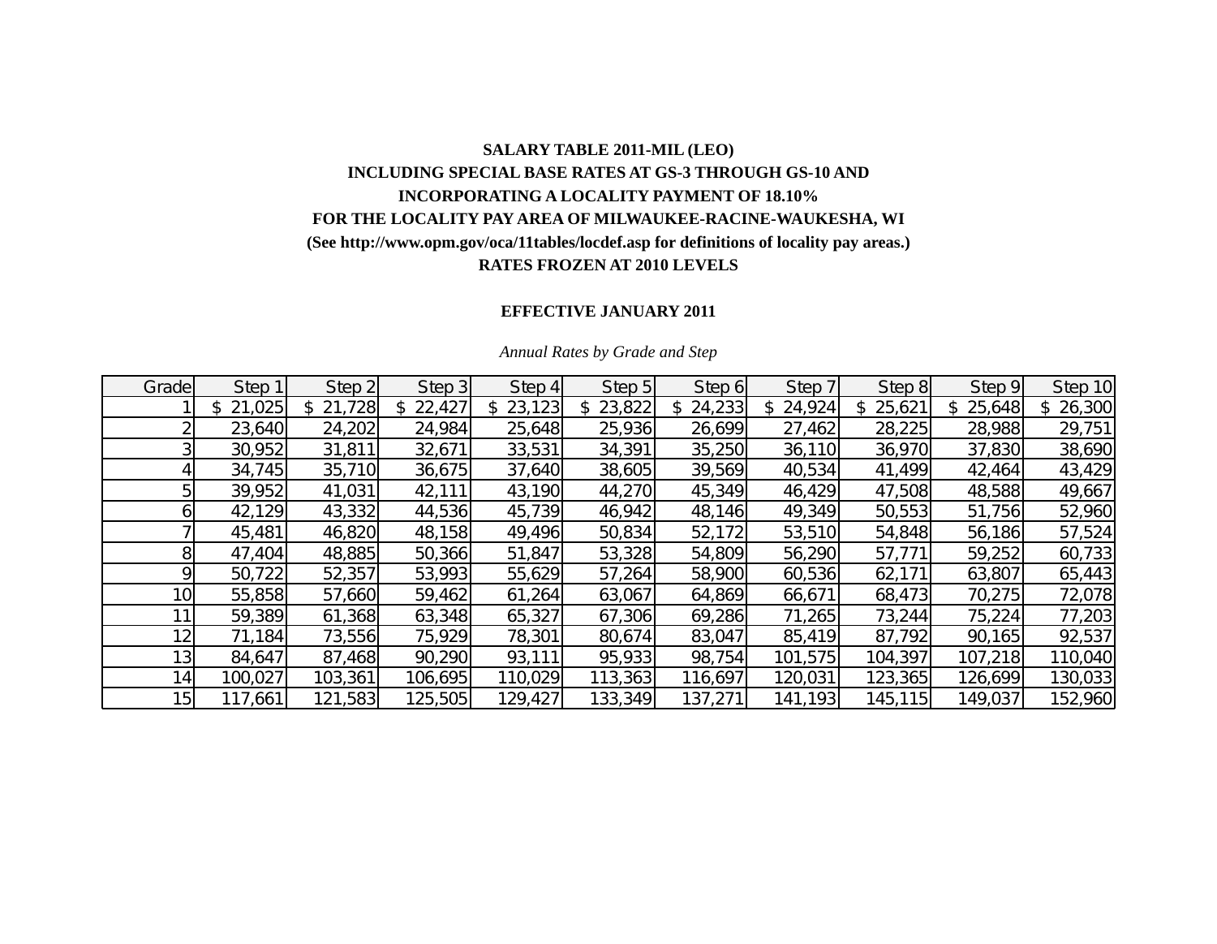**SALARY TABLE 2011-MIL (LEO)**

**INCLUDING SPECIAL BASE RATES AT GS-3 THROUGH GS-10 AND**

**INCORPORATING A LOCALITY PAYMENT OF 18.10%**

**FOR THE LOCALITY PAY AREA OF MILWAUKEE-RACINE-WAUKESHA, WI**

**(See http://www.opm.gov/oca/11tables/locdef.asp for definitions of locality pay areas.)**

**RATES FROZEN AT 2010 LEVELS**

**EFFECTIVE JANUARY 2011**

*Annual Rates by Grade and Step*

| Grade | Step 1 | Step 2 | Step 3 | Step 4 | Step 5 | Step 6 | Step 7 | Step 8 | Step 9 | Step 10 |
|---|---|---|---|---|---|---|---|---|---|---|
| 1 | $ 21,025 | $ 21,728 | $ 22,427 | $ 23,123 | $ 23,822 | $ 24,233 | $ 24,924 | $ 25,621 | $ 25,648 | $ 26,300 |
| 2 | 23,640 | 24,202 | 24,984 | 25,648 | 25,936 | 26,699 | 27,462 | 28,225 | 28,988 | 29,751 |
| 3 | 30,952 | 31,811 | 32,671 | 33,531 | 34,391 | 35,250 | 36,110 | 36,970 | 37,830 | 38,690 |
| 4 | 34,745 | 35,710 | 36,675 | 37,640 | 38,605 | 39,569 | 40,534 | 41,499 | 42,464 | 43,429 |
| 5 | 39,952 | 41,031 | 42,111 | 43,190 | 44,270 | 45,349 | 46,429 | 47,508 | 48,588 | 49,667 |
| 6 | 42,129 | 43,332 | 44,536 | 45,739 | 46,942 | 48,146 | 49,349 | 50,553 | 51,756 | 52,960 |
| 7 | 45,481 | 46,820 | 48,158 | 49,496 | 50,834 | 52,172 | 53,510 | 54,848 | 56,186 | 57,524 |
| 8 | 47,404 | 48,885 | 50,366 | 51,847 | 53,328 | 54,809 | 56,290 | 57,771 | 59,252 | 60,733 |
| 9 | 50,722 | 52,357 | 53,993 | 55,629 | 57,264 | 58,900 | 60,536 | 62,171 | 63,807 | 65,443 |
| 10 | 55,858 | 57,660 | 59,462 | 61,264 | 63,067 | 64,869 | 66,671 | 68,473 | 70,275 | 72,078 |
| 11 | 59,389 | 61,368 | 63,348 | 65,327 | 67,306 | 69,286 | 71,265 | 73,244 | 75,224 | 77,203 |
| 12 | 71,184 | 73,556 | 75,929 | 78,301 | 80,674 | 83,047 | 85,419 | 87,792 | 90,165 | 92,537 |
| 13 | 84,647 | 87,468 | 90,290 | 93,111 | 95,933 | 98,754 | 101,575 | 104,397 | 107,218 | 110,040 |
| 14 | 100,027 | 103,361 | 106,695 | 110,029 | 113,363 | 116,697 | 120,031 | 123,365 | 126,699 | 130,033 |
| 15 | 117,661 | 121,583 | 125,505 | 129,427 | 133,349 | 137,271 | 141,193 | 145,115 | 149,037 | 152,960 |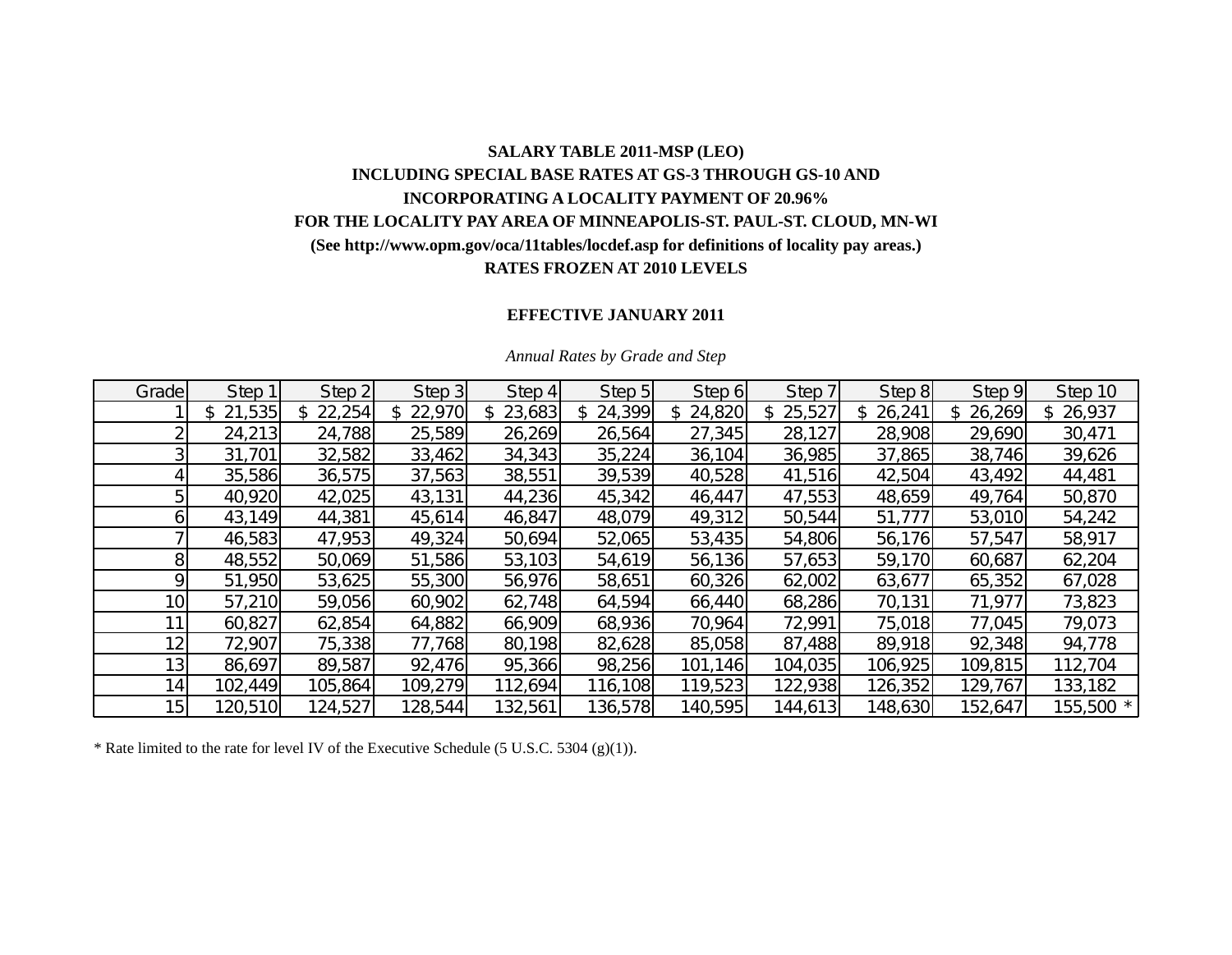**SALARY TABLE 2011-MSP (LEO)**

**INCLUDING SPECIAL BASE RATES AT GS-3 THROUGH GS-10 AND**

**INCORPORATING A LOCALITY PAYMENT OF 20.96%**

**FOR THE LOCALITY PAY AREA OF MINNEAPOLIS-ST. PAUL-ST. CLOUD, MN-WI**

**(See http://www.opm.gov/oca/11tables/locdef.asp for definitions of locality pay areas.)**

**RATES FROZEN AT 2010 LEVELS**

**EFFECTIVE JANUARY 2011**

*Annual Rates by Grade and Step*

| Grade | Step 1 | Step 2 | Step 3 | Step 4 | Step 5 | Step 6 | Step 7 | Step 8 | Step 9 | Step 10 |
|---|---|---|---|---|---|---|---|---|---|---|
| 1 | $ 21,535 | $ 22,254 | $ 22,970 | $ 23,683 | $ 24,399 | $ 24,820 | $ 25,527 | $ 26,241 | $ 26,269 | $ 26,937 |
| 2 | 24,213 | 24,788 | 25,589 | 26,269 | 26,564 | 27,345 | 28,127 | 28,908 | 29,690 | 30,471 |
| 3 | 31,701 | 32,582 | 33,462 | 34,343 | 35,224 | 36,104 | 36,985 | 37,865 | 38,746 | 39,626 |
| 4 | 35,586 | 36,575 | 37,563 | 38,551 | 39,539 | 40,528 | 41,516 | 42,504 | 43,492 | 44,481 |
| 5 | 40,920 | 42,025 | 43,131 | 44,236 | 45,342 | 46,447 | 47,553 | 48,659 | 49,764 | 50,870 |
| 6 | 43,149 | 44,381 | 45,614 | 46,847 | 48,079 | 49,312 | 50,544 | 51,777 | 53,010 | 54,242 |
| 7 | 46,583 | 47,953 | 49,324 | 50,694 | 52,065 | 53,435 | 54,806 | 56,176 | 57,547 | 58,917 |
| 8 | 48,552 | 50,069 | 51,586 | 53,103 | 54,619 | 56,136 | 57,653 | 59,170 | 60,687 | 62,204 |
| 9 | 51,950 | 53,625 | 55,300 | 56,976 | 58,651 | 60,326 | 62,002 | 63,677 | 65,352 | 67,028 |
| 10 | 57,210 | 59,056 | 60,902 | 62,748 | 64,594 | 66,440 | 68,286 | 70,131 | 71,977 | 73,823 |
| 11 | 60,827 | 62,854 | 64,882 | 66,909 | 68,936 | 70,964 | 72,991 | 75,018 | 77,045 | 79,073 |
| 12 | 72,907 | 75,338 | 77,768 | 80,198 | 82,628 | 85,058 | 87,488 | 89,918 | 92,348 | 94,778 |
| 13 | 86,697 | 89,587 | 92,476 | 95,366 | 98,256 | 101,146 | 104,035 | 106,925 | 109,815 | 112,704 |
| 14 | 102,449 | 105,864 | 109,279 | 112,694 | 116,108 | 119,523 | 122,938 | 126,352 | 129,767 | 133,182 |
| 15 | 120,510 | 124,527 | 128,544 | 132,561 | 136,578 | 140,595 | 144,613 | 148,630 | 152,647 | 155,500 * |

\* Rate limited to the rate for level IV of the Executive Schedule (5 U.S.C. 5304 (g)(1)).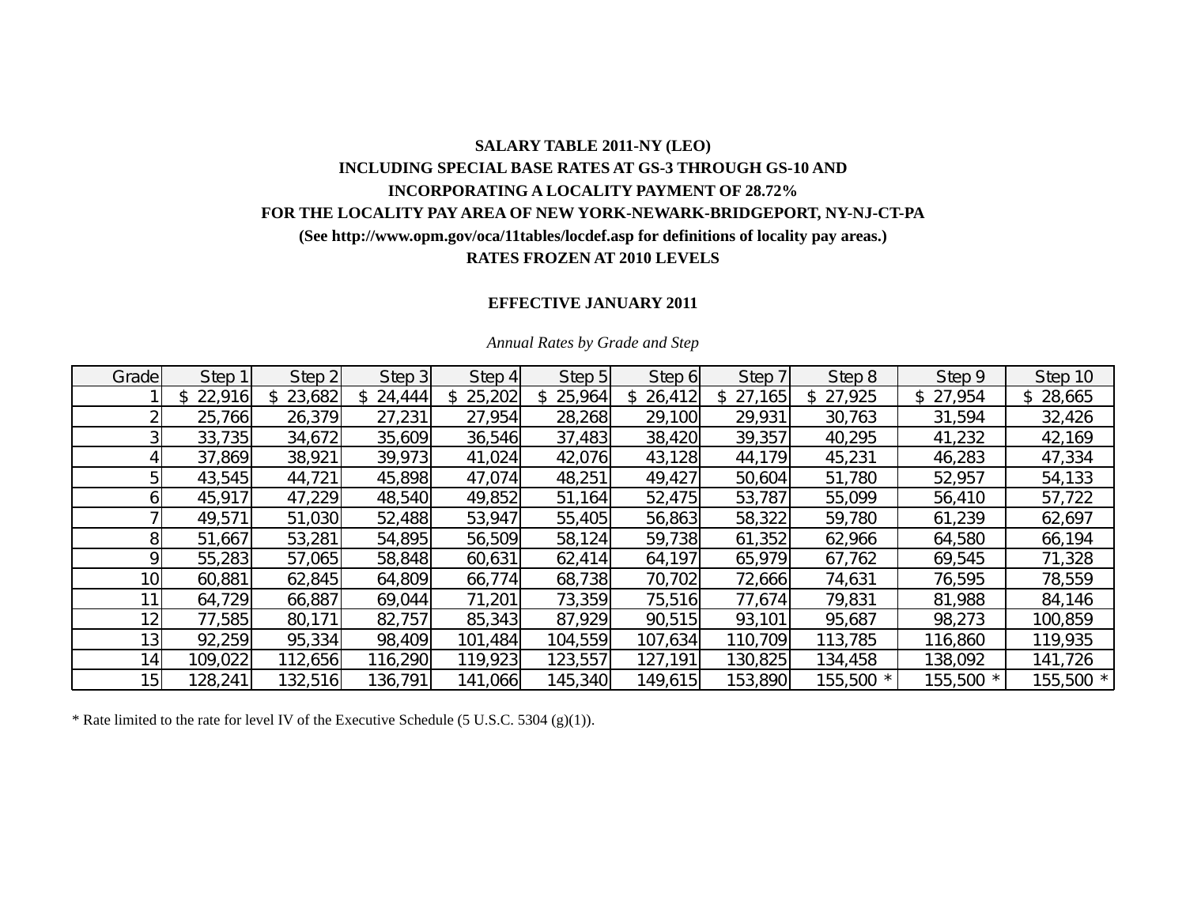**SALARY TABLE 2011-NY (LEO)**

**INCLUDING SPECIAL BASE RATES AT GS-3 THROUGH GS-10 AND**

**INCORPORATING A LOCALITY PAYMENT OF 28.72%**

**FOR THE LOCALITY PAY AREA OF NEW YORK-NEWARK-BRIDGEPORT, NY-NJ-CT-PA**

**(See http://www.opm.gov/oca/11tables/locdef.asp for definitions of locality pay areas.)**

**RATES FROZEN AT 2010 LEVELS**

**EFFECTIVE JANUARY 2011**

*Annual Rates by Grade and Step*

| Grade | Step 1 | Step 2 | Step 3 | Step 4 | Step 5 | Step 6 | Step 7 | Step 8 | Step 9 | Step 10 |
|---|---|---|---|---|---|---|---|---|---|---|
| 1 | $ 22,916 | $ 23,682 | $ 24,444 | $ 25,202 | $ 25,964 | $ 26,412 | $ 27,165 | $ 27,925 | $ 27,954 | $ 28,665 |
| 2 | 25,766 | 26,379 | 27,231 | 27,954 | 28,268 | 29,100 | 29,931 | 30,763 | 31,594 | 32,426 |
| 3 | 33,735 | 34,672 | 35,609 | 36,546 | 37,483 | 38,420 | 39,357 | 40,295 | 41,232 | 42,169 |
| 4 | 37,869 | 38,921 | 39,973 | 41,024 | 42,076 | 43,128 | 44,179 | 45,231 | 46,283 | 47,334 |
| 5 | 43,545 | 44,721 | 45,898 | 47,074 | 48,251 | 49,427 | 50,604 | 51,780 | 52,957 | 54,133 |
| 6 | 45,917 | 47,229 | 48,540 | 49,852 | 51,164 | 52,475 | 53,787 | 55,099 | 56,410 | 57,722 |
| 7 | 49,571 | 51,030 | 52,488 | 53,947 | 55,405 | 56,863 | 58,322 | 59,780 | 61,239 | 62,697 |
| 8 | 51,667 | 53,281 | 54,895 | 56,509 | 58,124 | 59,738 | 61,352 | 62,966 | 64,580 | 66,194 |
| 9 | 55,283 | 57,065 | 58,848 | 60,631 | 62,414 | 64,197 | 65,979 | 67,762 | 69,545 | 71,328 |
| 10 | 60,881 | 62,845 | 64,809 | 66,774 | 68,738 | 70,702 | 72,666 | 74,631 | 76,595 | 78,559 |
| 11 | 64,729 | 66,887 | 69,044 | 71,201 | 73,359 | 75,516 | 77,674 | 79,831 | 81,988 | 84,146 |
| 12 | 77,585 | 80,171 | 82,757 | 85,343 | 87,929 | 90,515 | 93,101 | 95,687 | 98,273 | 100,859 |
| 13 | 92,259 | 95,334 | 98,409 | 101,484 | 104,559 | 107,634 | 110,709 | 113,785 | 116,860 | 119,935 |
| 14 | 109,022 | 112,656 | 116,290 | 119,923 | 123,557 | 127,191 | 130,825 | 134,458 | 138,092 | 141,726 |
| 15 | 128,241 | 132,516 | 136,791 | 141,066 | 145,340 | 149,615 | 153,890 | 155,500 * | 155,500 * | 155,500 * |

* Rate limited to the rate for level IV of the Executive Schedule (5 U.S.C. 5304 (g)(1)).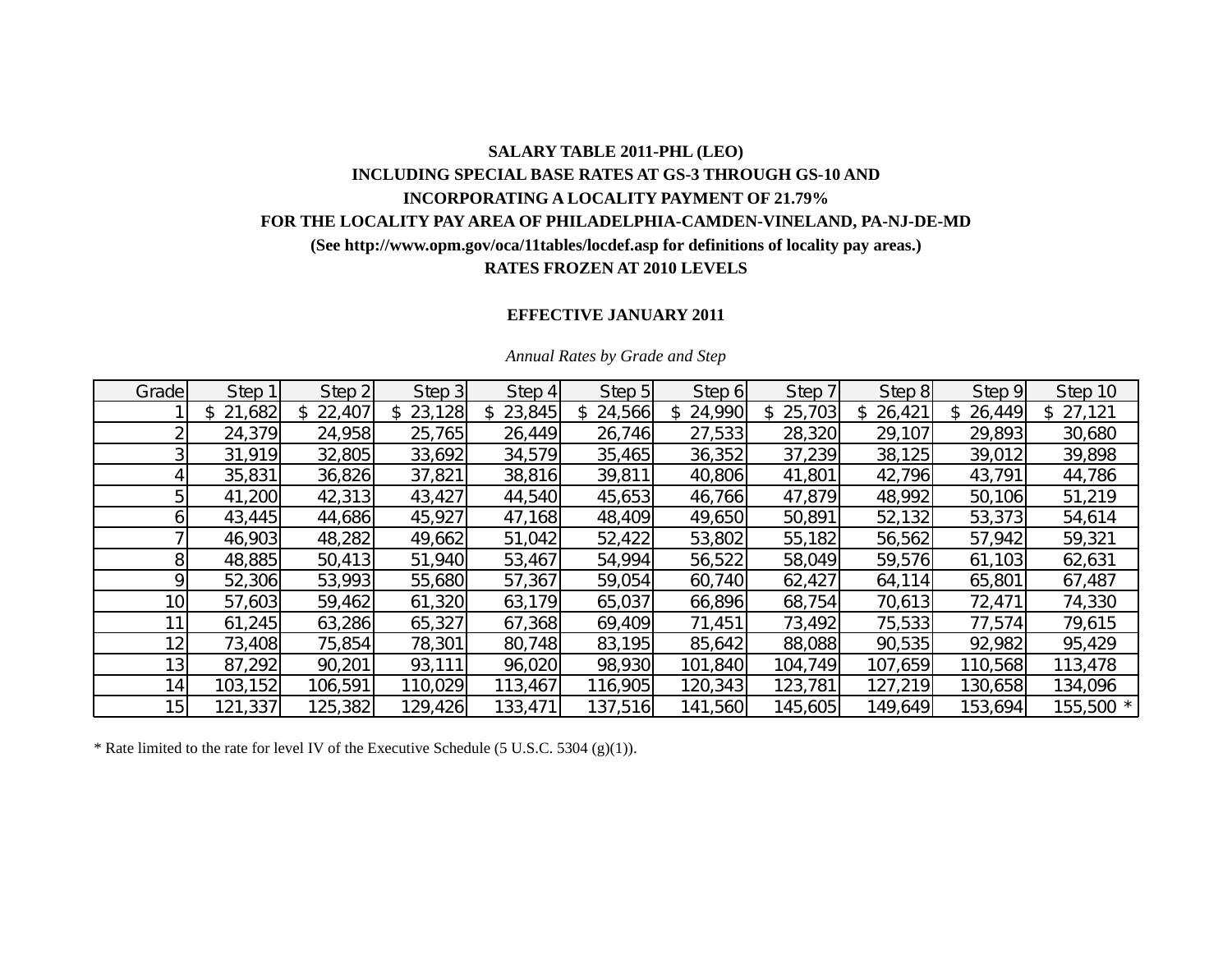**SALARY TABLE 2011-PHL (LEO)**

**INCLUDING SPECIAL BASE RATES AT GS-3 THROUGH GS-10 AND**

**INCORPORATING A LOCALITY PAYMENT OF 21.79%**

**FOR THE LOCALITY PAY AREA OF PHILADELPHIA-CAMDEN-VINELAND, PA-NJ-DE-MD**

**(See http://www.opm.gov/oca/11tables/locdef.asp for definitions of locality pay areas.)**

**RATES FROZEN AT 2010 LEVELS**

**EFFECTIVE JANUARY 2011**

*Annual Rates by Grade and Step*

| Grade | Step 1 | Step 2 | Step 3 | Step 4 | Step 5 | Step 6 | Step 7 | Step 8 | Step 9 | Step 10 |
|---|---|---|---|---|---|---|---|---|---|---|
| 1 | $ 21,682 | $ 22,407 | $ 23,128 | $ 23,845 | $ 24,566 | $ 24,990 | $ 25,703 | $ 26,421 | $ 26,449 | $ 27,121 |
| 2 | 24,379 | 24,958 | 25,765 | 26,449 | 26,746 | 27,533 | 28,320 | 29,107 | 29,893 | 30,680 |
| 3 | 31,919 | 32,805 | 33,692 | 34,579 | 35,465 | 36,352 | 37,239 | 38,125 | 39,012 | 39,898 |
| 4 | 35,831 | 36,826 | 37,821 | 38,816 | 39,811 | 40,806 | 41,801 | 42,796 | 43,791 | 44,786 |
| 5 | 41,200 | 42,313 | 43,427 | 44,540 | 45,653 | 46,766 | 47,879 | 48,992 | 50,106 | 51,219 |
| 6 | 43,445 | 44,686 | 45,927 | 47,168 | 48,409 | 49,650 | 50,891 | 52,132 | 53,373 | 54,614 |
| 7 | 46,903 | 48,282 | 49,662 | 51,042 | 52,422 | 53,802 | 55,182 | 56,562 | 57,942 | 59,321 |
| 8 | 48,885 | 50,413 | 51,940 | 53,467 | 54,994 | 56,522 | 58,049 | 59,576 | 61,103 | 62,631 |
| 9 | 52,306 | 53,993 | 55,680 | 57,367 | 59,054 | 60,740 | 62,427 | 64,114 | 65,801 | 67,487 |
| 10 | 57,603 | 59,462 | 61,320 | 63,179 | 65,037 | 66,896 | 68,754 | 70,613 | 72,471 | 74,330 |
| 11 | 61,245 | 63,286 | 65,327 | 67,368 | 69,409 | 71,451 | 73,492 | 75,533 | 77,574 | 79,615 |
| 12 | 73,408 | 75,854 | 78,301 | 80,748 | 83,195 | 85,642 | 88,088 | 90,535 | 92,982 | 95,429 |
| 13 | 87,292 | 90,201 | 93,111 | 96,020 | 98,930 | 101,840 | 104,749 | 107,659 | 110,568 | 113,478 |
| 14 | 103,152 | 106,591 | 110,029 | 113,467 | 116,905 | 120,343 | 123,781 | 127,219 | 130,658 | 134,096 |
| 15 | 121,337 | 125,382 | 129,426 | 133,471 | 137,516 | 141,560 | 145,605 | 149,649 | 153,694 | 155,500 * |

* Rate limited to the rate for level IV of the Executive Schedule (5 U.S.C. 5304 (g)(1)).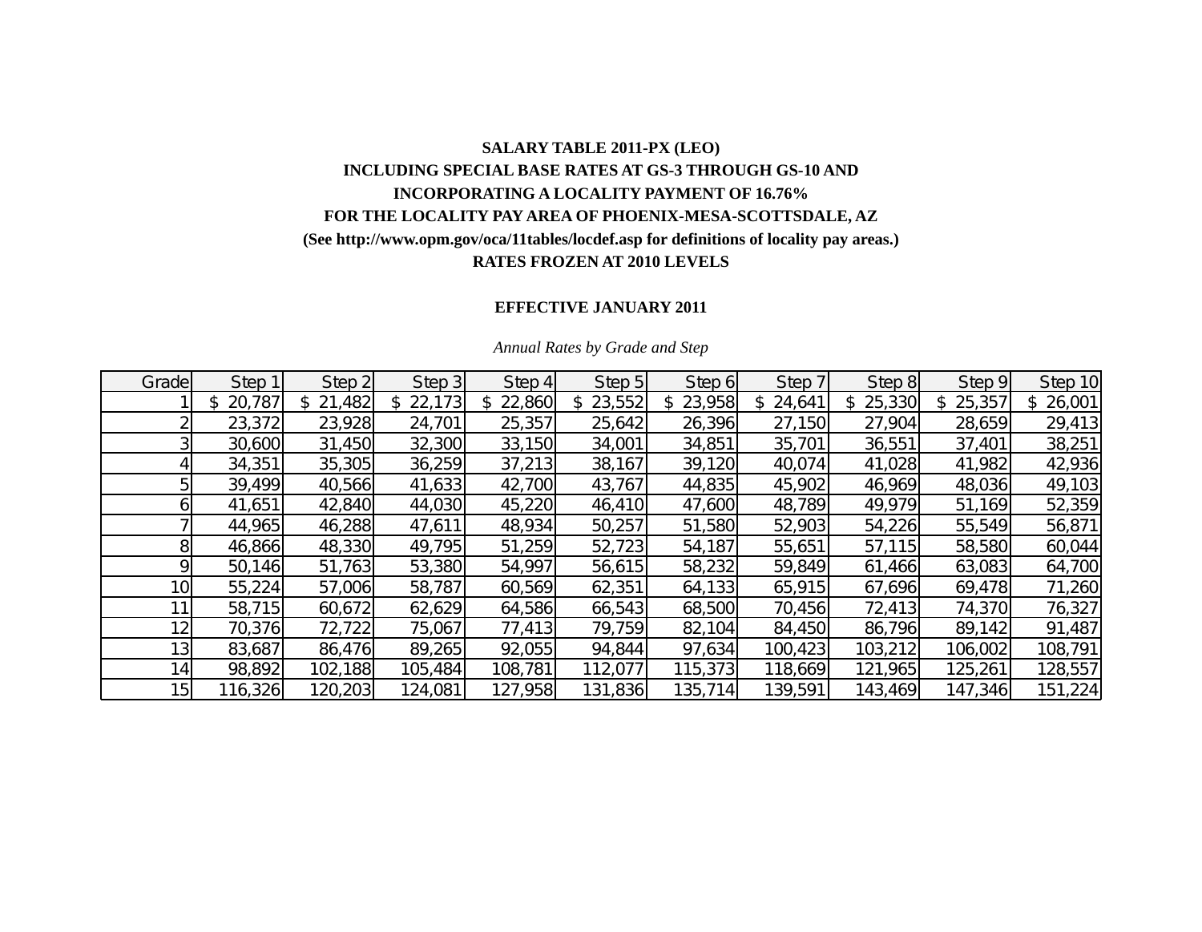**SALARY TABLE 2011-PX (LEO)**
**INCLUDING SPECIAL BASE RATES AT GS-3 THROUGH GS-10 AND**
**INCORPORATING A LOCALITY PAYMENT OF 16.76%**
**FOR THE LOCALITY PAY AREA OF PHOENIX-MESA-SCOTTSDALE, AZ**
**(See http://www.opm.gov/oca/11tables/locdef.asp for definitions of locality pay areas.)**
**RATES FROZEN AT 2010 LEVELS**

**EFFECTIVE JANUARY 2011**

*Annual Rates by Grade and Step*

| Grade | Step 1 | Step 2 | Step 3 | Step 4 | Step 5 | Step 6 | Step 7 | Step 8 | Step 9 | Step 10 |
|---|---|---|---|---|---|---|---|---|---|---|
| 1 | $ 20,787 | $ 21,482 | $ 22,173 | $ 22,860 | $ 23,552 | $ 23,958 | $ 24,641 | $ 25,330 | $ 25,357 | $ 26,001 |
| 2 | 23,372 | 23,928 | 24,701 | 25,357 | 25,642 | 26,396 | 27,150 | 27,904 | 28,659 | 29,413 |
| 3 | 30,600 | 31,450 | 32,300 | 33,150 | 34,001 | 34,851 | 35,701 | 36,551 | 37,401 | 38,251 |
| 4 | 34,351 | 35,305 | 36,259 | 37,213 | 38,167 | 39,120 | 40,074 | 41,028 | 41,982 | 42,936 |
| 5 | 39,499 | 40,566 | 41,633 | 42,700 | 43,767 | 44,835 | 45,902 | 46,969 | 48,036 | 49,103 |
| 6 | 41,651 | 42,840 | 44,030 | 45,220 | 46,410 | 47,600 | 48,789 | 49,979 | 51,169 | 52,359 |
| 7 | 44,965 | 46,288 | 47,611 | 48,934 | 50,257 | 51,580 | 52,903 | 54,226 | 55,549 | 56,871 |
| 8 | 46,866 | 48,330 | 49,795 | 51,259 | 52,723 | 54,187 | 55,651 | 57,115 | 58,580 | 60,044 |
| 9 | 50,146 | 51,763 | 53,380 | 54,997 | 56,615 | 58,232 | 59,849 | 61,466 | 63,083 | 64,700 |
| 10 | 55,224 | 57,006 | 58,787 | 60,569 | 62,351 | 64,133 | 65,915 | 67,696 | 69,478 | 71,260 |
| 11 | 58,715 | 60,672 | 62,629 | 64,586 | 66,543 | 68,500 | 70,456 | 72,413 | 74,370 | 76,327 |
| 12 | 70,376 | 72,722 | 75,067 | 77,413 | 79,759 | 82,104 | 84,450 | 86,796 | 89,142 | 91,487 |
| 13 | 83,687 | 86,476 | 89,265 | 92,055 | 94,844 | 97,634 | 100,423 | 103,212 | 106,002 | 108,791 |
| 14 | 98,892 | 102,188 | 105,484 | 108,781 | 112,077 | 115,373 | 118,669 | 121,965 | 125,261 | 128,557 |
| 15 | 116,326 | 120,203 | 124,081 | 127,958 | 131,836 | 135,714 | 139,591 | 143,469 | 147,346 | 151,224 |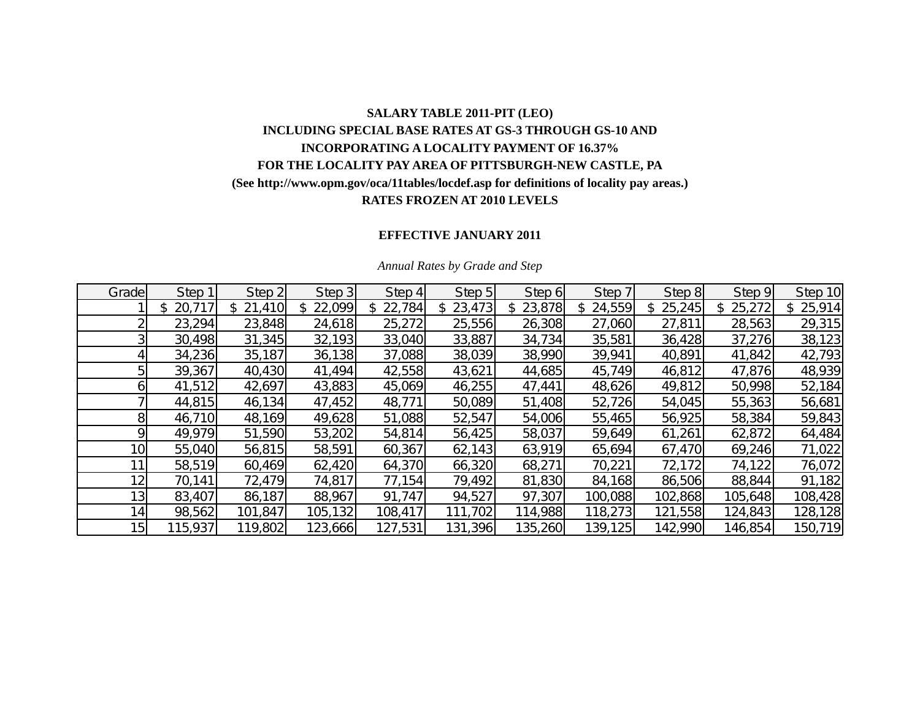**SALARY TABLE 2011-PIT (LEO)**

**INCLUDING SPECIAL BASE RATES AT GS-3 THROUGH GS-10 AND**

**INCORPORATING A LOCALITY PAYMENT OF 16.37%**

**FOR THE LOCALITY PAY AREA OF PITTSBURGH-NEW CASTLE, PA**

**(See http://www.opm.gov/oca/11tables/locdef.asp for definitions of locality pay areas.)**

**RATES FROZEN AT 2010 LEVELS**

**EFFECTIVE JANUARY 2011**

*Annual Rates by Grade and Step*

| Grade | Step 1 | Step 2 | Step 3 | Step 4 | Step 5 | Step 6 | Step 7 | Step 8 | Step 9 | Step 10 |
|---|---|---|---|---|---|---|---|---|---|---|
| 1 | $ 20,717 | $ 21,410 | $ 22,099 | $ 22,784 | $ 23,473 | $ 23,878 | $ 24,559 | $ 25,245 | $ 25,272 | $ 25,914 |
| 2 | 23,294 | 23,848 | 24,618 | 25,272 | 25,556 | 26,308 | 27,060 | 27,811 | 28,563 | 29,315 |
| 3 | 30,498 | 31,345 | 32,193 | 33,040 | 33,887 | 34,734 | 35,581 | 36,428 | 37,276 | 38,123 |
| 4 | 34,236 | 35,187 | 36,138 | 37,088 | 38,039 | 38,990 | 39,941 | 40,891 | 41,842 | 42,793 |
| 5 | 39,367 | 40,430 | 41,494 | 42,558 | 43,621 | 44,685 | 45,749 | 46,812 | 47,876 | 48,939 |
| 6 | 41,512 | 42,697 | 43,883 | 45,069 | 46,255 | 47,441 | 48,626 | 49,812 | 50,998 | 52,184 |
| 7 | 44,815 | 46,134 | 47,452 | 48,771 | 50,089 | 51,408 | 52,726 | 54,045 | 55,363 | 56,681 |
| 8 | 46,710 | 48,169 | 49,628 | 51,088 | 52,547 | 54,006 | 55,465 | 56,925 | 58,384 | 59,843 |
| 9 | 49,979 | 51,590 | 53,202 | 54,814 | 56,425 | 58,037 | 59,649 | 61,261 | 62,872 | 64,484 |
| 10 | 55,040 | 56,815 | 58,591 | 60,367 | 62,143 | 63,919 | 65,694 | 67,470 | 69,246 | 71,022 |
| 11 | 58,519 | 60,469 | 62,420 | 64,370 | 66,320 | 68,271 | 70,221 | 72,172 | 74,122 | 76,072 |
| 12 | 70,141 | 72,479 | 74,817 | 77,154 | 79,492 | 81,830 | 84,168 | 86,506 | 88,844 | 91,182 |
| 13 | 83,407 | 86,187 | 88,967 | 91,747 | 94,527 | 97,307 | 100,088 | 102,868 | 105,648 | 108,428 |
| 14 | 98,562 | 101,847 | 105,132 | 108,417 | 111,702 | 114,988 | 118,273 | 121,558 | 124,843 | 128,128 |
| 15 | 115,937 | 119,802 | 123,666 | 127,531 | 131,396 | 135,260 | 139,125 | 142,990 | 146,854 | 150,719 |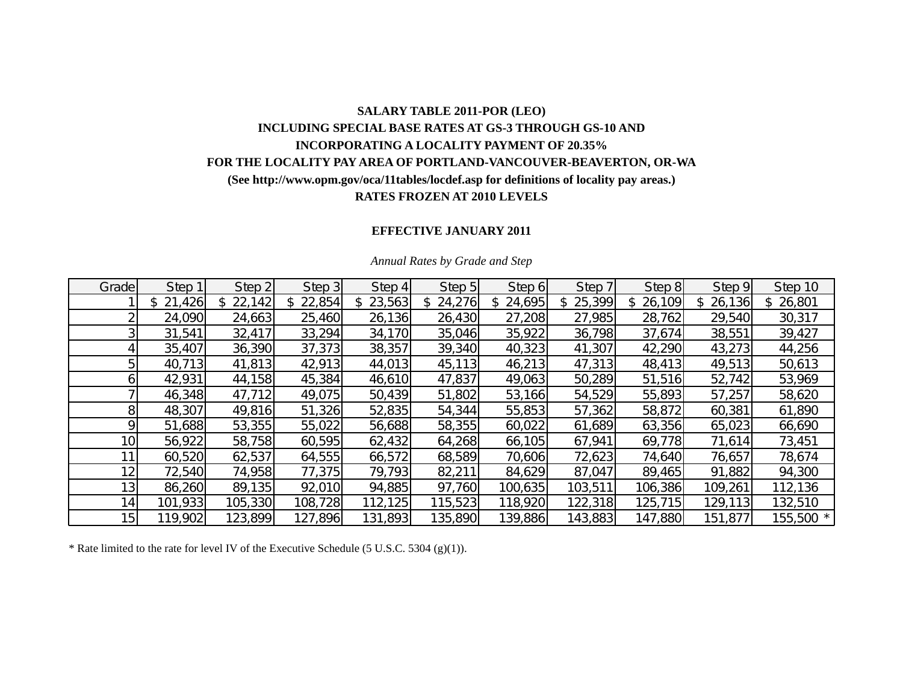**SALARY TABLE 2011-POR (LEO)**

**INCLUDING SPECIAL BASE RATES AT GS-3 THROUGH GS-10 AND**

**INCORPORATING A LOCALITY PAYMENT OF 20.35%**

**FOR THE LOCALITY PAY AREA OF PORTLAND-VANCOUVER-BEAVERTON, OR-WA**

**(See http://www.opm.gov/oca/11tables/locdef.asp for definitions of locality pay areas.)**

**RATES FROZEN AT 2010 LEVELS**

**EFFECTIVE JANUARY 2011**

*Annual Rates by Grade and Step*

| Grade | Step 1 | Step 2 | Step 3 | Step 4 | Step 5 | Step 6 | Step 7 | Step 8 | Step 9 | Step 10 |
|---|---|---|---|---|---|---|---|---|---|---|
| 1 | $ 21,426 | $ 22,142 | $ 22,854 | $ 23,563 | $ 24,276 | $ 24,695 | $ 25,399 | $ 26,109 | $ 26,136 | $ 26,801 |
| 2 | 24,090 | 24,663 | 25,460 | 26,136 | 26,430 | 27,208 | 27,985 | 28,762 | 29,540 | 30,317 |
| 3 | 31,541 | 32,417 | 33,294 | 34,170 | 35,046 | 35,922 | 36,798 | 37,674 | 38,551 | 39,427 |
| 4 | 35,407 | 36,390 | 37,373 | 38,357 | 39,340 | 40,323 | 41,307 | 42,290 | 43,273 | 44,256 |
| 5 | 40,713 | 41,813 | 42,913 | 44,013 | 45,113 | 46,213 | 47,313 | 48,413 | 49,513 | 50,613 |
| 6 | 42,931 | 44,158 | 45,384 | 46,610 | 47,837 | 49,063 | 50,289 | 51,516 | 52,742 | 53,969 |
| 7 | 46,348 | 47,712 | 49,075 | 50,439 | 51,802 | 53,166 | 54,529 | 55,893 | 57,257 | 58,620 |
| 8 | 48,307 | 49,816 | 51,326 | 52,835 | 54,344 | 55,853 | 57,362 | 58,872 | 60,381 | 61,890 |
| 9 | 51,688 | 53,355 | 55,022 | 56,688 | 58,355 | 60,022 | 61,689 | 63,356 | 65,023 | 66,690 |
| 10 | 56,922 | 58,758 | 60,595 | 62,432 | 64,268 | 66,105 | 67,941 | 69,778 | 71,614 | 73,451 |
| 11 | 60,520 | 62,537 | 64,555 | 66,572 | 68,589 | 70,606 | 72,623 | 74,640 | 76,657 | 78,674 |
| 12 | 72,540 | 74,958 | 77,375 | 79,793 | 82,211 | 84,629 | 87,047 | 89,465 | 91,882 | 94,300 |
| 13 | 86,260 | 89,135 | 92,010 | 94,885 | 97,760 | 100,635 | 103,511 | 106,386 | 109,261 | 112,136 |
| 14 | 101,933 | 105,330 | 108,728 | 112,125 | 115,523 | 118,920 | 122,318 | 125,715 | 129,113 | 132,510 |
| 15 | 119,902 | 123,899 | 127,896 | 131,893 | 135,890 | 139,886 | 143,883 | 147,880 | 151,877 | 155,500 * |

* Rate limited to the rate for level IV of the Executive Schedule (5 U.S.C. 5304 (g)(1)).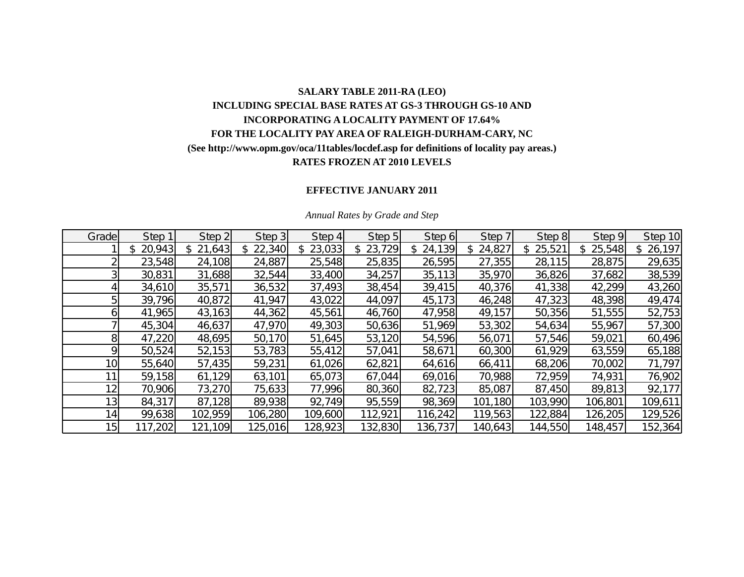**SALARY TABLE 2011-RA (LEO)**

**INCLUDING SPECIAL BASE RATES AT GS-3 THROUGH GS-10 AND**

**INCORPORATING A LOCALITY PAYMENT OF 17.64%**

**FOR THE LOCALITY PAY AREA OF RALEIGH-DURHAM-CARY, NC**

**(See http://www.opm.gov/oca/11tables/locdef.asp for definitions of locality pay areas.)**

**RATES FROZEN AT 2010 LEVELS**

**EFFECTIVE JANUARY 2011**

*Annual Rates by Grade and Step*

| Grade | Step 1 | Step 2 | Step 3 | Step 4 | Step 5 | Step 6 | Step 7 | Step 8 | Step 9 | Step 10 |
|---|---|---|---|---|---|---|---|---|---|---|
| 1 | $ 20,943 | $ 21,643 | $ 22,340 | $ 23,033 | $ 23,729 | $ 24,139 | $ 24,827 | $ 25,521 | $ 25,548 | $ 26,197 |
| 2 | 23,548 | 24,108 | 24,887 | 25,548 | 25,835 | 26,595 | 27,355 | 28,115 | 28,875 | 29,635 |
| 3 | 30,831 | 31,688 | 32,544 | 33,400 | 34,257 | 35,113 | 35,970 | 36,826 | 37,682 | 38,539 |
| 4 | 34,610 | 35,571 | 36,532 | 37,493 | 38,454 | 39,415 | 40,376 | 41,338 | 42,299 | 43,260 |
| 5 | 39,796 | 40,872 | 41,947 | 43,022 | 44,097 | 45,173 | 46,248 | 47,323 | 48,398 | 49,474 |
| 6 | 41,965 | 43,163 | 44,362 | 45,561 | 46,760 | 47,958 | 49,157 | 50,356 | 51,555 | 52,753 |
| 7 | 45,304 | 46,637 | 47,970 | 49,303 | 50,636 | 51,969 | 53,302 | 54,634 | 55,967 | 57,300 |
| 8 | 47,220 | 48,695 | 50,170 | 51,645 | 53,120 | 54,596 | 56,071 | 57,546 | 59,021 | 60,496 |
| 9 | 50,524 | 52,153 | 53,783 | 55,412 | 57,041 | 58,671 | 60,300 | 61,929 | 63,559 | 65,188 |
| 10 | 55,640 | 57,435 | 59,231 | 61,026 | 62,821 | 64,616 | 66,411 | 68,206 | 70,002 | 71,797 |
| 11 | 59,158 | 61,129 | 63,101 | 65,073 | 67,044 | 69,016 | 70,988 | 72,959 | 74,931 | 76,902 |
| 12 | 70,906 | 73,270 | 75,633 | 77,996 | 80,360 | 82,723 | 85,087 | 87,450 | 89,813 | 92,177 |
| 13 | 84,317 | 87,128 | 89,938 | 92,749 | 95,559 | 98,369 | 101,180 | 103,990 | 106,801 | 109,611 |
| 14 | 99,638 | 102,959 | 106,280 | 109,600 | 112,921 | 116,242 | 119,563 | 122,884 | 126,205 | 129,526 |
| 15 | 117,202 | 121,109 | 125,016 | 128,923 | 132,830 | 136,737 | 140,643 | 144,550 | 148,457 | 152,364 |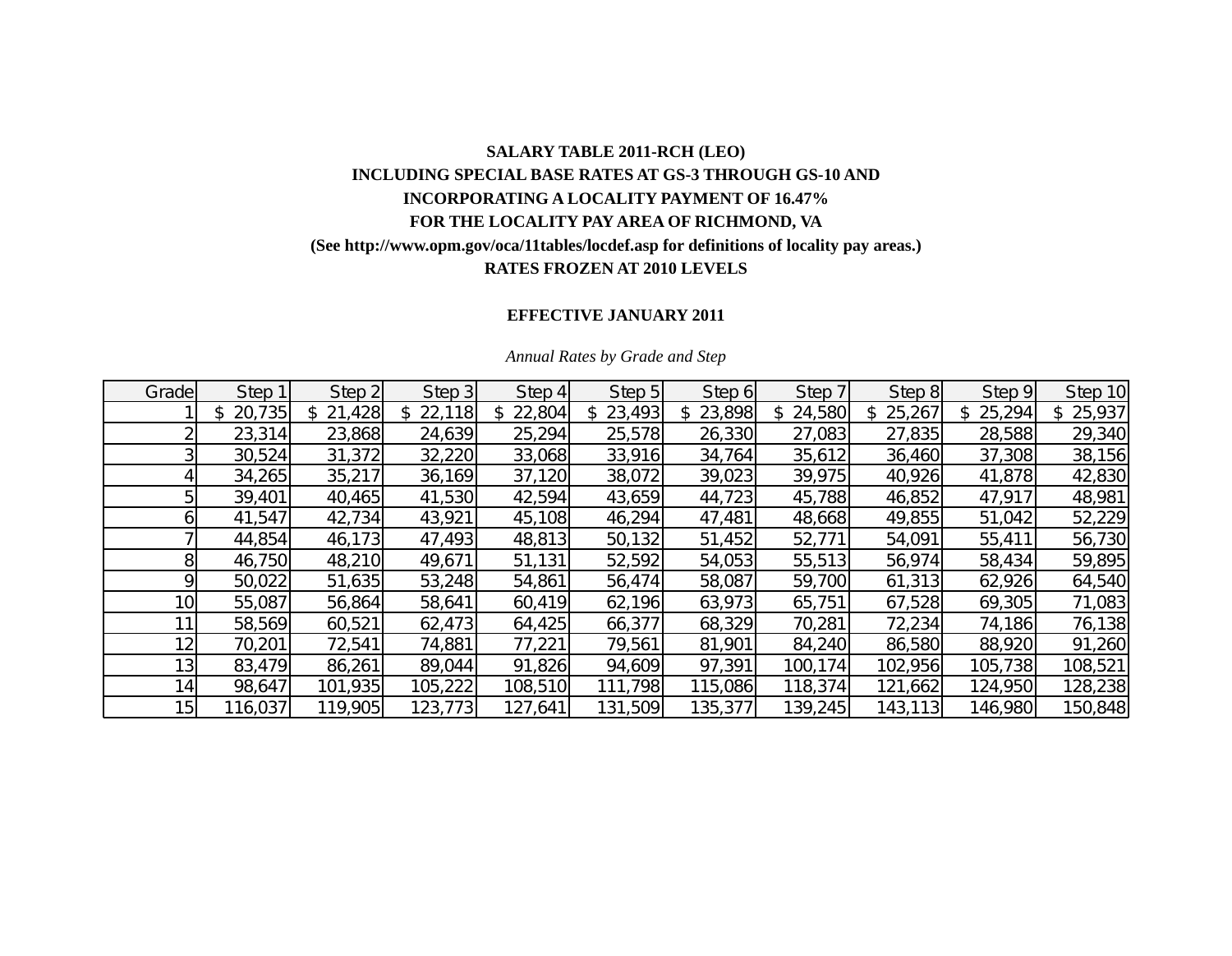**SALARY TABLE 2011-RCH (LEO)**

**INCLUDING SPECIAL BASE RATES AT GS-3 THROUGH GS-10 AND**

**INCORPORATING A LOCALITY PAYMENT OF 16.47%**

**FOR THE LOCALITY PAY AREA OF RICHMOND, VA**

**(See http://www.opm.gov/oca/11tables/locdef.asp for definitions of locality pay areas.)**

**RATES FROZEN AT 2010 LEVELS**

**EFFECTIVE JANUARY 2011**

*Annual Rates by Grade and Step*

| Grade | Step 1 | Step 2 | Step 3 | Step 4 | Step 5 | Step 6 | Step 7 | Step 8 | Step 9 | Step 10 |
|---|---|---|---|---|---|---|---|---|---|---|
| 1 | $ 20,735 | $ 21,428 | $ 22,118 | $ 22,804 | $ 23,493 | $ 23,898 | $ 24,580 | $ 25,267 | $ 25,294 | $ 25,937 |
| 2 | 23,314 | 23,868 | 24,639 | 25,294 | 25,578 | 26,330 | 27,083 | 27,835 | 28,588 | 29,340 |
| 3 | 30,524 | 31,372 | 32,220 | 33,068 | 33,916 | 34,764 | 35,612 | 36,460 | 37,308 | 38,156 |
| 4 | 34,265 | 35,217 | 36,169 | 37,120 | 38,072 | 39,023 | 39,975 | 40,926 | 41,878 | 42,830 |
| 5 | 39,401 | 40,465 | 41,530 | 42,594 | 43,659 | 44,723 | 45,788 | 46,852 | 47,917 | 48,981 |
| 6 | 41,547 | 42,734 | 43,921 | 45,108 | 46,294 | 47,481 | 48,668 | 49,855 | 51,042 | 52,229 |
| 7 | 44,854 | 46,173 | 47,493 | 48,813 | 50,132 | 51,452 | 52,771 | 54,091 | 55,411 | 56,730 |
| 8 | 46,750 | 48,210 | 49,671 | 51,131 | 52,592 | 54,053 | 55,513 | 56,974 | 58,434 | 59,895 |
| 9 | 50,022 | 51,635 | 53,248 | 54,861 | 56,474 | 58,087 | 59,700 | 61,313 | 62,926 | 64,540 |
| 10 | 55,087 | 56,864 | 58,641 | 60,419 | 62,196 | 63,973 | 65,751 | 67,528 | 69,305 | 71,083 |
| 11 | 58,569 | 60,521 | 62,473 | 64,425 | 66,377 | 68,329 | 70,281 | 72,234 | 74,186 | 76,138 |
| 12 | 70,201 | 72,541 | 74,881 | 77,221 | 79,561 | 81,901 | 84,240 | 86,580 | 88,920 | 91,260 |
| 13 | 83,479 | 86,261 | 89,044 | 91,826 | 94,609 | 97,391 | 100,174 | 102,956 | 105,738 | 108,521 |
| 14 | 98,647 | 101,935 | 105,222 | 108,510 | 111,798 | 115,086 | 118,374 | 121,662 | 124,950 | 128,238 |
| 15 | 116,037 | 119,905 | 123,773 | 127,641 | 131,509 | 135,377 | 139,245 | 143,113 | 146,980 | 150,848 |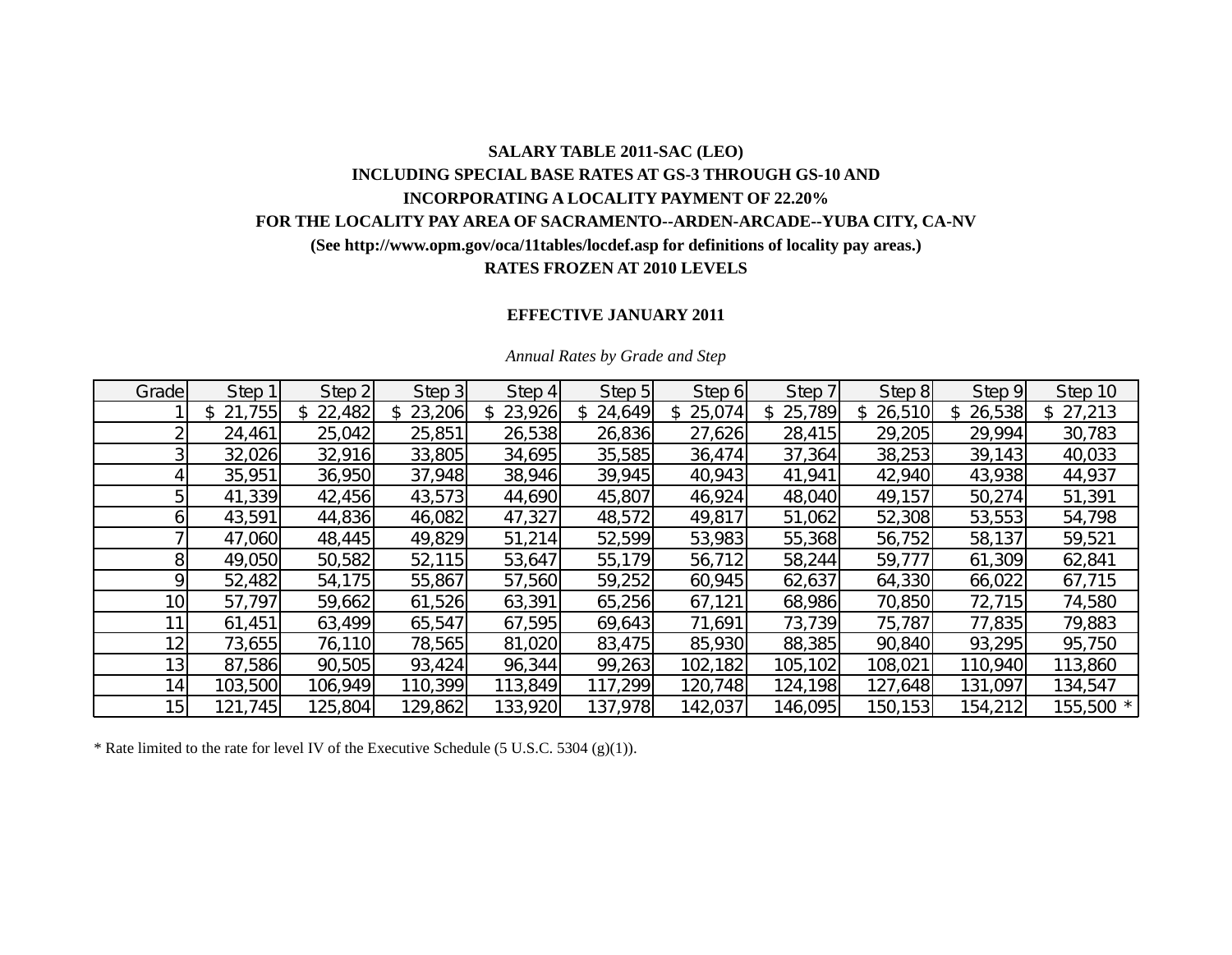**SALARY TABLE 2011-SAC (LEO)**

**INCLUDING SPECIAL BASE RATES AT GS-3 THROUGH GS-10 AND**

**INCORPORATING A LOCALITY PAYMENT OF 22.20%**

**FOR THE LOCALITY PAY AREA OF SACRAMENTO--ARDEN-ARCADE--YUBA CITY, CA-NV**

**(See http://www.opm.gov/oca/11tables/locdef.asp for definitions of locality pay areas.)**

**RATES FROZEN AT 2010 LEVELS**

**EFFECTIVE JANUARY 2011**

*Annual Rates by Grade and Step*

| Grade | Step 1 | Step 2 | Step 3 | Step 4 | Step 5 | Step 6 | Step 7 | Step 8 | Step 9 | Step 10 |
|---|---|---|---|---|---|---|---|---|---|---|
| 1 | $ 21,755 | $ 22,482 | $ 23,206 | $ 23,926 | $ 24,649 | $ 25,074 | $ 25,789 | $ 26,510 | $ 26,538 | $ 27,213 |
| 2 | 24,461 | 25,042 | 25,851 | 26,538 | 26,836 | 27,626 | 28,415 | 29,205 | 29,994 | 30,783 |
| 3 | 32,026 | 32,916 | 33,805 | 34,695 | 35,585 | 36,474 | 37,364 | 38,253 | 39,143 | 40,033 |
| 4 | 35,951 | 36,950 | 37,948 | 38,946 | 39,945 | 40,943 | 41,941 | 42,940 | 43,938 | 44,937 |
| 5 | 41,339 | 42,456 | 43,573 | 44,690 | 45,807 | 46,924 | 48,040 | 49,157 | 50,274 | 51,391 |
| 6 | 43,591 | 44,836 | 46,082 | 47,327 | 48,572 | 49,817 | 51,062 | 52,308 | 53,553 | 54,798 |
| 7 | 47,060 | 48,445 | 49,829 | 51,214 | 52,599 | 53,983 | 55,368 | 56,752 | 58,137 | 59,521 |
| 8 | 49,050 | 50,582 | 52,115 | 53,647 | 55,179 | 56,712 | 58,244 | 59,777 | 61,309 | 62,841 |
| 9 | 52,482 | 54,175 | 55,867 | 57,560 | 59,252 | 60,945 | 62,637 | 64,330 | 66,022 | 67,715 |
| 10 | 57,797 | 59,662 | 61,526 | 63,391 | 65,256 | 67,121 | 68,986 | 70,850 | 72,715 | 74,580 |
| 11 | 61,451 | 63,499 | 65,547 | 67,595 | 69,643 | 71,691 | 73,739 | 75,787 | 77,835 | 79,883 |
| 12 | 73,655 | 76,110 | 78,565 | 81,020 | 83,475 | 85,930 | 88,385 | 90,840 | 93,295 | 95,750 |
| 13 | 87,586 | 90,505 | 93,424 | 96,344 | 99,263 | 102,182 | 105,102 | 108,021 | 110,940 | 113,860 |
| 14 | 103,500 | 106,949 | 110,399 | 113,849 | 117,299 | 120,748 | 124,198 | 127,648 | 131,097 | 134,547 |
| 15 | 121,745 | 125,804 | 129,862 | 133,920 | 137,978 | 142,037 | 146,095 | 150,153 | 154,212 | 155,500 * |

* Rate limited to the rate for level IV of the Executive Schedule (5 U.S.C. 5304 (g)(1)).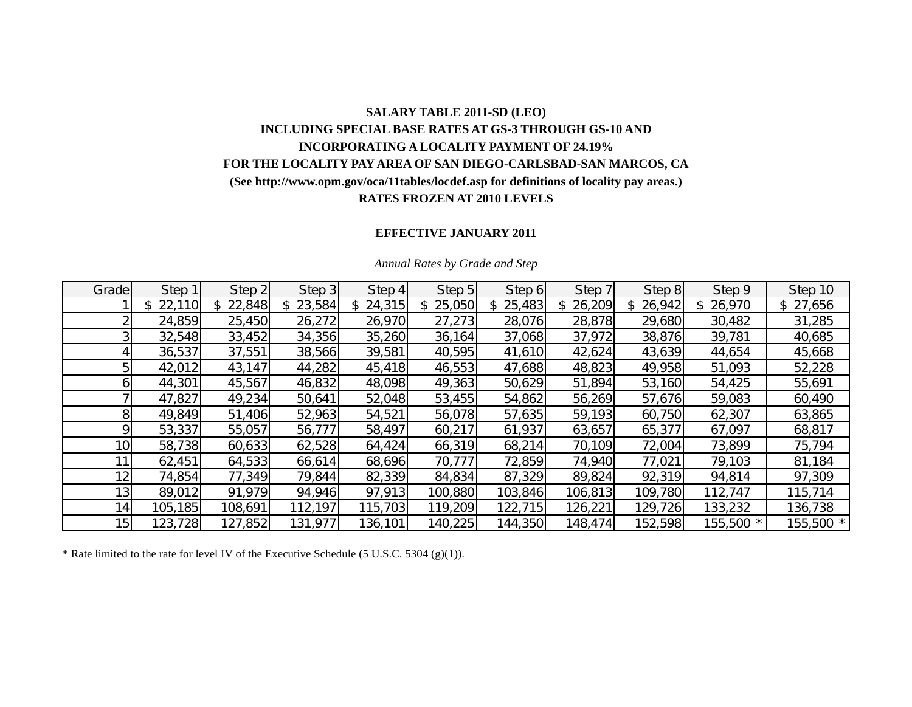**SALARY TABLE 2011-SD (LEO)**
**INCLUDING SPECIAL BASE RATES AT GS-3 THROUGH GS-10 AND**
**INCORPORATING A LOCALITY PAYMENT OF 24.19%**
**FOR THE LOCALITY PAY AREA OF SAN DIEGO-CARLSBAD-SAN MARCOS, CA**
**(See http://www.opm.gov/oca/11tables/locdef.asp for definitions of locality pay areas.)**
**RATES FROZEN AT 2010 LEVELS**

**EFFECTIVE JANUARY 2011**

*Annual Rates by Grade and Step*

| Grade | Step 1 | Step 2 | Step 3 | Step 4 | Step 5 | Step 6 | Step 7 | Step 8 | Step 9 | Step 10 |
|---|---|---|---|---|---|---|---|---|---|---|
| 1 | $ 22,110 | $ 22,848 | $ 23,584 | $ 24,315 | $ 25,050 | $ 25,483 | $ 26,209 | $ 26,942 | $ 26,970 | $ 27,656 |
| 2 | 24,859 | 25,450 | 26,272 | 26,970 | 27,273 | 28,076 | 28,878 | 29,680 | 30,482 | 31,285 |
| 3 | 32,548 | 33,452 | 34,356 | 35,260 | 36,164 | 37,068 | 37,972 | 38,876 | 39,781 | 40,685 |
| 4 | 36,537 | 37,551 | 38,566 | 39,581 | 40,595 | 41,610 | 42,624 | 43,639 | 44,654 | 45,668 |
| 5 | 42,012 | 43,147 | 44,282 | 45,418 | 46,553 | 47,688 | 48,823 | 49,958 | 51,093 | 52,228 |
| 6 | 44,301 | 45,567 | 46,832 | 48,098 | 49,363 | 50,629 | 51,894 | 53,160 | 54,425 | 55,691 |
| 7 | 47,827 | 49,234 | 50,641 | 52,048 | 53,455 | 54,862 | 56,269 | 57,676 | 59,083 | 60,490 |
| 8 | 49,849 | 51,406 | 52,963 | 54,521 | 56,078 | 57,635 | 59,193 | 60,750 | 62,307 | 63,865 |
| 9 | 53,337 | 55,057 | 56,777 | 58,497 | 60,217 | 61,937 | 63,657 | 65,377 | 67,097 | 68,817 |
| 10 | 58,738 | 60,633 | 62,528 | 64,424 | 66,319 | 68,214 | 70,109 | 72,004 | 73,899 | 75,794 |
| 11 | 62,451 | 64,533 | 66,614 | 68,696 | 70,777 | 72,859 | 74,940 | 77,021 | 79,103 | 81,184 |
| 12 | 74,854 | 77,349 | 79,844 | 82,339 | 84,834 | 87,329 | 89,824 | 92,319 | 94,814 | 97,309 |
| 13 | 89,012 | 91,979 | 94,946 | 97,913 | 100,880 | 103,846 | 106,813 | 109,780 | 112,747 | 115,714 |
| 14 | 105,185 | 108,691 | 112,197 | 115,703 | 119,209 | 122,715 | 126,221 | 129,726 | 133,232 | 136,738 |
| 15 | 123,728 | 127,852 | 131,977 | 136,101 | 140,225 | 144,350 | 148,474 | 152,598 | 155,500 * | 155,500 * |

* Rate limited to the rate for level IV of the Executive Schedule (5 U.S.C. 5304 (g)(1)).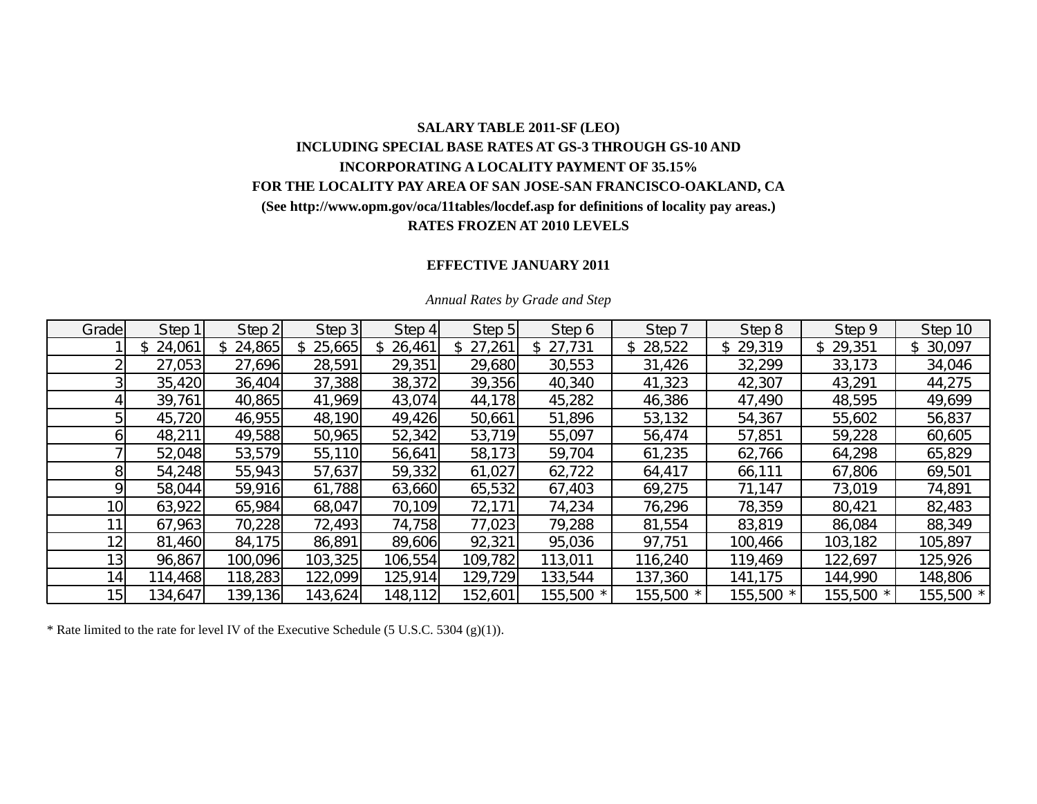**SALARY TABLE 2011-SF (LEO)**
**INCLUDING SPECIAL BASE RATES AT GS-3 THROUGH GS-10 AND**
**INCORPORATING A LOCALITY PAYMENT OF 35.15%**
**FOR THE LOCALITY PAY AREA OF SAN JOSE-SAN FRANCISCO-OAKLAND, CA**
**(See http://www.opm.gov/oca/11tables/locdef.asp for definitions of locality pay areas.)**
**RATES FROZEN AT 2010 LEVELS**

**EFFECTIVE JANUARY 2011**

*Annual Rates by Grade and Step*

| Grade | Step 1 | Step 2 | Step 3 | Step 4 | Step 5 | Step 6 | Step 7 | Step 8 | Step 9 | Step 10 |
|---|---|---|---|---|---|---|---|---|---|---|
| 1 | $ 24,061 | $ 24,865 | $ 25,665 | $ 26,461 | $ 27,261 | $ 27,731 | $ 28,522 | $ 29,319 | $ 29,351 | $ 30,097 |
| 2 | 27,053 | 27,696 | 28,591 | 29,351 | 29,680 | 30,553 | 31,426 | 32,299 | 33,173 | 34,046 |
| 3 | 35,420 | 36,404 | 37,388 | 38,372 | 39,356 | 40,340 | 41,323 | 42,307 | 43,291 | 44,275 |
| 4 | 39,761 | 40,865 | 41,969 | 43,074 | 44,178 | 45,282 | 46,386 | 47,490 | 48,595 | 49,699 |
| 5 | 45,720 | 46,955 | 48,190 | 49,426 | 50,661 | 51,896 | 53,132 | 54,367 | 55,602 | 56,837 |
| 6 | 48,211 | 49,588 | 50,965 | 52,342 | 53,719 | 55,097 | 56,474 | 57,851 | 59,228 | 60,605 |
| 7 | 52,048 | 53,579 | 55,110 | 56,641 | 58,173 | 59,704 | 61,235 | 62,766 | 64,298 | 65,829 |
| 8 | 54,248 | 55,943 | 57,637 | 59,332 | 61,027 | 62,722 | 64,417 | 66,111 | 67,806 | 69,501 |
| 9 | 58,044 | 59,916 | 61,788 | 63,660 | 65,532 | 67,403 | 69,275 | 71,147 | 73,019 | 74,891 |
| 10 | 63,922 | 65,984 | 68,047 | 70,109 | 72,171 | 74,234 | 76,296 | 78,359 | 80,421 | 82,483 |
| 11 | 67,963 | 70,228 | 72,493 | 74,758 | 77,023 | 79,288 | 81,554 | 83,819 | 86,084 | 88,349 |
| 12 | 81,460 | 84,175 | 86,891 | 89,606 | 92,321 | 95,036 | 97,751 | 100,466 | 103,182 | 105,897 |
| 13 | 96,867 | 100,096 | 103,325 | 106,554 | 109,782 | 113,011 | 116,240 | 119,469 | 122,697 | 125,926 |
| 14 | 114,468 | 118,283 | 122,099 | 125,914 | 129,729 | 133,544 | 137,360 | 141,175 | 144,990 | 148,806 |
| 15 | 134,647 | 139,136 | 143,624 | 148,112 | 152,601 | 155,500 * | 155,500 * | 155,500 * | 155,500 * | 155,500 * |

* Rate limited to the rate for level IV of the Executive Schedule (5 U.S.C. 5304 (g)(1)).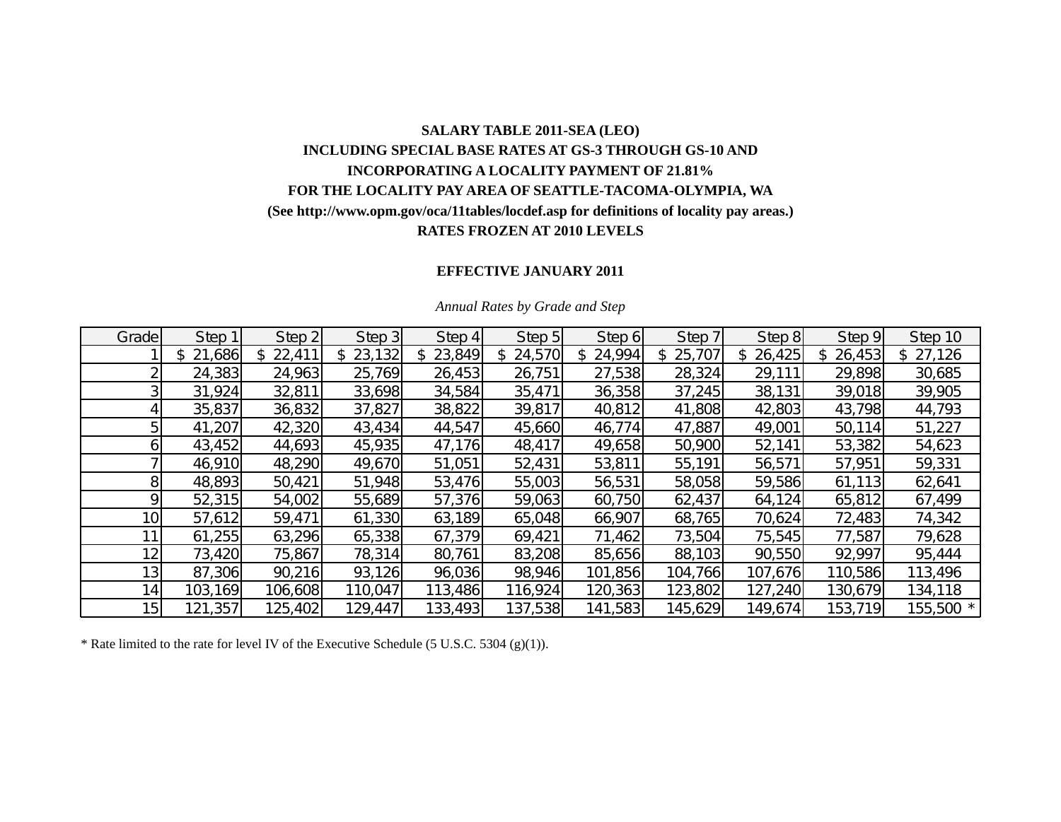**SALARY TABLE 2011-SEA (LEO)**
**INCLUDING SPECIAL BASE RATES AT GS-3 THROUGH GS-10 AND**
**INCORPORATING A LOCALITY PAYMENT OF 21.81%**
**FOR THE LOCALITY PAY AREA OF SEATTLE-TACOMA-OLYMPIA, WA**
**(See http://www.opm.gov/oca/11tables/locdef.asp for definitions of locality pay areas.)**
**RATES FROZEN AT 2010 LEVELS**

**EFFECTIVE JANUARY 2011**

*Annual Rates by Grade and Step*

| Grade | Step 1 | Step 2 | Step 3 | Step 4 | Step 5 | Step 6 | Step 7 | Step 8 | Step 9 | Step 10 |
|---|---|---|---|---|---|---|---|---|---|---|
| 1 | $ 21,686 | $ 22,411 | $ 23,132 | $ 23,849 | $ 24,570 | $ 24,994 | $ 25,707 | $ 26,425 | $ 26,453 | $ 27,126 |
| 2 | 24,383 | 24,963 | 25,769 | 26,453 | 26,751 | 27,538 | 28,324 | 29,111 | 29,898 | 30,685 |
| 3 | 31,924 | 32,811 | 33,698 | 34,584 | 35,471 | 36,358 | 37,245 | 38,131 | 39,018 | 39,905 |
| 4 | 35,837 | 36,832 | 37,827 | 38,822 | 39,817 | 40,812 | 41,808 | 42,803 | 43,798 | 44,793 |
| 5 | 41,207 | 42,320 | 43,434 | 44,547 | 45,660 | 46,774 | 47,887 | 49,001 | 50,114 | 51,227 |
| 6 | 43,452 | 44,693 | 45,935 | 47,176 | 48,417 | 49,658 | 50,900 | 52,141 | 53,382 | 54,623 |
| 7 | 46,910 | 48,290 | 49,670 | 51,051 | 52,431 | 53,811 | 55,191 | 56,571 | 57,951 | 59,331 |
| 8 | 48,893 | 50,421 | 51,948 | 53,476 | 55,003 | 56,531 | 58,058 | 59,586 | 61,113 | 62,641 |
| 9 | 52,315 | 54,002 | 55,689 | 57,376 | 59,063 | 60,750 | 62,437 | 64,124 | 65,812 | 67,499 |
| 10 | 57,612 | 59,471 | 61,330 | 63,189 | 65,048 | 66,907 | 68,765 | 70,624 | 72,483 | 74,342 |
| 11 | 61,255 | 63,296 | 65,338 | 67,379 | 69,421 | 71,462 | 73,504 | 75,545 | 77,587 | 79,628 |
| 12 | 73,420 | 75,867 | 78,314 | 80,761 | 83,208 | 85,656 | 88,103 | 90,550 | 92,997 | 95,444 |
| 13 | 87,306 | 90,216 | 93,126 | 96,036 | 98,946 | 101,856 | 104,766 | 107,676 | 110,586 | 113,496 |
| 14 | 103,169 | 106,608 | 110,047 | 113,486 | 116,924 | 120,363 | 123,802 | 127,240 | 130,679 | 134,118 |
| 15 | 121,357 | 125,402 | 129,447 | 133,493 | 137,538 | 141,583 | 145,629 | 149,674 | 153,719 | 155,500 * |

* Rate limited to the rate for level IV of the Executive Schedule (5 U.S.C. 5304 (g)(1)).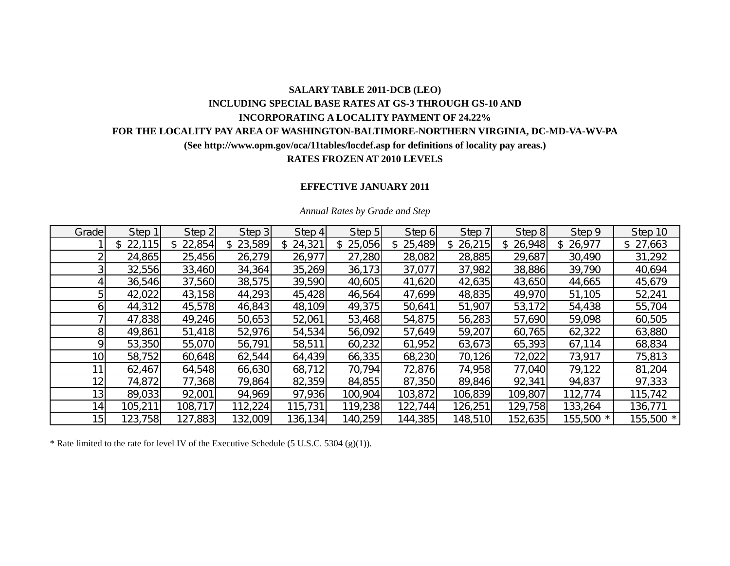**SALARY TABLE 2011-DCB (LEO)**

**INCLUDING SPECIAL BASE RATES AT GS-3 THROUGH GS-10 AND**

**INCORPORATING A LOCALITY PAYMENT OF 24.22%**

**FOR THE LOCALITY PAY AREA OF WASHINGTON-BALTIMORE-NORTHERN VIRGINIA, DC-MD-VA-WV-PA**

**(See http://www.opm.gov/oca/11tables/locdef.asp for definitions of locality pay areas.)**

**RATES FROZEN AT 2010 LEVELS**

**EFFECTIVE JANUARY 2011**

*Annual Rates by Grade and Step*

| Grade | Step 1 | Step 2 | Step 3 | Step 4 | Step 5 | Step 6 | Step 7 | Step 8 | Step 9 | Step 10 |
|---|---|---|---|---|---|---|---|---|---|---|
| 1 | $ 22,115 | $ 22,854 | $ 23,589 | $ 24,321 | $ 25,056 | $ 25,489 | $ 26,215 | $ 26,948 | $ 26,977 | $ 27,663 |
| 2 | 24,865 | 25,456 | 26,279 | 26,977 | 27,280 | 28,082 | 28,885 | 29,687 | 30,490 | 31,292 |
| 3 | 32,556 | 33,460 | 34,364 | 35,269 | 36,173 | 37,077 | 37,982 | 38,886 | 39,790 | 40,694 |
| 4 | 36,546 | 37,560 | 38,575 | 39,590 | 40,605 | 41,620 | 42,635 | 43,650 | 44,665 | 45,679 |
| 5 | 42,022 | 43,158 | 44,293 | 45,428 | 46,564 | 47,699 | 48,835 | 49,970 | 51,105 | 52,241 |
| 6 | 44,312 | 45,578 | 46,843 | 48,109 | 49,375 | 50,641 | 51,907 | 53,172 | 54,438 | 55,704 |
| 7 | 47,838 | 49,246 | 50,653 | 52,061 | 53,468 | 54,875 | 56,283 | 57,690 | 59,098 | 60,505 |
| 8 | 49,861 | 51,418 | 52,976 | 54,534 | 56,092 | 57,649 | 59,207 | 60,765 | 62,322 | 63,880 |
| 9 | 53,350 | 55,070 | 56,791 | 58,511 | 60,232 | 61,952 | 63,673 | 65,393 | 67,114 | 68,834 |
| 10 | 58,752 | 60,648 | 62,544 | 64,439 | 66,335 | 68,230 | 70,126 | 72,022 | 73,917 | 75,813 |
| 11 | 62,467 | 64,548 | 66,630 | 68,712 | 70,794 | 72,876 | 74,958 | 77,040 | 79,122 | 81,204 |
| 12 | 74,872 | 77,368 | 79,864 | 82,359 | 84,855 | 87,350 | 89,846 | 92,341 | 94,837 | 97,333 |
| 13 | 89,033 | 92,001 | 94,969 | 97,936 | 100,904 | 103,872 | 106,839 | 109,807 | 112,774 | 115,742 |
| 14 | 105,211 | 108,717 | 112,224 | 115,731 | 119,238 | 122,744 | 126,251 | 129,758 | 133,264 | 136,771 |
| 15 | 123,758 | 127,883 | 132,009 | 136,134 | 140,259 | 144,385 | 148,510 | 152,635 | 155,500 * | 155,500 * |

* Rate limited to the rate for level IV of the Executive Schedule (5 U.S.C. 5304 (g)(1)).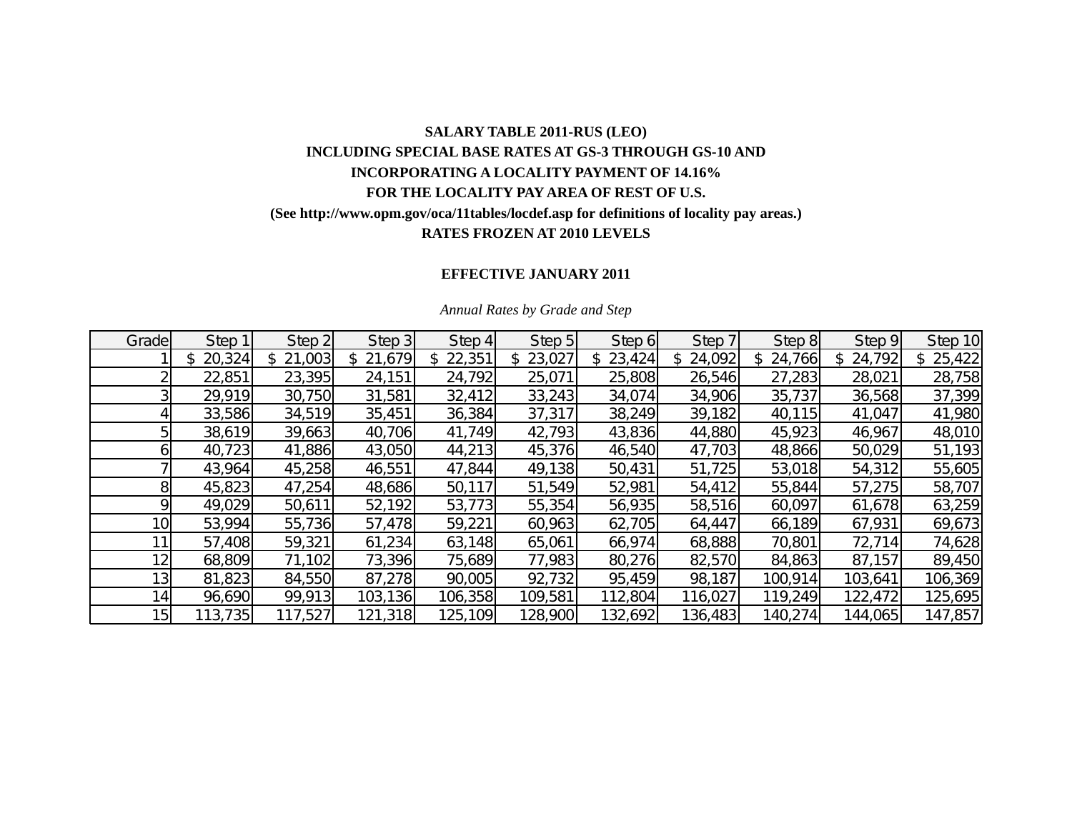**SALARY TABLE 2011-RUS (LEO)**

**INCLUDING SPECIAL BASE RATES AT GS-3 THROUGH GS-10 AND**

**INCORPORATING A LOCALITY PAYMENT OF 14.16%**

**FOR THE LOCALITY PAY AREA OF REST OF U.S.**

**(See http://www.opm.gov/oca/11tables/locdef.asp for definitions of locality pay areas.)**

**RATES FROZEN AT 2010 LEVELS**

**EFFECTIVE JANUARY 2011**

*Annual Rates by Grade and Step*

| Grade | Step 1 | Step 2 | Step 3 | Step 4 | Step 5 | Step 6 | Step 7 | Step 8 | Step 9 | Step 10 |
|---|---|---|---|---|---|---|---|---|---|---|
| 1 | $ 20,324 | $ 21,003 | $ 21,679 | $ 22,351 | $ 23,027 | $ 23,424 | $ 24,092 | $ 24,766 | $ 24,792 | $ 25,422 |
| 2 | 22,851 | 23,395 | 24,151 | 24,792 | 25,071 | 25,808 | 26,546 | 27,283 | 28,021 | 28,758 |
| 3 | 29,919 | 30,750 | 31,581 | 32,412 | 33,243 | 34,074 | 34,906 | 35,737 | 36,568 | 37,399 |
| 4 | 33,586 | 34,519 | 35,451 | 36,384 | 37,317 | 38,249 | 39,182 | 40,115 | 41,047 | 41,980 |
| 5 | 38,619 | 39,663 | 40,706 | 41,749 | 42,793 | 43,836 | 44,880 | 45,923 | 46,967 | 48,010 |
| 6 | 40,723 | 41,886 | 43,050 | 44,213 | 45,376 | 46,540 | 47,703 | 48,866 | 50,029 | 51,193 |
| 7 | 43,964 | 45,258 | 46,551 | 47,844 | 49,138 | 50,431 | 51,725 | 53,018 | 54,312 | 55,605 |
| 8 | 45,823 | 47,254 | 48,686 | 50,117 | 51,549 | 52,981 | 54,412 | 55,844 | 57,275 | 58,707 |
| 9 | 49,029 | 50,611 | 52,192 | 53,773 | 55,354 | 56,935 | 58,516 | 60,097 | 61,678 | 63,259 |
| 10 | 53,994 | 55,736 | 57,478 | 59,221 | 60,963 | 62,705 | 64,447 | 66,189 | 67,931 | 69,673 |
| 11 | 57,408 | 59,321 | 61,234 | 63,148 | 65,061 | 66,974 | 68,888 | 70,801 | 72,714 | 74,628 |
| 12 | 68,809 | 71,102 | 73,396 | 75,689 | 77,983 | 80,276 | 82,570 | 84,863 | 87,157 | 89,450 |
| 13 | 81,823 | 84,550 | 87,278 | 90,005 | 92,732 | 95,459 | 98,187 | 100,914 | 103,641 | 106,369 |
| 14 | 96,690 | 99,913 | 103,136 | 106,358 | 109,581 | 112,804 | 116,027 | 119,249 | 122,472 | 125,695 |
| 15 | 113,735 | 117,527 | 121,318 | 125,109 | 128,900 | 132,692 | 136,483 | 140,274 | 144,065 | 147,857 |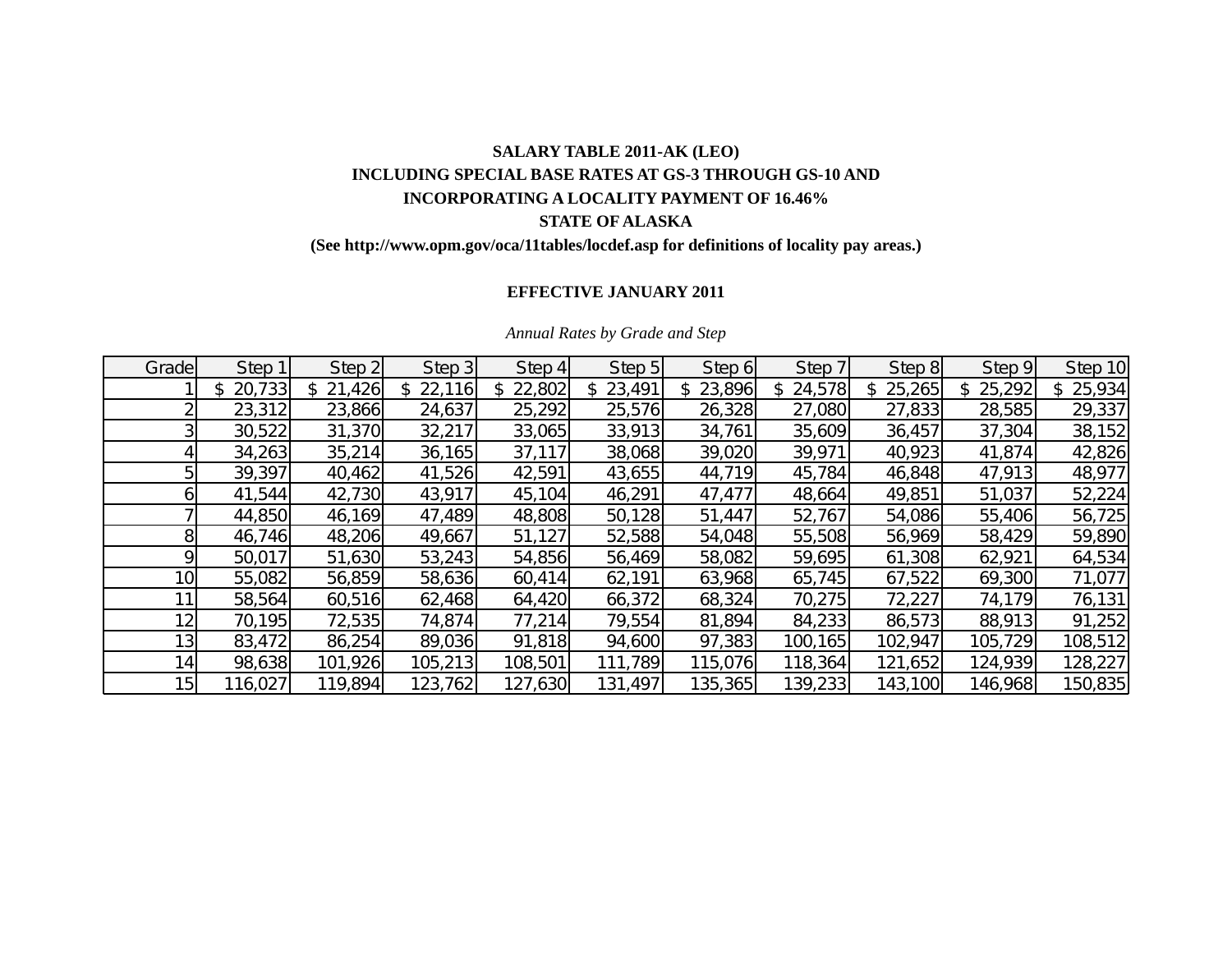**SALARY TABLE 2011-AK (LEO)**

**INCLUDING SPECIAL BASE RATES AT GS-3 THROUGH GS-10 AND**

**INCORPORATING A LOCALITY PAYMENT OF 16.46%**

**STATE OF ALASKA**

**(See http://www.opm.gov/oca/11tables/locdef.asp for definitions of locality pay areas.)**

**EFFECTIVE JANUARY 2011**

*Annual Rates by Grade and Step*

| Grade | Step 1 | Step 2 | Step 3 | Step 4 | Step 5 | Step 6 | Step 7 | Step 8 | Step 9 | Step 10 |
|---|---|---|---|---|---|---|---|---|---|---|
| 1 | $ 20,733 | $ 21,426 | $ 22,116 | $ 22,802 | $ 23,491 | $ 23,896 | $ 24,578 | $ 25,265 | $ 25,292 | $ 25,934 |
| 2 | 23,312 | 23,866 | 24,637 | 25,292 | 25,576 | 26,328 | 27,080 | 27,833 | 28,585 | 29,337 |
| 3 | 30,522 | 31,370 | 32,217 | 33,065 | 33,913 | 34,761 | 35,609 | 36,457 | 37,304 | 38,152 |
| 4 | 34,263 | 35,214 | 36,165 | 37,117 | 38,068 | 39,020 | 39,971 | 40,923 | 41,874 | 42,826 |
| 5 | 39,397 | 40,462 | 41,526 | 42,591 | 43,655 | 44,719 | 45,784 | 46,848 | 47,913 | 48,977 |
| 6 | 41,544 | 42,730 | 43,917 | 45,104 | 46,291 | 47,477 | 48,664 | 49,851 | 51,037 | 52,224 |
| 7 | 44,850 | 46,169 | 47,489 | 48,808 | 50,128 | 51,447 | 52,767 | 54,086 | 55,406 | 56,725 |
| 8 | 46,746 | 48,206 | 49,667 | 51,127 | 52,588 | 54,048 | 55,508 | 56,969 | 58,429 | 59,890 |
| 9 | 50,017 | 51,630 | 53,243 | 54,856 | 56,469 | 58,082 | 59,695 | 61,308 | 62,921 | 64,534 |
| 10 | 55,082 | 56,859 | 58,636 | 60,414 | 62,191 | 63,968 | 65,745 | 67,522 | 69,300 | 71,077 |
| 11 | 58,564 | 60,516 | 62,468 | 64,420 | 66,372 | 68,324 | 70,275 | 72,227 | 74,179 | 76,131 |
| 12 | 70,195 | 72,535 | 74,874 | 77,214 | 79,554 | 81,894 | 84,233 | 86,573 | 88,913 | 91,252 |
| 13 | 83,472 | 86,254 | 89,036 | 91,818 | 94,600 | 97,383 | 100,165 | 102,947 | 105,729 | 108,512 |
| 14 | 98,638 | 101,926 | 105,213 | 108,501 | 111,789 | 115,076 | 118,364 | 121,652 | 124,939 | 128,227 |
| 15 | 116,027 | 119,894 | 123,762 | 127,630 | 131,497 | 135,365 | 139,233 | 143,100 | 146,968 | 150,835 |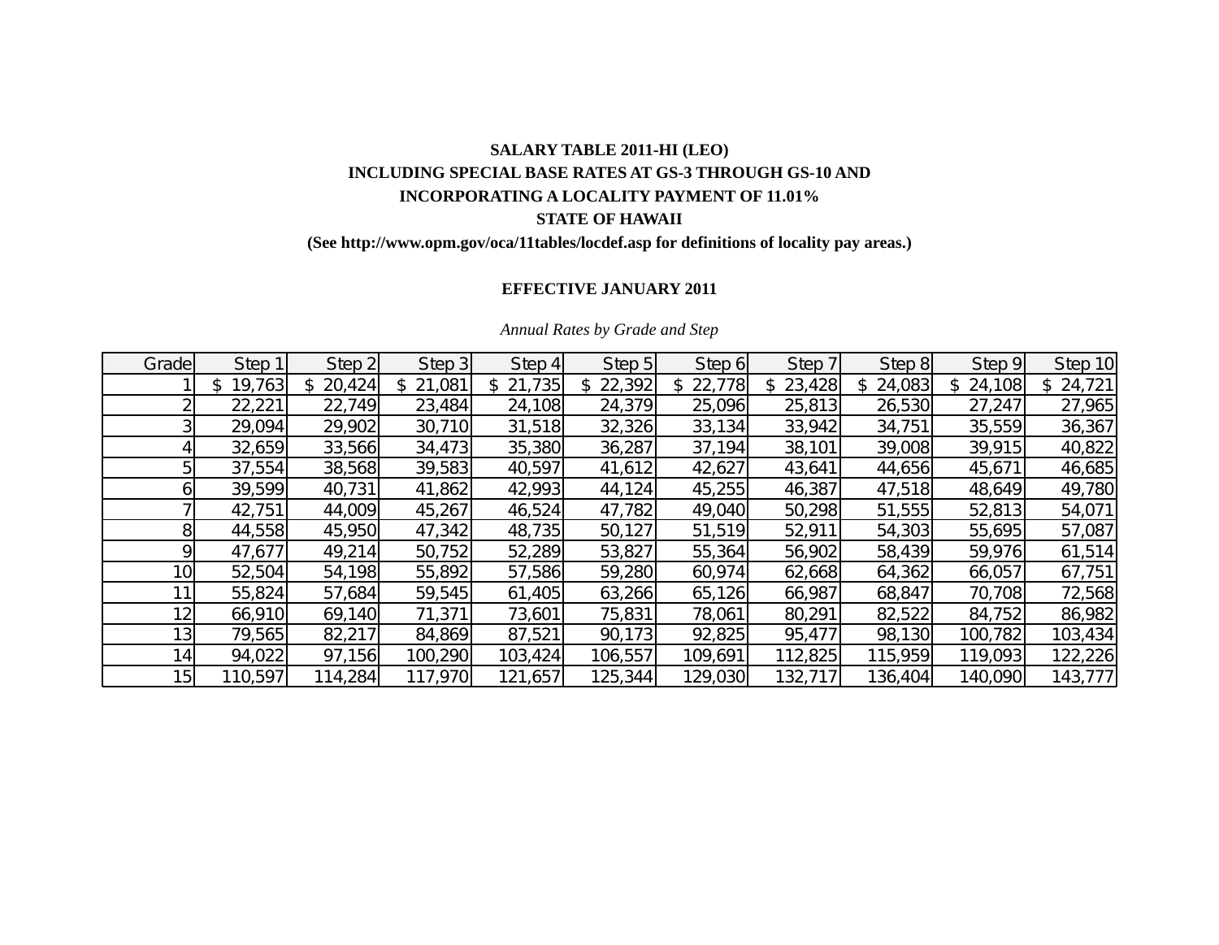**SALARY TABLE 2011-HI (LEO)**

**INCLUDING SPECIAL BASE RATES AT GS-3 THROUGH GS-10 AND**

**INCORPORATING A LOCALITY PAYMENT OF 11.01%**

**STATE OF HAWAII**

**(See http://www.opm.gov/oca/11tables/locdef.asp for definitions of locality pay areas.)**

**EFFECTIVE JANUARY 2011**

*Annual Rates by Grade and Step*

| Grade | Step 1 | Step 2 | Step 3 | Step 4 | Step 5 | Step 6 | Step 7 | Step 8 | Step 9 | Step 10 |
|---|---|---|---|---|---|---|---|---|---|---|
| 1 | $ 19,763 | $ 20,424 | $ 21,081 | $ 21,735 | $ 22,392 | $ 22,778 | $ 23,428 | $ 24,083 | $ 24,108 | $ 24,721 |
| 2 | 22,221 | 22,749 | 23,484 | 24,108 | 24,379 | 25,096 | 25,813 | 26,530 | 27,247 | 27,965 |
| 3 | 29,094 | 29,902 | 30,710 | 31,518 | 32,326 | 33,134 | 33,942 | 34,751 | 35,559 | 36,367 |
| 4 | 32,659 | 33,566 | 34,473 | 35,380 | 36,287 | 37,194 | 38,101 | 39,008 | 39,915 | 40,822 |
| 5 | 37,554 | 38,568 | 39,583 | 40,597 | 41,612 | 42,627 | 43,641 | 44,656 | 45,671 | 46,685 |
| 6 | 39,599 | 40,731 | 41,862 | 42,993 | 44,124 | 45,255 | 46,387 | 47,518 | 48,649 | 49,780 |
| 7 | 42,751 | 44,009 | 45,267 | 46,524 | 47,782 | 49,040 | 50,298 | 51,555 | 52,813 | 54,071 |
| 8 | 44,558 | 45,950 | 47,342 | 48,735 | 50,127 | 51,519 | 52,911 | 54,303 | 55,695 | 57,087 |
| 9 | 47,677 | 49,214 | 50,752 | 52,289 | 53,827 | 55,364 | 56,902 | 58,439 | 59,976 | 61,514 |
| 10 | 52,504 | 54,198 | 55,892 | 57,586 | 59,280 | 60,974 | 62,668 | 64,362 | 66,057 | 67,751 |
| 11 | 55,824 | 57,684 | 59,545 | 61,405 | 63,266 | 65,126 | 66,987 | 68,847 | 70,708 | 72,568 |
| 12 | 66,910 | 69,140 | 71,371 | 73,601 | 75,831 | 78,061 | 80,291 | 82,522 | 84,752 | 86,982 |
| 13 | 79,565 | 82,217 | 84,869 | 87,521 | 90,173 | 92,825 | 95,477 | 98,130 | 100,782 | 103,434 |
| 14 | 94,022 | 97,156 | 100,290 | 103,424 | 106,557 | 109,691 | 112,825 | 115,959 | 119,093 | 122,226 |
| 15 | 110,597 | 114,284 | 117,970 | 121,657 | 125,344 | 129,030 | 132,717 | 136,404 | 140,090 | 143,777 |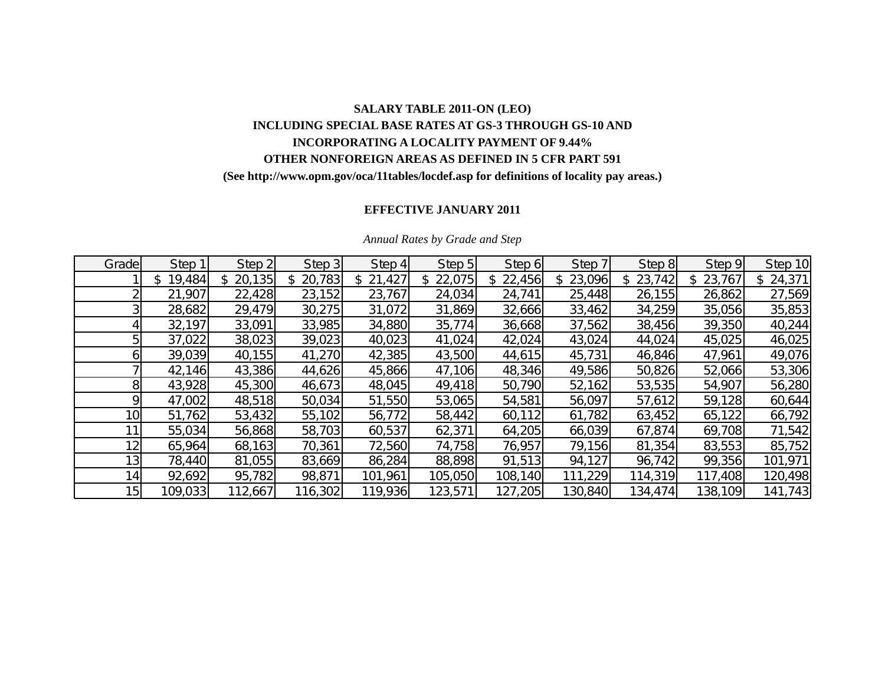**SALARY TABLE 2011-ON (LEO)**

**INCLUDING SPECIAL BASE RATES AT GS-3 THROUGH GS-10 AND**

**INCORPORATING A LOCALITY PAYMENT OF 9.44%**

**OTHER NONFOREIGN AREAS AS DEFINED IN 5 CFR PART 591**

**(See http://www.opm.gov/oca/11tables/locdef.asp for definitions of locality pay areas.)**

**EFFECTIVE JANUARY 2011**

*Annual Rates by Grade and Step*

| Grade | Step 1 | Step 2 | Step 3 | Step 4 | Step 5 | Step 6 | Step 7 | Step 8 | Step 9 | Step 10 |
|---|---|---|---|---|---|---|---|---|---|---|
| 1 | $ 19,484 | $ 20,135 | $ 20,783 | $ 21,427 | $ 22,075 | $ 22,456 | $ 23,096 | $ 23,742 | $ 23,767 | $ 24,371 |
| 2 | 21,907 | 22,428 | 23,152 | 23,767 | 24,034 | 24,741 | 25,448 | 26,155 | 26,862 | 27,569 |
| 3 | 28,682 | 29,479 | 30,275 | 31,072 | 31,869 | 32,666 | 33,462 | 34,259 | 35,056 | 35,853 |
| 4 | 32,197 | 33,091 | 33,985 | 34,880 | 35,774 | 36,668 | 37,562 | 38,456 | 39,350 | 40,244 |
| 5 | 37,022 | 38,023 | 39,023 | 40,023 | 41,024 | 42,024 | 43,024 | 44,024 | 45,025 | 46,025 |
| 6 | 39,039 | 40,155 | 41,270 | 42,385 | 43,500 | 44,615 | 45,731 | 46,846 | 47,961 | 49,076 |
| 7 | 42,146 | 43,386 | 44,626 | 45,866 | 47,106 | 48,346 | 49,586 | 50,826 | 52,066 | 53,306 |
| 8 | 43,928 | 45,300 | 46,673 | 48,045 | 49,418 | 50,790 | 52,162 | 53,535 | 54,907 | 56,280 |
| 9 | 47,002 | 48,518 | 50,034 | 51,550 | 53,065 | 54,581 | 56,097 | 57,612 | 59,128 | 60,644 |
| 10 | 51,762 | 53,432 | 55,102 | 56,772 | 58,442 | 60,112 | 61,782 | 63,452 | 65,122 | 66,792 |
| 11 | 55,034 | 56,868 | 58,703 | 60,537 | 62,371 | 64,205 | 66,039 | 67,874 | 69,708 | 71,542 |
| 12 | 65,964 | 68,163 | 70,361 | 72,560 | 74,758 | 76,957 | 79,156 | 81,354 | 83,553 | 85,752 |
| 13 | 78,440 | 81,055 | 83,669 | 86,284 | 88,898 | 91,513 | 94,127 | 96,742 | 99,356 | 101,971 |
| 14 | 92,692 | 95,782 | 98,871 | 101,961 | 105,050 | 108,140 | 111,229 | 114,319 | 117,408 | 120,498 |
| 15 | 109,033 | 112,667 | 116,302 | 119,936 | 123,571 | 127,205 | 130,840 | 134,474 | 138,109 | 141,743 |